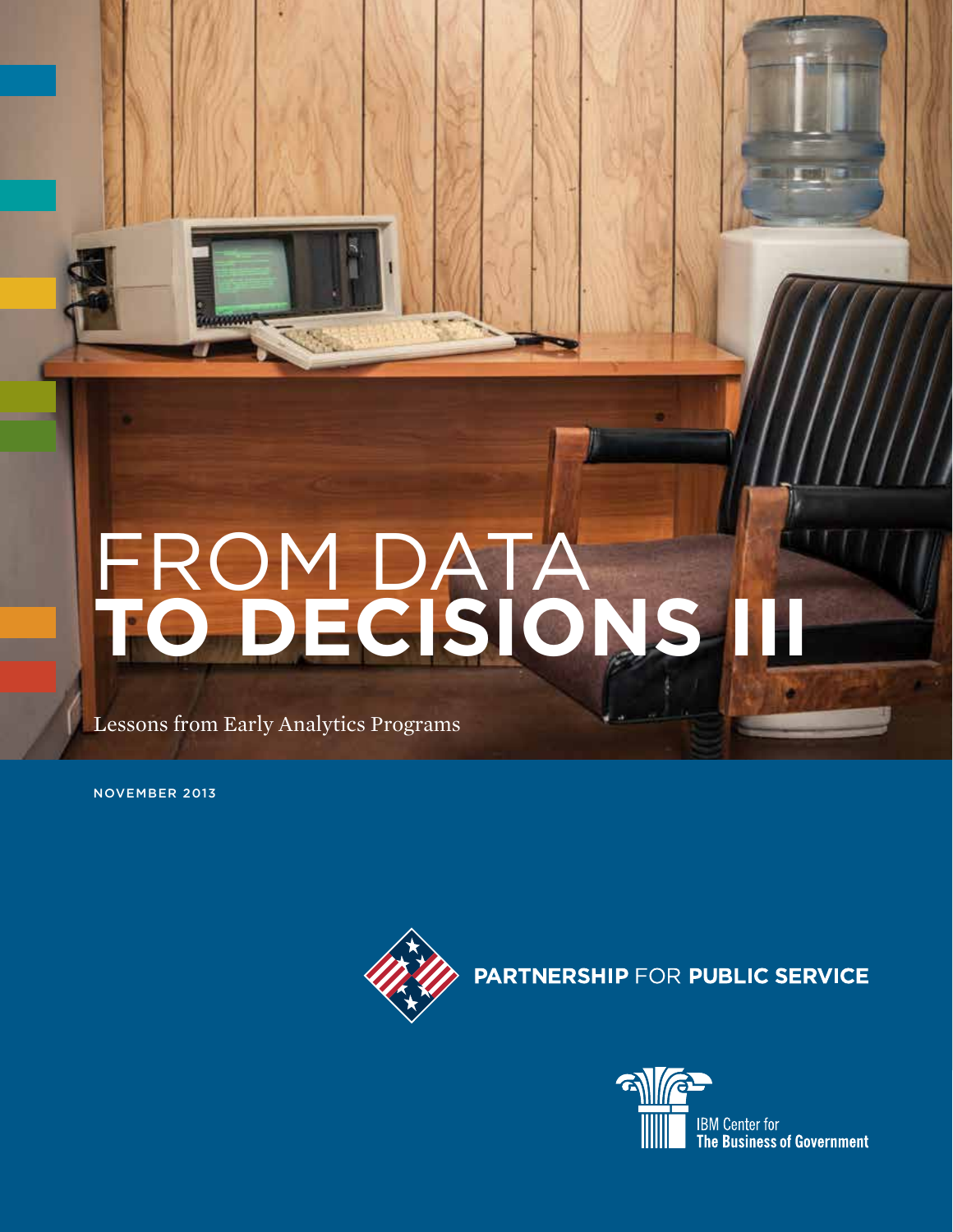# FROM DATA **TO DECISIONS III**

Lessons from Early Analytics Programs

NOVEMBER 2013

**PARTNERSHIP** FOR **PUBLIC SERVICE**

IBM Center for
**The Business of Government**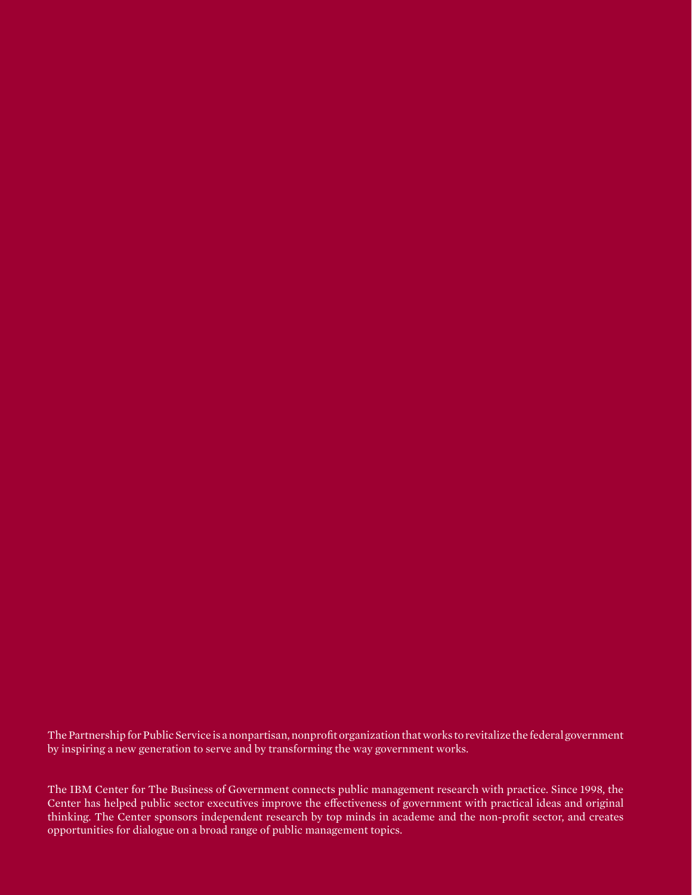The Partnership for Public Service is a nonpartisan, nonprofit organization that works to revitalize the federal government by inspiring a new generation to serve and by transforming the way government works.

The IBM Center for The Business of Government connects public management research with practice. Since 1998, the Center has helped public sector executives improve the effectiveness of government with practical ideas and original thinking. The Center sponsors independent research by top minds in academe and the non-profit sector, and creates opportunities for dialogue on a broad range of public management topics.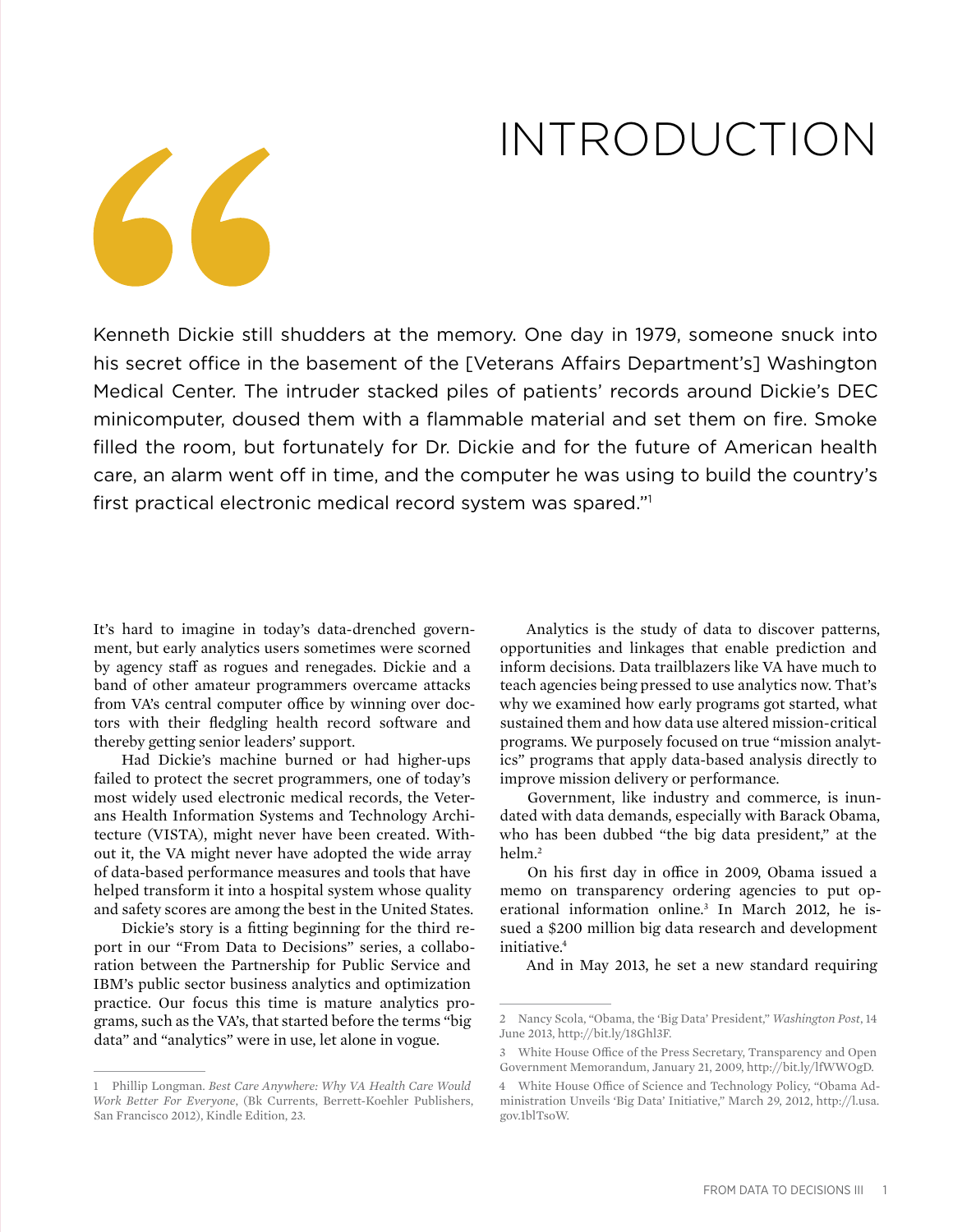# INTRODUCTION

Kenneth Dickie still shudders at the memory. One day in 1979, someone snuck into his secret office in the basement of the [Veterans Affairs Department's] Washington Medical Center. The intruder stacked piles of patients' records around Dickie's DEC minicomputer, doused them with a flammable material and set them on fire. Smoke filled the room, but fortunately for Dr. Dickie and for the future of American health care, an alarm went off in time, and the computer he was using to build the country's first practical electronic medical record system was spared."[1]

It's hard to imagine in today's data-drenched government, but early analytics users sometimes were scorned by agency staff as rogues and renegades. Dickie and a band of other amateur programmers overcame attacks from VA's central computer office by winning over doctors with their fledgling health record software and thereby getting senior leaders' support.

Had Dickie's machine burned or had higher-ups failed to protect the secret programmers, one of today's most widely used electronic medical records, the Veterans Health Information Systems and Technology Architecture (VISTA), might never have been created. Without it, the VA might never have adopted the wide array of data-based performance measures and tools that have helped transform it into a hospital system whose quality and safety scores are among the best in the United States.

Dickie's story is a fitting beginning for the third report in our "From Data to Decisions" series, a collaboration between the Partnership for Public Service and IBM's public sector business analytics and optimization practice. Our focus this time is mature analytics programs, such as the VA's, that started before the terms "big data" and "analytics" were in use, let alone in vogue.

Analytics is the study of data to discover patterns, opportunities and linkages that enable prediction and inform decisions. Data trailblazers like VA have much to teach agencies being pressed to use analytics now. That's why we examined how early programs got started, what sustained them and how data use altered mission-critical programs. We purposely focused on true "mission analytics" programs that apply data-based analysis directly to improve mission delivery or performance.

Government, like industry and commerce, is inundated with data demands, especially with Barack Obama, who has been dubbed "the big data president," at the helm.[2]

On his first day in office in 2009, Obama issued a memo on transparency ordering agencies to put operational information online.[3] In March 2012, he issued a $200 million big data research and development initiative.[4]

And in May 2013, he set a new standard requiring

---

1 Phillip Longman. *Best Care Anywhere: Why VA Health Care Would Work Better For Everyone*, (Bk Currents, Berrett-Koehler Publishers, San Francisco 2012), Kindle Edition, 23.

2 Nancy Scola, "Obama, the 'Big Data' President," *Washington Post*, 14 June 2013, http://bit.ly/18Ghl3F.

3 White House Office of the Press Secretary, Transparency and Open Government Memorandum, January 21, 2009, http://bit.ly/lfWWOgD.

4 White House Office of Science and Technology Policy, "Obama Administration Unveils 'Big Data' Initiative," March 29, 2012, http://l.usa.gov.1blTsoW.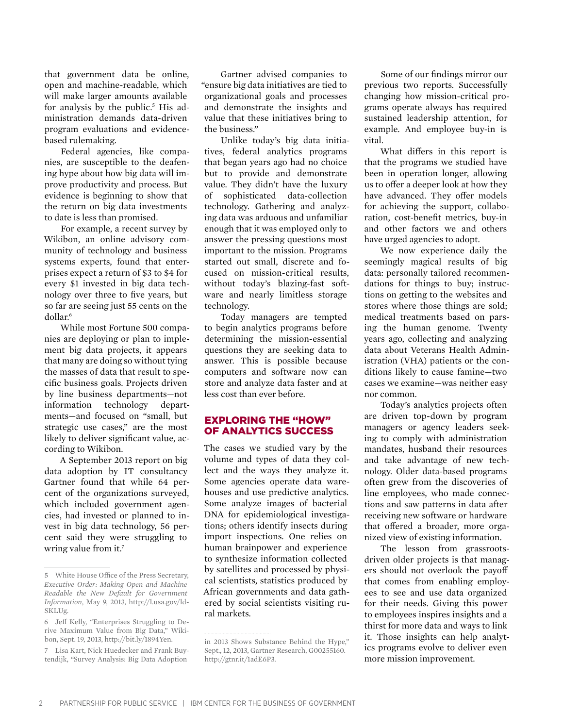that government data be online, open and machine-readable, which will make larger amounts available for analysis by the public.[5] His administration demands data-driven program evaluations and evidence-based rulemaking.

Federal agencies, like companies, are susceptible to the deafening hype about how big data will improve productivity and process. But evidence is beginning to show that the return on big data investments to date is less than promised.

For example, a recent survey by Wikibon, an online advisory community of technology and business systems experts, found that enterprises expect a return of $3 to $4 for every $1 invested in big data technology over three to five years, but so far are seeing just 55 cents on the dollar.[6]

While most Fortune 500 companies are deploying or plan to implement big data projects, it appears that many are doing so without tying the masses of data that result to specific business goals. Projects driven by line business departments—not information technology departments—and focused on "small, but strategic use cases," are the most likely to deliver significant value, according to Wikibon.

A September 2013 report on big data adoption by IT consultancy Gartner found that while 64 percent of the organizations surveyed, which included government agencies, had invested or planned to invest in big data technology, 56 percent said they were struggling to wring value from it.[7]

Gartner advised companies to "ensure big data initiatives are tied to organizational goals and processes and demonstrate the insights and value that these initiatives bring to the business."

Unlike today's big data initiatives, federal analytics programs that began years ago had no choice but to provide and demonstrate value. They didn't have the luxury of sophisticated data-collection technology. Gathering and analyzing data was arduous and unfamiliar enough that it was employed only to answer the pressing questions most important to the mission. Programs started out small, discrete and focused on mission-critical results, without today's blazing-fast software and nearly limitless storage technology.

Today managers are tempted to begin analytics programs before determining the mission-essential questions they are seeking data to answer. This is possible because computers and software now can store and analyze data faster and at less cost than ever before.

## EXPLORING THE "HOW" OF ANALYTICS SUCCESS

The cases we studied vary by the volume and types of data they collect and the ways they analyze it. Some agencies operate data warehouses and use predictive analytics. Some analyze images of bacterial DNA for epidemiological investigations; others identify insects during import inspections. One relies on human brainpower and experience to synthesize information collected by satellites and processed by physical scientists, statistics produced by African governments and data gathered by social scientists visiting rural markets.

Some of our findings mirror our previous two reports. Successfully changing how mission-critical programs operate always has required sustained leadership attention, for example. And employee buy-in is vital.

What differs in this report is that the programs we studied have been in operation longer, allowing us to offer a deeper look at how they have advanced. They offer models for achieving the support, collaboration, cost-benefit metrics, buy-in and other factors we and others have urged agencies to adopt.

We now experience daily the seemingly magical results of big data: personally tailored recommendations for things to buy; instructions on getting to the websites and stores where those things are sold; medical treatments based on parsing the human genome. Twenty years ago, collecting and analyzing data about Veterans Health Administration (VHA) patients or the conditions likely to cause famine—two cases we examine—was neither easy nor common.

Today's analytics projects often are driven top-down by program managers or agency leaders seeking to comply with administration mandates, husband their resources and take advantage of new technology. Older data-based programs often grew from the discoveries of line employees, who made connections and saw patterns in data after receiving new software or hardware that offered a broader, more organized view of existing information.

The lesson from grassroots-driven older projects is that managers should not overlook the payoff that comes from enabling employees to see and use data organized for their needs. Giving this power to employees inspires insights and a thirst for more data and ways to link it. Those insights can help analytics programs evolve to deliver even more mission improvement.

---

5 White House Office of the Press Secretary, *Executive Order: Making Open and Machine Readable the New Default for Government Information*, May 9, 2013, http://l.usa.gov/ld-SKLUg.

6 Jeff Kelly, "Enterprises Struggling to Derive Maximum Value from Big Data," Wikibon, Sept. 19, 2013, http://bit.ly/1894Yen.

7 Lisa Kart, Nick Huedecker and Frank Buytendijk, "Survey Analysis: Big Data Adoption in 2013 Shows Substance Behind the Hype," Sept., 12, 2013, Gartner Research, G00255160. http://gtnr.it/1adE6P3.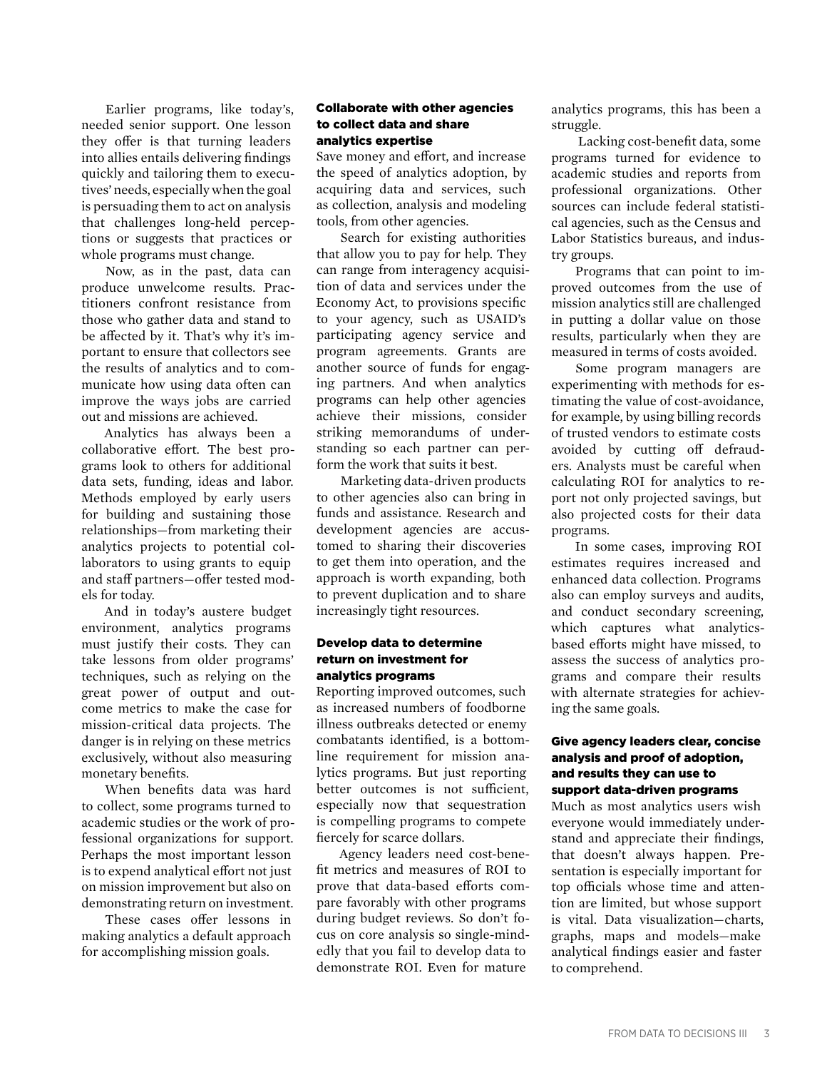Earlier programs, like today's, needed senior support. One lesson they offer is that turning leaders into allies entails delivering findings quickly and tailoring them to executives' needs, especially when the goal is persuading them to act on analysis that challenges long-held perceptions or suggests that practices or whole programs must change.

Now, as in the past, data can produce unwelcome results. Practitioners confront resistance from those who gather data and stand to be affected by it. That's why it's important to ensure that collectors see the results of analytics and to communicate how using data often can improve the ways jobs are carried out and missions are achieved.

Analytics has always been a collaborative effort. The best programs look to others for additional data sets, funding, ideas and labor. Methods employed by early users for building and sustaining those relationships—from marketing their analytics projects to potential collaborators to using grants to equip and staff partners—offer tested models for today.

And in today's austere budget environment, analytics programs must justify their costs. They can take lessons from older programs' techniques, such as relying on the great power of output and outcome metrics to make the case for mission-critical data projects. The danger is in relying on these metrics exclusively, without also measuring monetary benefits.

When benefits data was hard to collect, some programs turned to academic studies or the work of professional organizations for support. Perhaps the most important lesson is to expend analytical effort not just on mission improvement but also on demonstrating return on investment.

These cases offer lessons in making analytics a default approach for accomplishing mission goals.

### Collaborate with other agencies to collect data and share analytics expertise

Save money and effort, and increase the speed of analytics adoption, by acquiring data and services, such as collection, analysis and modeling tools, from other agencies.

Search for existing authorities that allow you to pay for help. They can range from interagency acquisition of data and services under the Economy Act, to provisions specific to your agency, such as USAID's participating agency service and program agreements. Grants are another source of funds for engaging partners. And when analytics programs can help other agencies achieve their missions, consider striking memorandums of understanding so each partner can perform the work that suits it best.

Marketing data-driven products to other agencies also can bring in funds and assistance. Research and development agencies are accustomed to sharing their discoveries to get them into operation, and the approach is worth expanding, both to prevent duplication and to share increasingly tight resources.

### Develop data to determine return on investment for analytics programs

Reporting improved outcomes, such as increased numbers of foodborne illness outbreaks detected or enemy combatants identified, is a bottom-line requirement for mission analytics programs. But just reporting better outcomes is not sufficient, especially now that sequestration is compelling programs to compete fiercely for scarce dollars.

Agency leaders need cost-benefit metrics and measures of ROI to prove that data-based efforts compare favorably with other programs during budget reviews. So don't focus on core analysis so single-mindedly that you fail to develop data to demonstrate ROI. Even for mature analytics programs, this has been a struggle.

Lacking cost-benefit data, some programs turned for evidence to academic studies and reports from professional organizations. Other sources can include federal statistical agencies, such as the Census and Labor Statistics bureaus, and industry groups.

Programs that can point to improved outcomes from the use of mission analytics still are challenged in putting a dollar value on those results, particularly when they are measured in terms of costs avoided.

Some program managers are experimenting with methods for estimating the value of cost-avoidance, for example, by using billing records of trusted vendors to estimate costs avoided by cutting off defrauders. Analysts must be careful when calculating ROI for analytics to report not only projected savings, but also projected costs for their data programs.

In some cases, improving ROI estimates requires increased and enhanced data collection. Programs also can employ surveys and audits, and conduct secondary screening, which captures what analytics-based efforts might have missed, to assess the success of analytics programs and compare their results with alternate strategies for achieving the same goals.

### Give agency leaders clear, concise analysis and proof of adoption, and results they can use to support data-driven programs

Much as most analytics users wish everyone would immediately understand and appreciate their findings, that doesn't always happen. Presentation is especially important for top officials whose time and attention are limited, but whose support is vital. Data visualization—charts, graphs, maps and models—make analytical findings easier and faster to comprehend.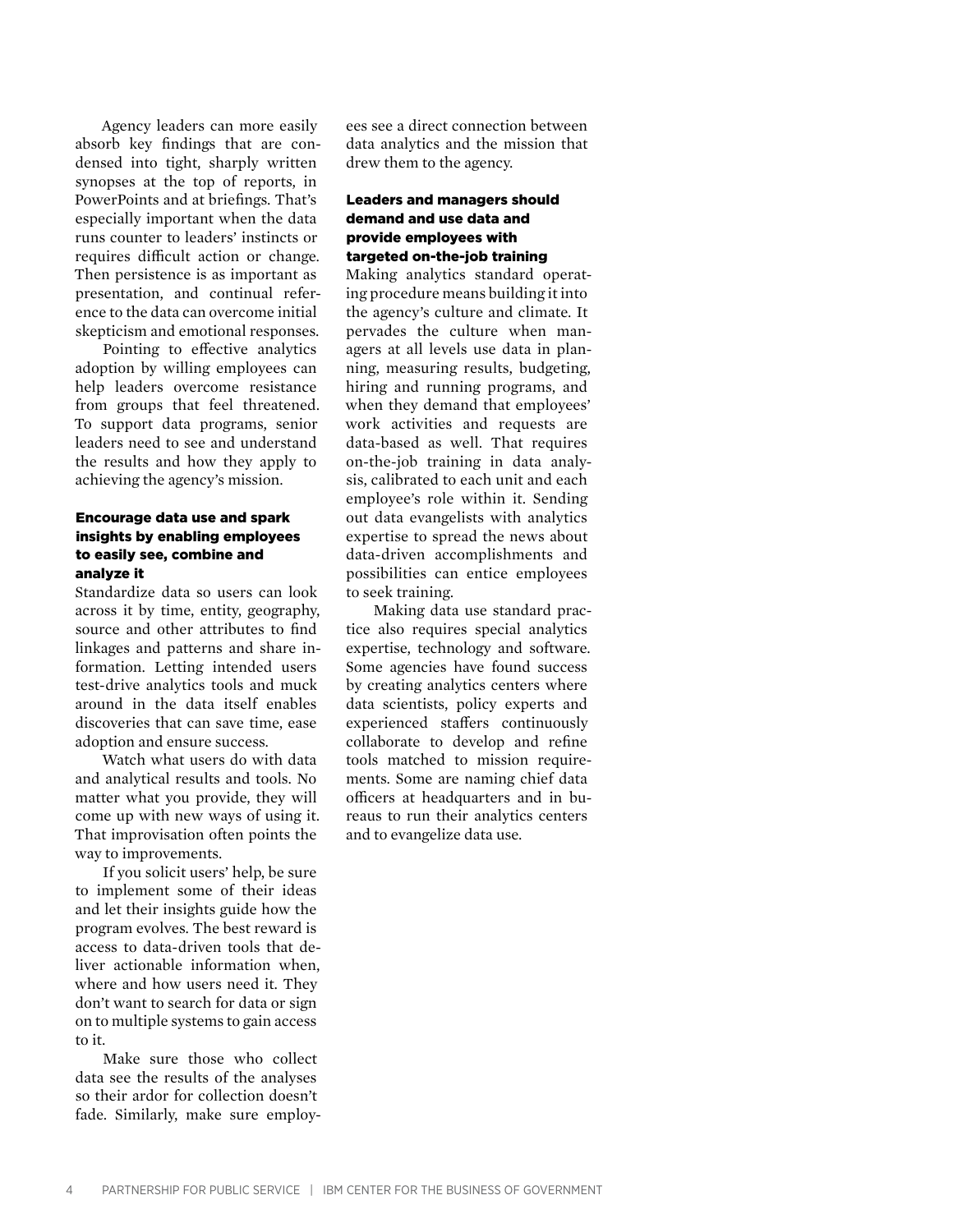Agency leaders can more easily absorb key findings that are condensed into tight, sharply written synopses at the top of reports, in PowerPoints and at briefings. That's especially important when the data runs counter to leaders' instincts or requires difficult action or change. Then persistence is as important as presentation, and continual reference to the data can overcome initial skepticism and emotional responses.

Pointing to effective analytics adoption by willing employees can help leaders overcome resistance from groups that feel threatened. To support data programs, senior leaders need to see and understand the results and how they apply to achieving the agency's mission.

### Encourage data use and spark insights by enabling employees to easily see, combine and analyze it

Standardize data so users can look across it by time, entity, geography, source and other attributes to find linkages and patterns and share information. Letting intended users test-drive analytics tools and muck around in the data itself enables discoveries that can save time, ease adoption and ensure success.

Watch what users do with data and analytical results and tools. No matter what you provide, they will come up with new ways of using it. That improvisation often points the way to improvements.

If you solicit users' help, be sure to implement some of their ideas and let their insights guide how the program evolves. The best reward is access to data-driven tools that deliver actionable information when, where and how users need it. They don't want to search for data or sign on to multiple systems to gain access to it.

Make sure those who collect data see the results of the analyses so their ardor for collection doesn't fade. Similarly, make sure employees see a direct connection between data analytics and the mission that drew them to the agency.

### Leaders and managers should demand and use data and provide employees with targeted on-the-job training

Making analytics standard operating procedure means building it into the agency's culture and climate. It pervades the culture when managers at all levels use data in planning, measuring results, budgeting, hiring and running programs, and when they demand that employees' work activities and requests are data-based as well. That requires on-the-job training in data analysis, calibrated to each unit and each employee's role within it. Sending out data evangelists with analytics expertise to spread the news about data-driven accomplishments and possibilities can entice employees to seek training.

Making data use standard practice also requires special analytics expertise, technology and software. Some agencies have found success by creating analytics centers where data scientists, policy experts and experienced staffers continuously collaborate to develop and refine tools matched to mission requirements. Some are naming chief data officers at headquarters and in bureaus to run their analytics centers and to evangelize data use.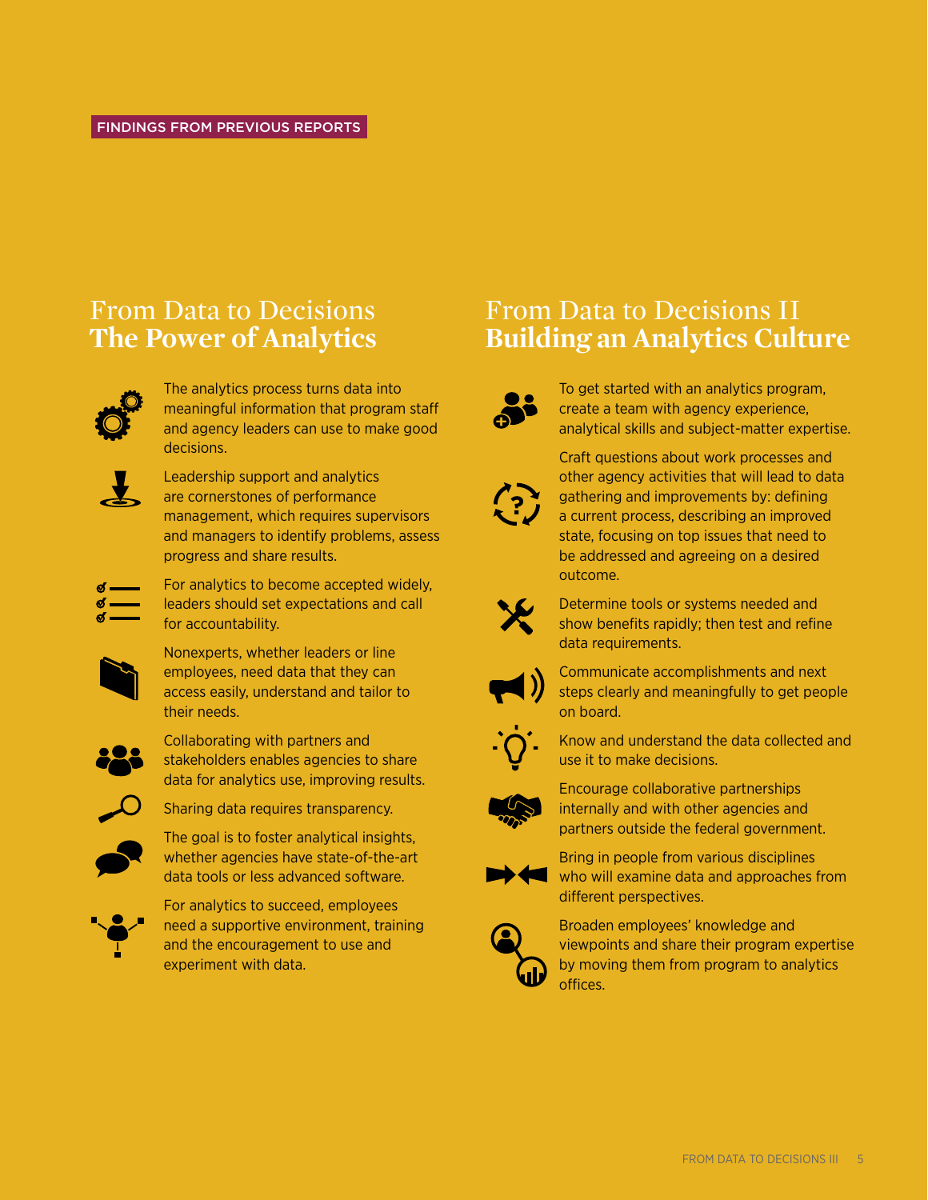FINDINGS FROM PREVIOUS REPORTS

## From Data to Decisions **The Power of Analytics**

- The analytics process turns data into meaningful information that program staff and agency leaders can use to make good decisions.
- Leadership support and analytics are cornerstones of performance management, which requires supervisors and managers to identify problems, assess progress and share results.
- For analytics to become accepted widely, leaders should set expectations and call for accountability.
- Nonexperts, whether leaders or line employees, need data that they can access easily, understand and tailor to their needs.
- Collaborating with partners and stakeholders enables agencies to share data for analytics use, improving results.
- Sharing data requires transparency.
- The goal is to foster analytical insights, whether agencies have state-of-the-art data tools or less advanced software.
- For analytics to succeed, employees need a supportive environment, training and the encouragement to use and experiment with data.

## From Data to Decisions II **Building an Analytics Culture**

- To get started with an analytics program, create a team with agency experience, analytical skills and subject-matter expertise.
- Craft questions about work processes and other agency activities that will lead to data gathering and improvements by: defining a current process, describing an improved state, focusing on top issues that need to be addressed and agreeing on a desired outcome.
- Determine tools or systems needed and show benefits rapidly; then test and refine data requirements.
- Communicate accomplishments and next steps clearly and meaningfully to get people on board.
- Know and understand the data collected and use it to make decisions.
- Encourage collaborative partnerships internally and with other agencies and partners outside the federal government.
- Bring in people from various disciplines who will examine data and approaches from different perspectives.
- Broaden employees' knowledge and viewpoints and share their program expertise by moving them from program to analytics offices.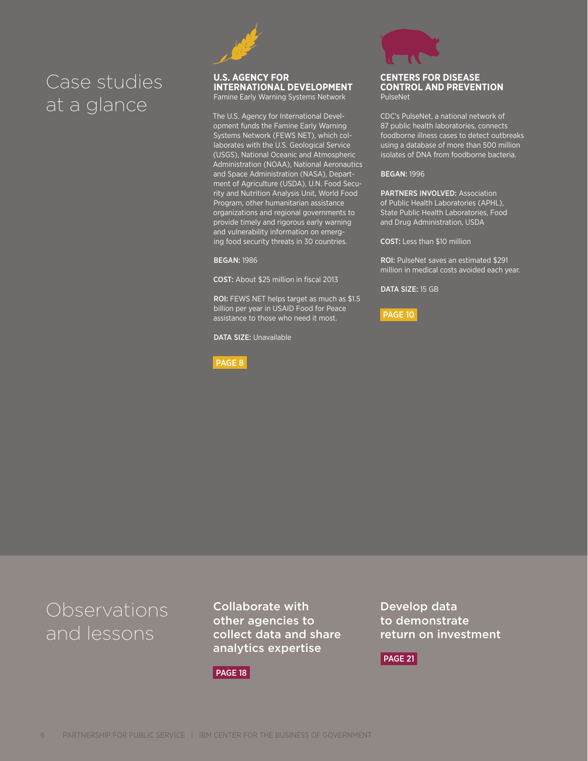# Case studies at a glance

## U.S. AGENCY FOR INTERNATIONAL DEVELOPMENT

Famine Early Warning Systems Network

The U.S. Agency for International Development funds the Famine Early Warning Systems Network (FEWS NET), which collaborates with the U.S. Geological Service (USGS), National Oceanic and Atmospheric Administration (NOAA), National Aeronautics and Space Administration (NASA), Department of Agriculture (USDA), U.N. Food Security and Nutrition Analysis Unit, World Food Program, other humanitarian assistance organizations and regional governments to provide timely and rigorous early warning and vulnerability information on emerging food security threats in 30 countries.

**BEGAN:** 1986

**COST:** About $25 million in fiscal 2013

**ROI:** FEWS NET helps target as much as $1.5 billion per year in USAID Food for Peace assistance to those who need it most.

**DATA SIZE:** Unavailable

PAGE 8

## CENTERS FOR DISEASE CONTROL AND PREVENTION

PulseNet

CDC's PulseNet, a national network of 87 public health laboratories, connects foodborne illness cases to detect outbreaks using a database of more than 500 million isolates of DNA from foodborne bacteria.

**BEGAN:** 1996

**PARTNERS INVOLVED:** Association of Public Health Laboratories (APHL), State Public Health Laboratories, Food and Drug Administration, USDA

**COST:** Less than $10 million

**ROI:** PulseNet saves an estimated $291 million in medical costs avoided each year.

**DATA SIZE:** 15 GB

PAGE 10

# Observations and lessons

## Collaborate with other agencies to collect data and share analytics expertise

PAGE 18

## Develop data to demonstrate return on investment

PAGE 21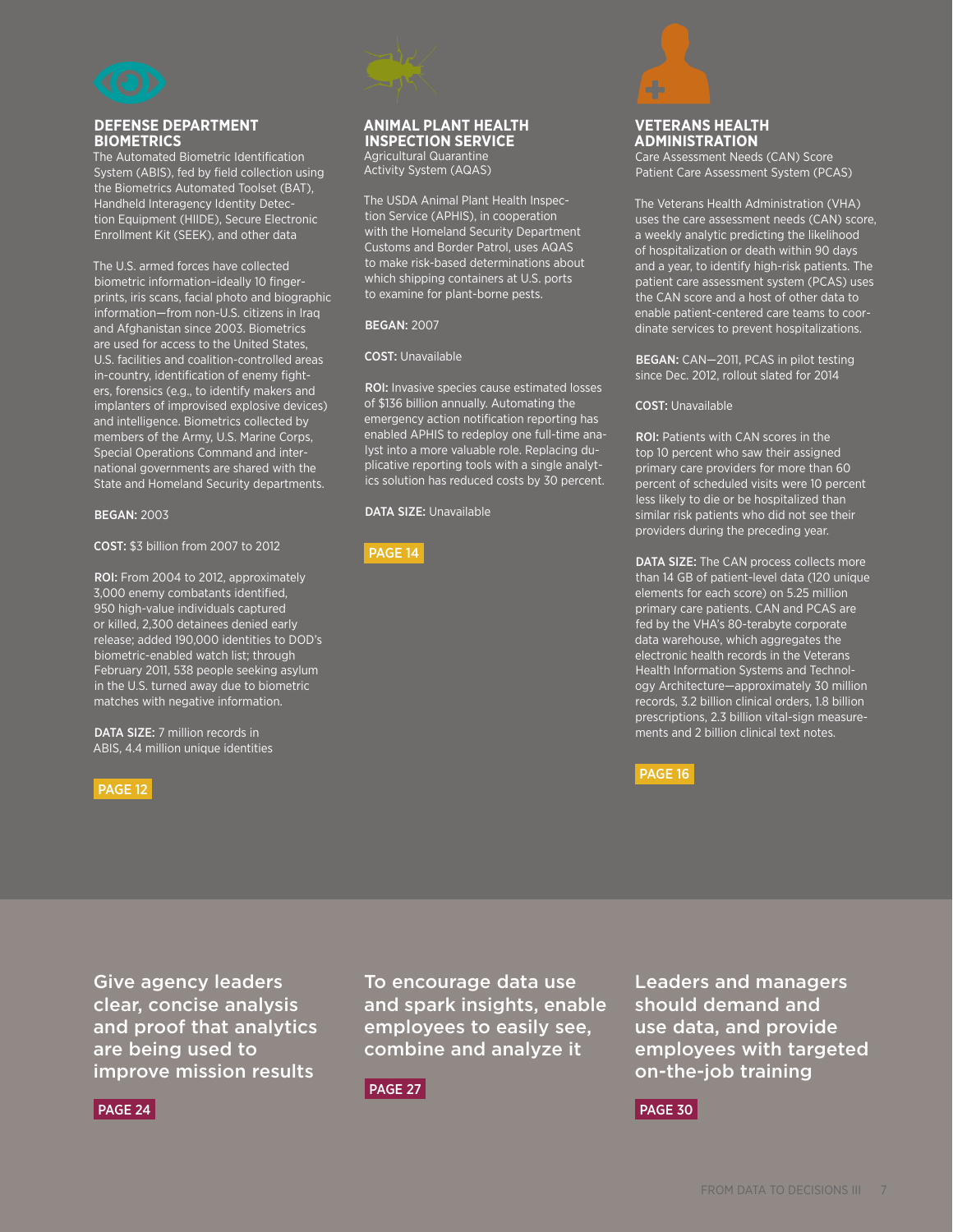## DEFENSE DEPARTMENT BIOMETRICS

The Automated Biometric Identification System (ABIS), fed by field collection using the Biometrics Automated Toolset (BAT), Handheld Interagency Identity Detection Equipment (HIIDE), Secure Electronic Enrollment Kit (SEEK), and other data

The U.S. armed forces have collected biometric information–ideally 10 fingerprints, iris scans, facial photo and biographic information—from non-U.S. citizens in Iraq and Afghanistan since 2003. Biometrics are used for access to the United States, U.S. facilities and coalition-controlled areas in-country, identification of enemy fighters, forensics (e.g., to identify makers and implanters of improvised explosive devices) and intelligence. Biometrics collected by members of the Army, U.S. Marine Corps, Special Operations Command and international governments are shared with the State and Homeland Security departments.

**BEGAN:** 2003

**COST:** $3 billion from 2007 to 2012

**ROI:** From 2004 to 2012, approximately 3,000 enemy combatants identified, 950 high-value individuals captured or killed, 2,300 detainees denied early release; added 190,000 identities to DOD's biometric-enabled watch list; through February 2011, 538 people seeking asylum in the U.S. turned away due to biometric matches with negative information.

**DATA SIZE:** 7 million records in ABIS, 4.4 million unique identities

PAGE 12

## ANIMAL PLANT HEALTH INSPECTION SERVICE

Agricultural Quarantine Activity System (AQAS)

The USDA Animal Plant Health Inspection Service (APHIS), in cooperation with the Homeland Security Department Customs and Border Patrol, uses AQAS to make risk-based determinations about which shipping containers at U.S. ports to examine for plant-borne pests.

**BEGAN:** 2007

**COST:** Unavailable

**ROI:** Invasive species cause estimated losses of $136 billion annually. Automating the emergency action notification reporting has enabled APHIS to redeploy one full-time analyst into a more valuable role. Replacing duplicative reporting tools with a single analytics solution has reduced costs by 30 percent.

**DATA SIZE:** Unavailable

PAGE 14

## VETERANS HEALTH ADMINISTRATION

Care Assessment Needs (CAN) Score
Patient Care Assessment System (PCAS)

The Veterans Health Administration (VHA) uses the care assessment needs (CAN) score, a weekly analytic predicting the likelihood of hospitalization or death within 90 days and a year, to identify high-risk patients. The patient care assessment system (PCAS) uses the CAN score and a host of other data to enable patient-centered care teams to coordinate services to prevent hospitalizations.

**BEGAN:** CAN—2011, PCAS in pilot testing since Dec. 2012, rollout slated for 2014

**COST:** Unavailable

**ROI:** Patients with CAN scores in the top 10 percent who saw their assigned primary care providers for more than 60 percent of scheduled visits were 10 percent less likely to die or be hospitalized than similar risk patients who did not see their providers during the preceding year.

**DATA SIZE:** The CAN process collects more than 14 GB of patient-level data (120 unique elements for each score) on 5.25 million primary care patients. CAN and PCAS are fed by the VHA's 80-terabyte corporate data warehouse, which aggregates the electronic health records in the Veterans Health Information Systems and Technology Architecture—approximately 30 million records, 3.2 billion clinical orders, 1.8 billion prescriptions, 2.3 billion vital-sign measurements and 2 billion clinical text notes.

PAGE 16

---

Give agency leaders clear, concise analysis and proof that analytics are being used to improve mission results

PAGE 24

To encourage data use and spark insights, enable employees to easily see, combine and analyze it

PAGE 27

Leaders and managers should demand and use data, and provide employees with targeted on-the-job training

PAGE 30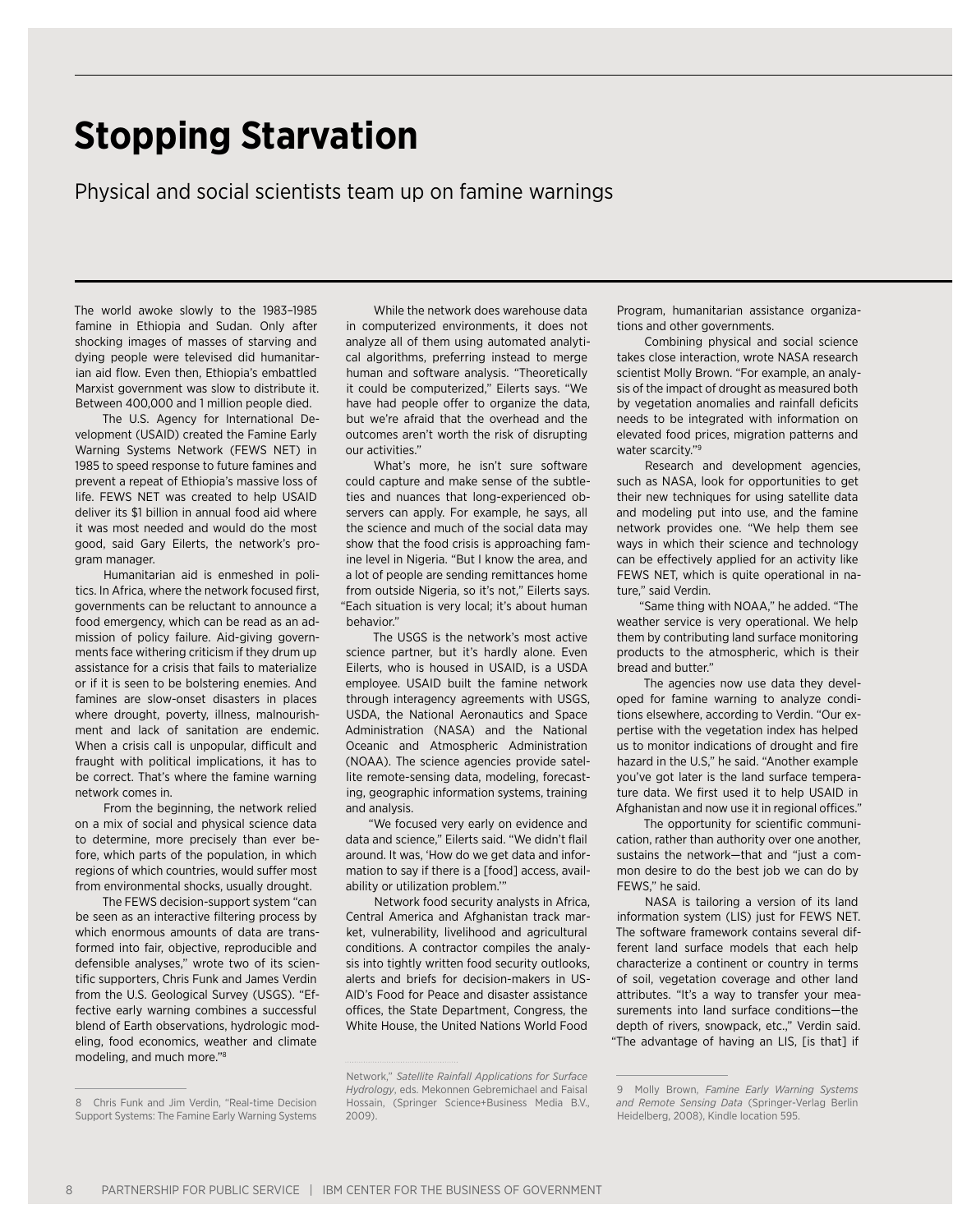# Stopping Starvation

Physical and social scientists team up on famine warnings

The world awoke slowly to the 1983–1985 famine in Ethiopia and Sudan. Only after shocking images of masses of starving and dying people were televised did humanitarian aid flow. Even then, Ethiopia's embattled Marxist government was slow to distribute it. Between 400,000 and 1 million people died.

The U.S. Agency for International Development (USAID) created the Famine Early Warning Systems Network (FEWS NET) in 1985 to speed response to future famines and prevent a repeat of Ethiopia's massive loss of life. FEWS NET was created to help USAID deliver its $1 billion in annual food aid where it was most needed and would do the most good, said Gary Eilerts, the network's program manager.

Humanitarian aid is enmeshed in politics. In Africa, where the network focused first, governments can be reluctant to announce a food emergency, which can be read as an admission of policy failure. Aid-giving governments face withering criticism if they drum up assistance for a crisis that fails to materialize or if it is seen to be bolstering enemies. And famines are slow-onset disasters in places where drought, poverty, illness, malnourishment and lack of sanitation are endemic. When a crisis call is unpopular, difficult and fraught with political implications, it has to be correct. That's where the famine warning network comes in.

From the beginning, the network relied on a mix of social and physical science data to determine, more precisely than ever before, which parts of the population, in which regions of which countries, would suffer most from environmental shocks, usually drought.

The FEWS decision-support system "can be seen as an interactive filtering process by which enormous amounts of data are transformed into fair, objective, reproducible and defensible analyses," wrote two of its scientific supporters, Chris Funk and James Verdin from the U.S. Geological Survey (USGS). "Effective early warning combines a successful blend of Earth observations, hydrologic modeling, food economics, weather and climate modeling, and much more."[8]

While the network does warehouse data in computerized environments, it does not analyze all of them using automated analytical algorithms, preferring instead to merge human and software analysis. "Theoretically it could be computerized," Eilerts says. "We have had people offer to organize the data, but we're afraid that the overhead and the outcomes aren't worth the risk of disrupting our activities."

What's more, he isn't sure software could capture and make sense of the subtleties and nuances that long-experienced observers can apply. For example, he says, all the science and much of the social data may show that the food crisis is approaching famine level in Nigeria. "But I know the area, and a lot of people are sending remittances home from outside Nigeria, so it's not," Eilerts says. "Each situation is very local; it's about human behavior."

The USGS is the network's most active science partner, but it's hardly alone. Even Eilerts, who is housed in USAID, is a USDA employee. USAID built the famine network through interagency agreements with USGS, USDA, the National Aeronautics and Space Administration (NASA) and the National Oceanic and Atmospheric Administration (NOAA). The science agencies provide satellite remote-sensing data, modeling, forecasting, geographic information systems, training and analysis.

"We focused very early on evidence and data and science," Eilerts said. "We didn't flail around. It was, 'How do we get data and information to say if there is a [food] access, availability or utilization problem.'"

Network food security analysts in Africa, Central America and Afghanistan track market, vulnerability, livelihood and agricultural conditions. A contractor compiles the analysis into tightly written food security outlooks, alerts and briefs for decision-makers in USAID's Food for Peace and disaster assistance offices, the State Department, Congress, the White House, the United Nations World Food Program, humanitarian assistance organizations and other governments.

Combining physical and social science takes close interaction, wrote NASA research scientist Molly Brown. "For example, an analysis of the impact of drought as measured both by vegetation anomalies and rainfall deficits needs to be integrated with information on elevated food prices, migration patterns and water scarcity."[9]

Research and development agencies, such as NASA, look for opportunities to get their new techniques for using satellite data and modeling put into use, and the famine network provides one. "We help them see ways in which their science and technology can be effectively applied for an activity like FEWS NET, which is quite operational in nature," said Verdin.

"Same thing with NOAA," he added. "The weather service is very operational. We help them by contributing land surface monitoring products to the atmospheric, which is their bread and butter."

The agencies now use data they developed for famine warning to analyze conditions elsewhere, according to Verdin. "Our expertise with the vegetation index has helped us to monitor indications of drought and fire hazard in the U.S.," he said. "Another example you've got later is the land surface temperature data. We first used it to help USAID in Afghanistan and now use it in regional offices."

The opportunity for scientific communication, rather than authority over one another, sustains the network—that and "just a common desire to do the best job we can do by FEWS," he said.

NASA is tailoring a version of its land information system (LIS) just for FEWS NET. The software framework contains several different land surface models that each help characterize a continent or country in terms of soil, vegetation coverage and other land attributes. "It's a way to transfer your measurements into land surface conditions—the depth of rivers, snowpack, etc.," Verdin said. "The advantage of having an LIS, [is that] if

---

8 Chris Funk and Jim Verdin, "Real-time Decision Support Systems: The Famine Early Warning Systems Network," *Satellite Rainfall Applications for Surface Hydrology*, eds. Mekonnen Gebremichael and Faisal Hossain, (Springer Science+Business Media B.V., 2009).

9 Molly Brown, *Famine Early Warning Systems and Remote Sensing Data* (Springer-Verlag Berlin Heidelberg, 2008), Kindle location 595.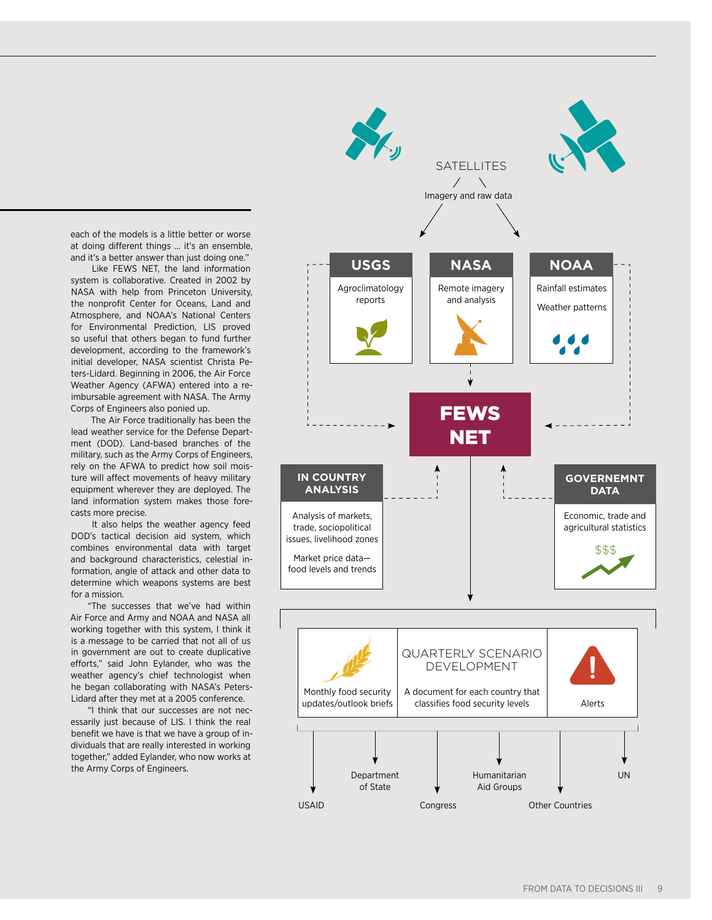each of the models is a little better or worse at doing different things … it's an ensemble, and it's a better answer than just doing one."

Like FEWS NET, the land information system is collaborative. Created in 2002 by NASA with help from Princeton University, the nonprofit Center for Oceans, Land and Atmosphere, and NOAA's National Centers for Environmental Prediction, LIS proved so useful that others began to fund further development, according to the framework's initial developer, NASA scientist Christa Peters-Lidard. Beginning in 2006, the Air Force Weather Agency (AFWA) entered into a reimbursable agreement with NASA. The Army Corps of Engineers also ponied up.

The Air Force traditionally has been the lead weather service for the Defense Department (DOD). Land-based branches of the military, such as the Army Corps of Engineers, rely on the AFWA to predict how soil moisture will affect movements of heavy military equipment wherever they are deployed. The land information system makes those forecasts more precise.

It also helps the weather agency feed DOD's tactical decision aid system, which combines environmental data with target and background characteristics, celestial information, angle of attack and other data to determine which weapons systems are best for a mission.

"The successes that we've had within Air Force and Army and NOAA and NASA all working together with this system, I think it is a message to be carried that not all of us in government are out to create duplicative efforts," said John Eylander, who was the weather agency's chief technologist when he began collaborating with NASA's Peters-Lidard after they met at a 2005 conference.

"I think that our successes are not necessarily just because of LIS. I think the real benefit we have is that we have a group of individuals that are really interested in working together," added Eylander, who now works at the Army Corps of Engineers.

SATELLITES

Imagery and raw data

**USGS**
Agroclimatology reports

**NASA**
Remote imagery and analysis

**NOAA**
Rainfall estimates
Weather patterns

**FEWS NET**

**IN COUNTRY ANALYSIS**
Analysis of markets, trade, sociopolitical issues, livelihood zones
Market price data—food levels and trends

**GOVERNEMNT DATA**
Economic, trade and agricultural statistics
$$$

Monthly food security updates/outlook briefs

QUARTERLY SCENARIO DEVELOPMENT
A document for each country that classifies food security levels

Alerts

USAID | Department of State | Congress | Humanitarian Aid Groups | Other Countries | UN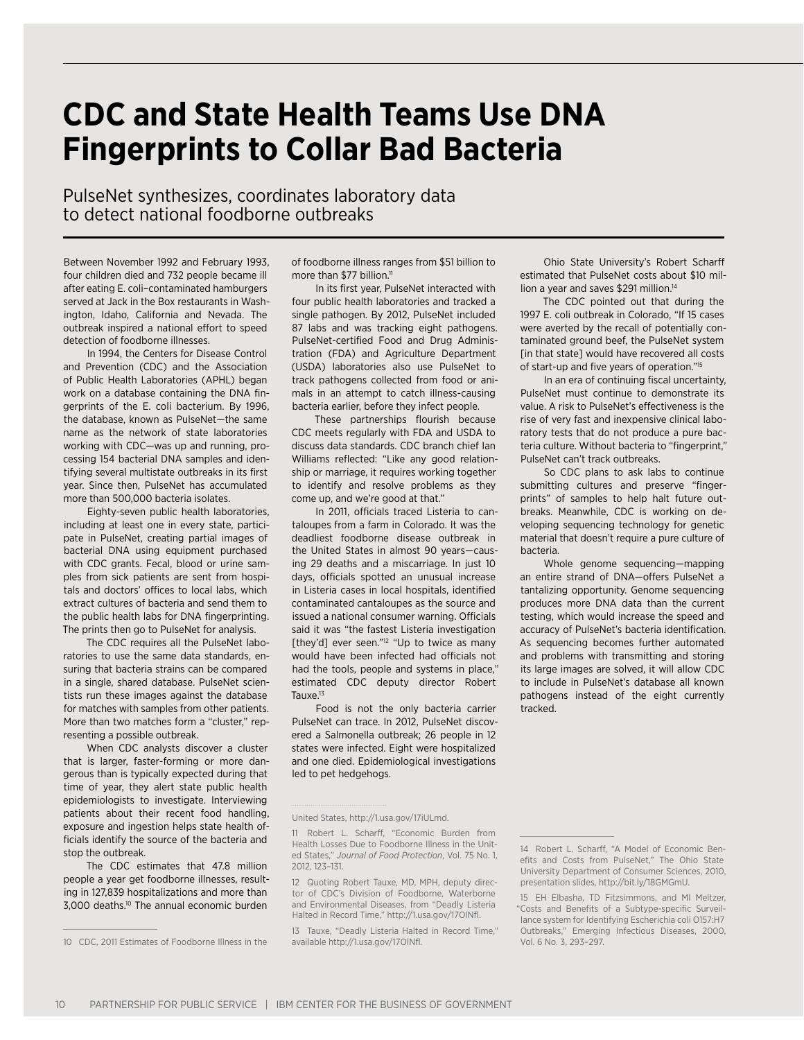# CDC and State Health Teams Use DNA Fingerprints to Collar Bad Bacteria

## PulseNet synthesizes, coordinates laboratory data to detect national foodborne outbreaks

Between November 1992 and February 1993, four children died and 732 people became ill after eating E. coli–contaminated hamburgers served at Jack in the Box restaurants in Washington, Idaho, California and Nevada. The outbreak inspired a national effort to speed detection of foodborne illnesses.

In 1994, the Centers for Disease Control and Prevention (CDC) and the Association of Public Health Laboratories (APHL) began work on a database containing the DNA fingerprints of the E. coli bacterium. By 1996, the database, known as PulseNet—the same name as the network of state laboratories working with CDC—was up and running, processing 154 bacterial DNA samples and identifying several multistate outbreaks in its first year. Since then, PulseNet has accumulated more than 500,000 bacteria isolates.

Eighty-seven public health laboratories, including at least one in every state, participate in PulseNet, creating partial images of bacterial DNA using equipment purchased with CDC grants. Fecal, blood or urine samples from sick patients are sent from hospitals and doctors' offices to local labs, which extract cultures of bacteria and send them to the public health labs for DNA fingerprinting. The prints then go to PulseNet for analysis.

The CDC requires all the PulseNet laboratories to use the same data standards, ensuring that bacteria strains can be compared in a single, shared database. PulseNet scientists run these images against the database for matches with samples from other patients. More than two matches form a "cluster," representing a possible outbreak.

When CDC analysts discover a cluster that is larger, faster-forming or more dangerous than is typically expected during that time of year, they alert state public health epidemiologists to investigate. Interviewing patients about their recent food handling, exposure and ingestion helps state health officials identify the source of the bacteria and stop the outbreak.

The CDC estimates that 47.8 million people a year get foodborne illnesses, resulting in 127,839 hospitalizations and more than 3,000 deaths.[10] The annual economic burden of foodborne illness ranges from $51 billion to more than $77 billion.[11]

In its first year, PulseNet interacted with four public health laboratories and tracked a single pathogen. By 2012, PulseNet included 87 labs and was tracking eight pathogens. PulseNet-certified Food and Drug Administration (FDA) and Agriculture Department (USDA) laboratories also use PulseNet to track pathogens collected from food or animals in an attempt to catch illness-causing bacteria earlier, before they infect people.

These partnerships flourish because CDC meets regularly with FDA and USDA to discuss data standards. CDC branch chief Ian Williams reflected: "Like any good relationship or marriage, it requires working together to identify and resolve problems as they come up, and we're good at that."

In 2011, officials traced Listeria to cantaloupes from a farm in Colorado. It was the deadliest foodborne disease outbreak in the United States in almost 90 years—causing 29 deaths and a miscarriage. In just 10 days, officials spotted an unusual increase in Listeria cases in local hospitals, identified contaminated cantaloupes as the source and issued a national consumer warning. Officials said it was "the fastest Listeria investigation [they'd] ever seen."[12] "Up to twice as many would have been infected had officials not had the tools, people and systems in place," estimated CDC deputy director Robert Tauxe.[13]

Food is not the only bacteria carrier PulseNet can trace. In 2012, PulseNet discovered a Salmonella outbreak; 26 people in 12 states were infected. Eight were hospitalized and one died. Epidemiological investigations led to pet hedgehogs.

Ohio State University's Robert Scharff estimated that PulseNet costs about $10 million a year and saves $291 million.[14]

The CDC pointed out that during the 1997 E. coli outbreak in Colorado, "If 15 cases were averted by the recall of potentially contaminated ground beef, the PulseNet system [in that state] would have recovered all costs of start-up and five years of operation."[15]

In an era of continuing fiscal uncertainty, PulseNet must continue to demonstrate its value. A risk to PulseNet's effectiveness is the rise of very fast and inexpensive clinical laboratory tests that do not produce a pure bacteria culture. Without bacteria to "fingerprint," PulseNet can't track outbreaks.

So CDC plans to ask labs to continue submitting cultures and preserve "fingerprints" of samples to help halt future outbreaks. Meanwhile, CDC is working on developing sequencing technology for genetic material that doesn't require a pure culture of bacteria.

Whole genome sequencing—mapping an entire strand of DNA—offers PulseNet a tantalizing opportunity. Genome sequencing produces more DNA data than the current testing, which would increase the speed and accuracy of PulseNet's bacteria identification. As sequencing becomes further automated and problems with transmitting and storing its large images are solved, it will allow CDC to include in PulseNet's database all known pathogens instead of the eight currently tracked.

---

10 CDC, 2011 Estimates of Foodborne Illness in the United States, http://1.usa.gov/17iULmd.

11 Robert L. Scharff, "Economic Burden from Health Losses Due to Foodborne Illness in the United States," *Journal of Food Protection*, Vol. 75 No. 1, 2012, 123–131.

12 Quoting Robert Tauxe, MD, MPH, deputy director of CDC's Division of Foodborne, Waterborne and Environmental Diseases, from "Deadly Listeria Halted in Record Time," http://1.usa.gov/17OINfl.

13 Tauxe, "Deadly Listeria Halted in Record Time," available http://1.usa.gov/17OINfl.

14 Robert L. Scharff, "A Model of Economic Benefits and Costs from PulseNet," The Ohio State University Department of Consumer Sciences, 2010, presentation slides, http://bit.ly/18GMGmU.

15 EH Elbasha, TD Fitzsimmons, and MI Meltzer, "Costs and Benefits of a Subtype-specific Surveillance system for Identifying Escherichia coli O157:H7 Outbreaks," Emerging Infectious Diseases, 2000, Vol. 6 No. 3, 293–297.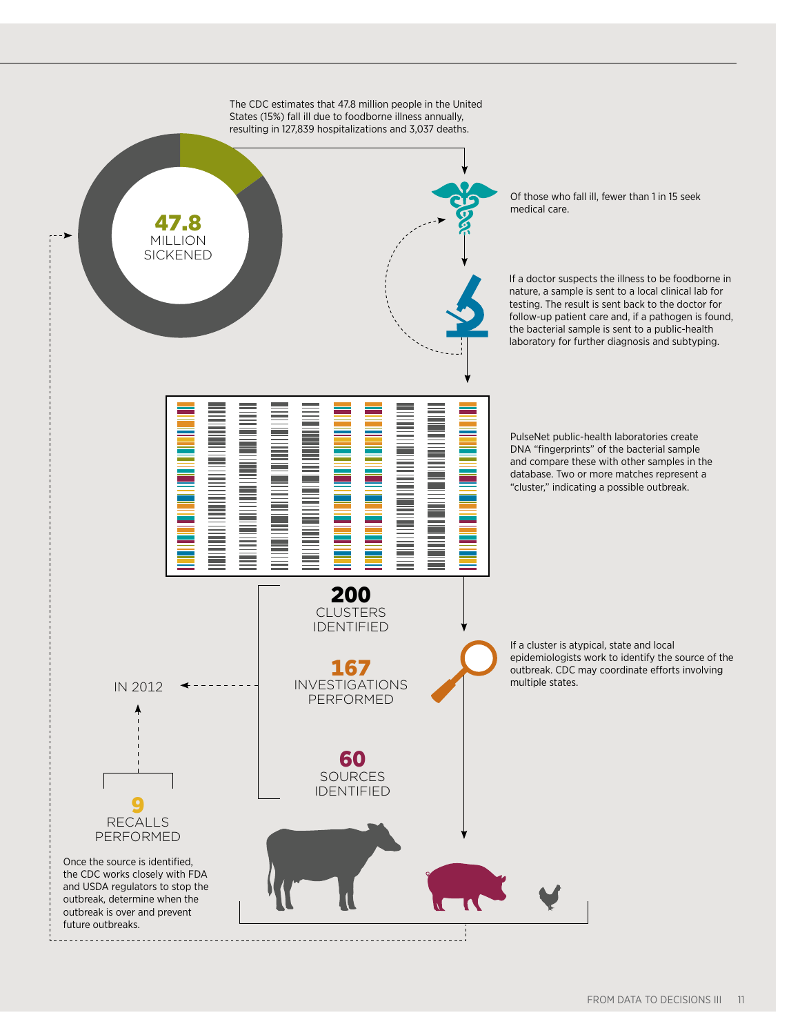The CDC estimates that 47.8 million people in the United States (15%) fall ill due to foodborne illness annually, resulting in 127,839 hospitalizations and 3,037 deaths.

**47.8**
MILLION
SICKENED

Of those who fall ill, fewer than 1 in 15 seek medical care.

If a doctor suspects the illness to be foodborne in nature, a sample is sent to a local clinical lab for testing. The result is sent back to the doctor for follow-up patient care and, if a pathogen is found, the bacterial sample is sent to a public-health laboratory for further diagnosis and subtyping.

PulseNet public-health laboratories create DNA "fingerprints" of the bacterial sample and compare these with other samples in the database. Two or more matches represent a "cluster," indicating a possible outbreak.

**200**
CLUSTERS IDENTIFIED

**167**
INVESTIGATIONS PERFORMED

**60**
SOURCES IDENTIFIED

IN 2012

If a cluster is atypical, state and local epidemiologists work to identify the source of the outbreak. CDC may coordinate efforts involving multiple states.

**9**
RECALLS PERFORMED

Once the source is identified, the CDC works closely with FDA and USDA regulators to stop the outbreak, determine when the outbreak is over and prevent future outbreaks.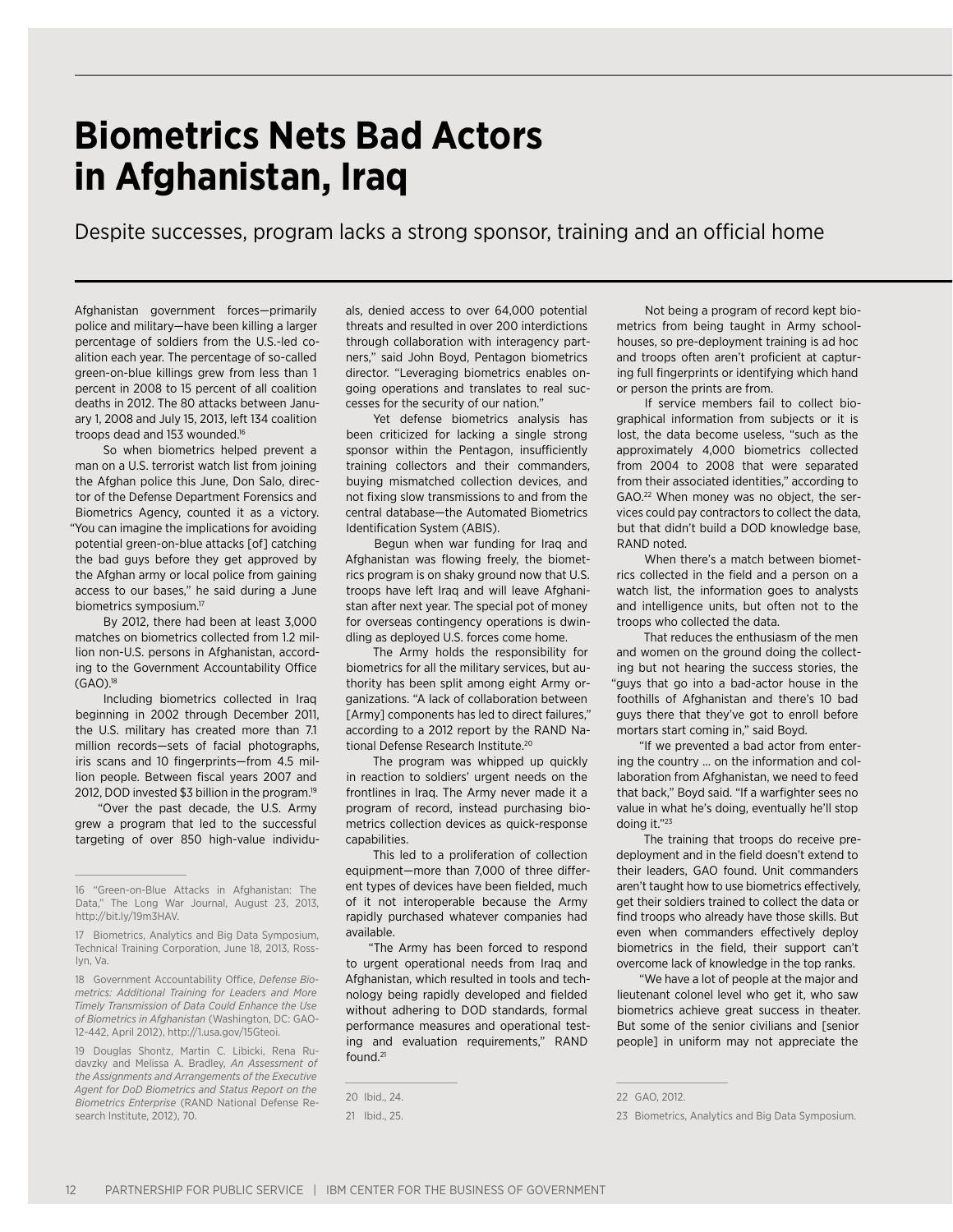# Biometrics Nets Bad Actors in Afghanistan, Iraq

Despite successes, program lacks a strong sponsor, training and an official home

Afghanistan government forces—primarily police and military—have been killing a larger percentage of soldiers from the U.S.-led coalition each year. The percentage of so-called green-on-blue killings grew from less than 1 percent in 2008 to 15 percent of all coalition deaths in 2012. The 80 attacks between January 1, 2008 and July 15, 2013, left 134 coalition troops dead and 153 wounded.[16]

So when biometrics helped prevent a man on a U.S. terrorist watch list from joining the Afghan police this June, Don Salo, director of the Defense Department Forensics and Biometrics Agency, counted it as a victory. "You can imagine the implications for avoiding potential green-on-blue attacks [of] catching the bad guys before they get approved by the Afghan army or local police from gaining access to our bases," he said during a June biometrics symposium.[17]

By 2012, there had been at least 3,000 matches on biometrics collected from 1.2 million non-U.S. persons in Afghanistan, according to the Government Accountability Office (GAO).[18]

Including biometrics collected in Iraq beginning in 2002 through December 2011, the U.S. military has created more than 7.1 million records—sets of facial photographs, iris scans and 10 fingerprints—from 4.5 million people. Between fiscal years 2007 and 2012, DOD invested $3 billion in the program.[19]

"Over the past decade, the U.S. Army grew a program that led to the successful targeting of over 850 high-value individuals, denied access to over 64,000 potential threats and resulted in over 200 interdictions through collaboration with interagency partners," said John Boyd, Pentagon biometrics director. "Leveraging biometrics enables ongoing operations and translates to real successes for the security of our nation."

Yet defense biometrics analysis has been criticized for lacking a single strong sponsor within the Pentagon, insufficiently training collectors and their commanders, buying mismatched collection devices, and not fixing slow transmissions to and from the central database—the Automated Biometrics Identification System (ABIS).

Begun when war funding for Iraq and Afghanistan was flowing freely, the biometrics program is on shaky ground now that U.S. troops have left Iraq and will leave Afghanistan after next year. The special pot of money for overseas contingency operations is dwindling as deployed U.S. forces come home.

The Army holds the responsibility for biometrics for all the military services, but authority has been split among eight Army organizations. "A lack of collaboration between [Army] components has led to direct failures," according to a 2012 report by the RAND National Defense Research Institute.[20]

The program was whipped up quickly in reaction to soldiers' urgent needs on the frontlines in Iraq. The Army never made it a program of record, instead purchasing biometrics collection devices as quick-response capabilities.

This led to a proliferation of collection equipment—more than 7,000 of three different types of devices have been fielded, much of it not interoperable because the Army rapidly purchased whatever companies had available.

"The Army has been forced to respond to urgent operational needs from Iraq and Afghanistan, which resulted in tools and technology being rapidly developed and fielded without adhering to DOD standards, formal performance measures and operational testing and evaluation requirements," RAND found.[21]

Not being a program of record kept biometrics from being taught in Army schoolhouses, so pre-deployment training is ad hoc and troops often aren't proficient at capturing full fingerprints or identifying which hand or person the prints are from.

If service members fail to collect biographical information from subjects or it is lost, the data become useless, "such as the approximately 4,000 biometrics collected from 2004 to 2008 that were separated from their associated identities," according to GAO.[22] When money was no object, the services could pay contractors to collect the data, but that didn't build a DOD knowledge base, RAND noted.

When there's a match between biometrics collected in the field and a person on a watch list, the information goes to analysts and intelligence units, but often not to the troops who collected the data.

That reduces the enthusiasm of the men and women on the ground doing the collecting but not hearing the success stories, the "guys that go into a bad-actor house in the foothills of Afghanistan and there's 10 bad guys there that they've got to enroll before mortars start coming in," said Boyd.

"If we prevented a bad actor from entering the country ... on the information and collaboration from Afghanistan, we need to feed that back," Boyd said. "If a warfighter sees no value in what he's doing, eventually he'll stop doing it."[23]

The training that troops do receive predeployment and in the field doesn't extend to their leaders, GAO found. Unit commanders aren't taught how to use biometrics effectively, get their soldiers trained to collect the data or find troops who already have those skills. But even when commanders effectively deploy biometrics in the field, their support can't overcome lack of knowledge in the top ranks.

"We have a lot of people at the major and lieutenant colonel level who get it, who saw biometrics achieve great success in theater. But some of the senior civilians and [senior people] in uniform may not appreciate the

---

16 "Green-on-Blue Attacks in Afghanistan: The Data," The Long War Journal, August 23, 2013, http://bit.ly/19m3HAV.

17 Biometrics, Analytics and Big Data Symposium, Technical Training Corporation, June 18, 2013, Rosslyn, Va.

18 Government Accountability Office, *Defense Biometrics: Additional Training for Leaders and More Timely Transmission of Data Could Enhance the Use of Biometrics in Afghanistan* (Washington, DC: GAO-12-442, April 2012), http://1.usa.gov/15Gteoi.

19 Douglas Shontz, Martin C. Libicki, Rena Rudavzky and Melissa A. Bradley, *An Assessment of the Assignments and Arrangements of the Executive Agent for DoD Biometrics and Status Report on the Biometrics Enterprise* (RAND National Defense Research Institute, 2012), 70.

20 Ibid., 24.

21 Ibid., 25.

22 GAO, 2012.

23 Biometrics, Analytics and Big Data Symposium.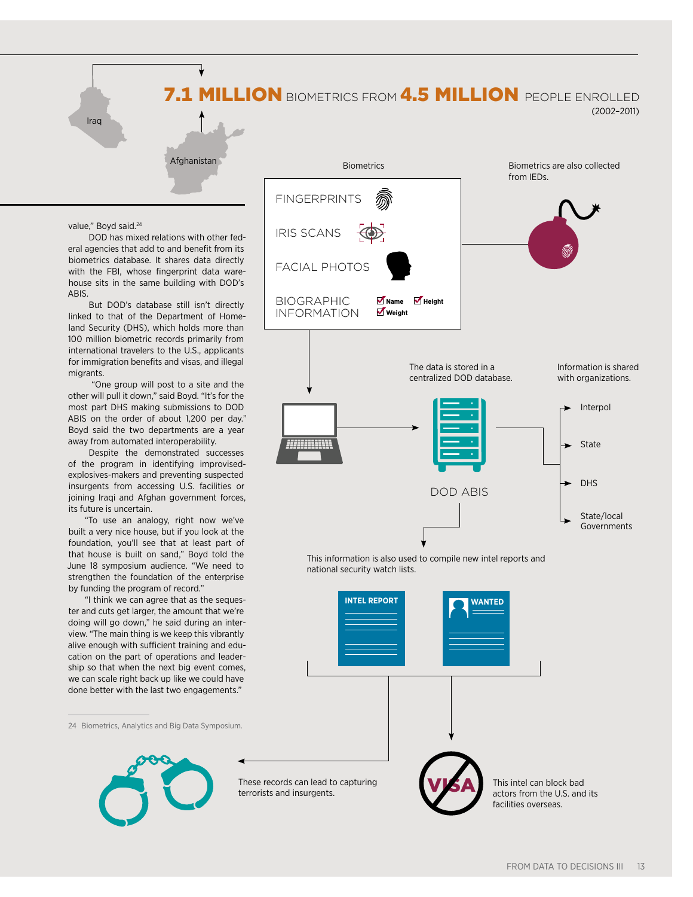value," Boyd said.[24]

DOD has mixed relations with other federal agencies that add to and benefit from its biometrics database. It shares data directly with the FBI, whose fingerprint data warehouse sits in the same building with DOD's ABIS.

But DOD's database still isn't directly linked to that of the Department of Homeland Security (DHS), which holds more than 100 million biometric records primarily from international travelers to the U.S., applicants for immigration benefits and visas, and illegal migrants.

"One group will post to a site and the other will pull it down," said Boyd. "It's for the most part DHS making submissions to DOD ABIS on the order of about 1,200 per day." Boyd said the two departments are a year away from automated interoperability.

Despite the demonstrated successes of the program in identifying improvised-explosives-makers and preventing suspected insurgents from accessing U.S. facilities or joining Iraqi and Afghan government forces, its future is uncertain.

"To use an analogy, right now we've built a very nice house, but if you look at the foundation, you'll see that at least part of that house is built on sand," Boyd told the June 18 symposium audience. "We need to strengthen the foundation of the enterprise by funding the program of record."

"I think we can agree that as the sequester and cuts get larger, the amount that we're doing will go down," he said during an interview. "The main thing is we keep this vibrantly alive enough with sufficient training and education on the part of operations and leadership so that when the next big event comes, we can scale right back up like we could have done better with the last two engagements."

24 Biometrics, Analytics and Big Data Symposium.

**7.1 MILLION** BIOMETRICS FROM **4.5 MILLION** PEOPLE ENROLLED (2002–2011)

Iraq

Afghanistan

Biometrics

FINGERPRINTS

IRIS SCANS

FACIAL PHOTOS

BIOGRAPHIC INFORMATION — Name, Height, Weight

Biometrics are also collected from IEDs.

The data is stored in a centralized DOD database.

DOD ABIS

Information is shared with organizations.

- Interpol
- State
- DHS
- State/local Governments

This information is also used to compile new intel reports and national security watch lists.

INTEL REPORT

WANTED

These records can lead to capturing terrorists and insurgents.

VISA

This intel can block bad actors from the U.S. and its facilities overseas.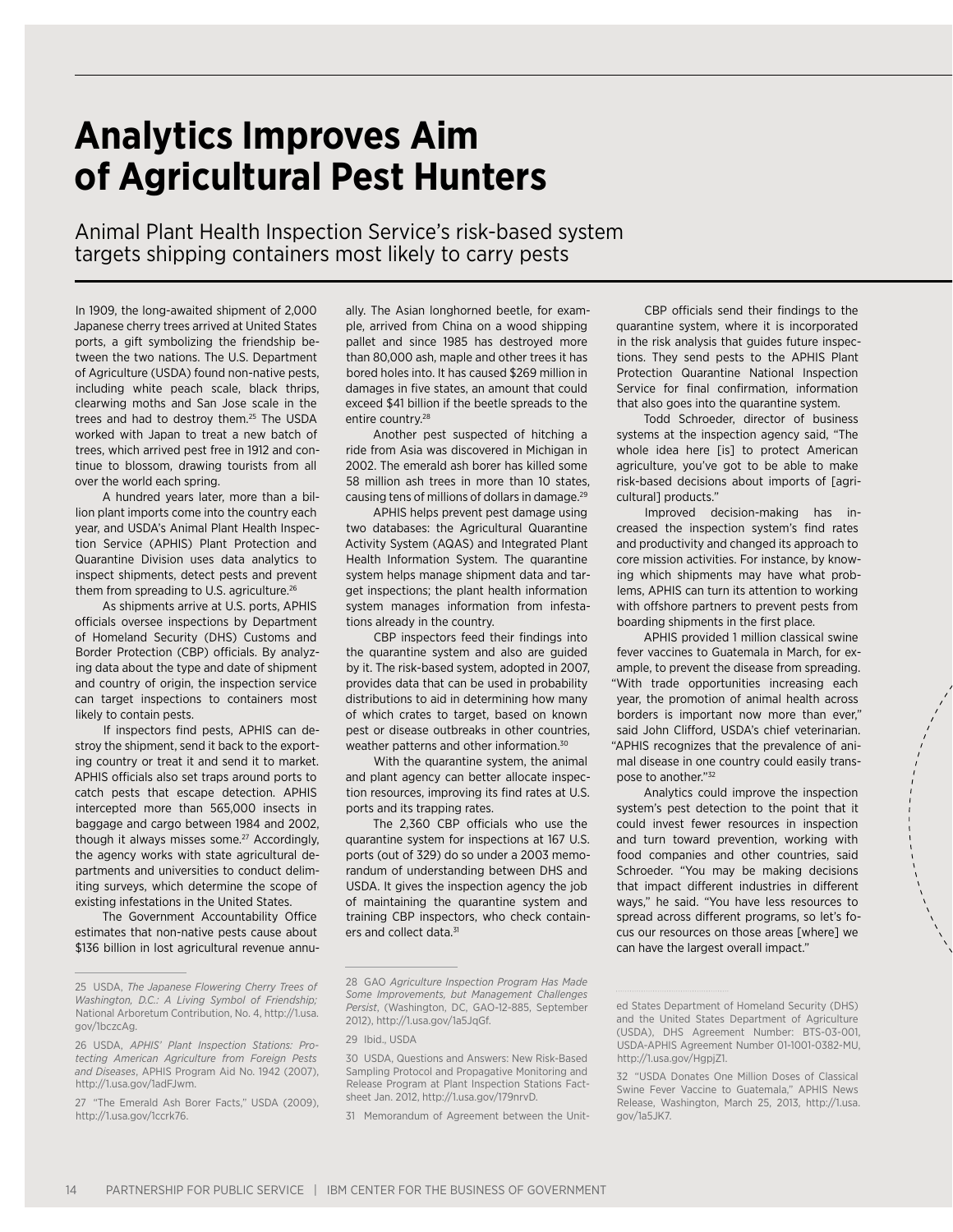# Analytics Improves Aim of Agricultural Pest Hunters

## Animal Plant Health Inspection Service's risk-based system targets shipping containers most likely to carry pests

In 1909, the long-awaited shipment of 2,000 Japanese cherry trees arrived at United States ports, a gift symbolizing the friendship between the two nations. The U.S. Department of Agriculture (USDA) found non-native pests, including white peach scale, black thrips, clearwing moths and San Jose scale in the trees and had to destroy them.[25] The USDA worked with Japan to treat a new batch of trees, which arrived pest free in 1912 and continue to blossom, drawing tourists from all over the world each spring.

A hundred years later, more than a billion plant imports come into the country each year, and USDA's Animal Plant Health Inspection Service (APHIS) Plant Protection and Quarantine Division uses data analytics to inspect shipments, detect pests and prevent them from spreading to U.S. agriculture.[26]

As shipments arrive at U.S. ports, APHIS officials oversee inspections by Department of Homeland Security (DHS) Customs and Border Protection (CBP) officials. By analyzing data about the type and date of shipment and country of origin, the inspection service can target inspections to containers most likely to contain pests.

If inspectors find pests, APHIS can destroy the shipment, send it back to the exporting country or treat it and send it to market. APHIS officials also set traps around ports to catch pests that escape detection. APHIS intercepted more than 565,000 insects in baggage and cargo between 1984 and 2002, though it always misses some.[27] Accordingly, the agency works with state agricultural departments and universities to conduct delimiting surveys, which determine the scope of existing infestations in the United States.

The Government Accountability Office estimates that non-native pests cause about $136 billion in lost agricultural revenue annually. The Asian longhorned beetle, for example, arrived from China on a wood shipping pallet and since 1985 has destroyed more than 80,000 ash, maple and other trees it has bored holes into. It has caused $269 million in damages in five states, an amount that could exceed $41 billion if the beetle spreads to the entire country.[28]

Another pest suspected of hitching a ride from Asia was discovered in Michigan in 2002. The emerald ash borer has killed some 58 million ash trees in more than 10 states, causing tens of millions of dollars in damage.[29]

APHIS helps prevent pest damage using two databases: the Agricultural Quarantine Activity System (AQAS) and Integrated Plant Health Information System. The quarantine system helps manage shipment data and target inspections; the plant health information system manages information from infestations already in the country.

CBP inspectors feed their findings into the quarantine system and also are guided by it. The risk-based system, adopted in 2007, provides data that can be used in probability distributions to aid in determining how many of which crates to target, based on known pest or disease outbreaks in other countries, weather patterns and other information.[30]

With the quarantine system, the animal and plant agency can better allocate inspection resources, improving its find rates at U.S. ports and its trapping rates.

The 2,360 CBP officials who use the quarantine system for inspections at 167 U.S. ports (out of 329) do so under a 2003 memorandum of understanding between DHS and USDA. It gives the inspection agency the job of maintaining the quarantine system and training CBP inspectors, who check containers and collect data.[31]

CBP officials send their findings to the quarantine system, where it is incorporated in the risk analysis that guides future inspections. They send pests to the APHIS Plant Protection Quarantine National Inspection Service for final confirmation, information that also goes into the quarantine system.

Todd Schroeder, director of business systems at the inspection agency said, "The whole idea here [is] to protect American agriculture, you've got to be able to make risk-based decisions about imports of [agricultural] products."

Improved decision-making has increased the inspection system's find rates and productivity and changed its approach to core mission activities. For instance, by knowing which shipments may have what problems, APHIS can turn its attention to working with offshore partners to prevent pests from boarding shipments in the first place.

APHIS provided 1 million classical swine fever vaccines to Guatemala in March, for example, to prevent the disease from spreading. "With trade opportunities increasing each year, the promotion of animal health across borders is important now more than ever," said John Clifford, USDA's chief veterinarian. "APHIS recognizes that the prevalence of animal disease in one country could easily transpose to another."[32]

Analytics could improve the inspection system's pest detection to the point that it could invest fewer resources in inspection and turn toward prevention, working with food companies and other countries, said Schroeder. "You may be making decisions that impact different industries in different ways," he said. "You have less resources to spread across different programs, so let's focus our resources on those areas [where] we can have the largest overall impact."

---

25 USDA, *The Japanese Flowering Cherry Trees of Washington, D.C.: A Living Symbol of Friendship;* National Arboretum Contribution, No. 4, http://1.usa.gov/1bczcAg.

26 USDA, *APHIS' Plant Inspection Stations: Protecting American Agriculture from Foreign Pests and Diseases*, APHIS Program Aid No. 1942 (2007), http://1.usa.gov/1adFJwm.

27 "The Emerald Ash Borer Facts," USDA (2009), http://1.usa.gov/1ccrk76.

28 GAO *Agriculture Inspection Program Has Made Some Improvements, but Management Challenges Persist*, (Washington, DC, GAO-12-885, September 2012), http://1.usa.gov/1a5JqGf.

29 Ibid., USDA

30 USDA, Questions and Answers: New Risk-Based Sampling Protocol and Propagative Monitoring and Release Program at Plant Inspection Stations Factsheet Jan. 2012, http://1.usa.gov/179nrvD.

31 Memorandum of Agreement between the United States Department of Homeland Security (DHS) and the United States Department of Agriculture (USDA), DHS Agreement Number: BTS-03-001, USDA-APHIS Agreement Number 01-1001-0382-MU, http://1.usa.gov/HgpjZ1.

32 "USDA Donates One Million Doses of Classical Swine Fever Vaccine to Guatemala," APHIS News Release, Washington, March 25, 2013, http://1.usa.gov/1a5JK7.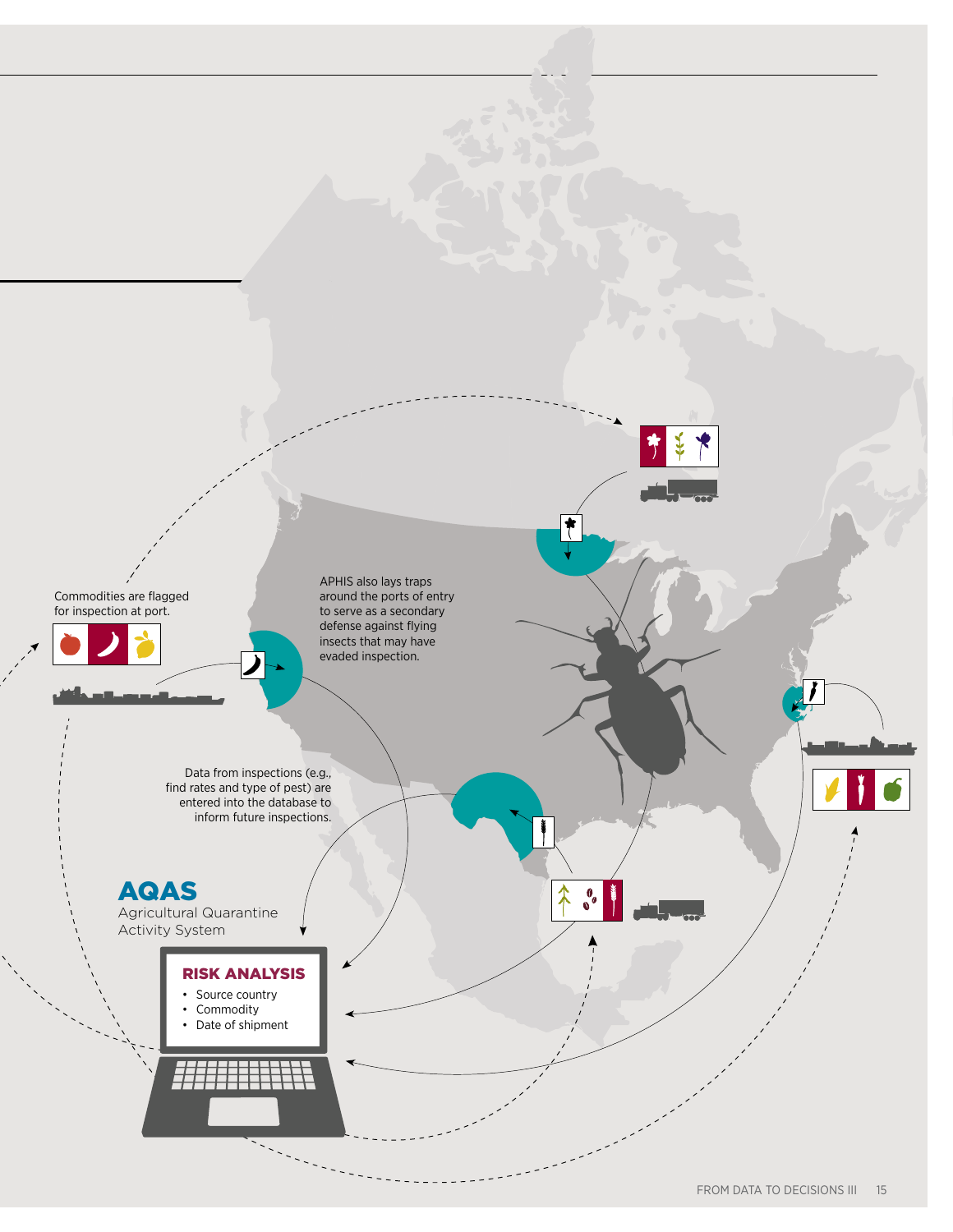Commodities are flagged for inspection at port.

APHIS also lays traps around the ports of entry to serve as a secondary defense against flying insects that may have evaded inspection.

Data from inspections (e.g., find rates and type of pest) are entered into the database to inform future inspections.

## AQAS

Agricultural Quarantine Activity System

### RISK ANALYSIS

- Source country
- Commodity
- Date of shipment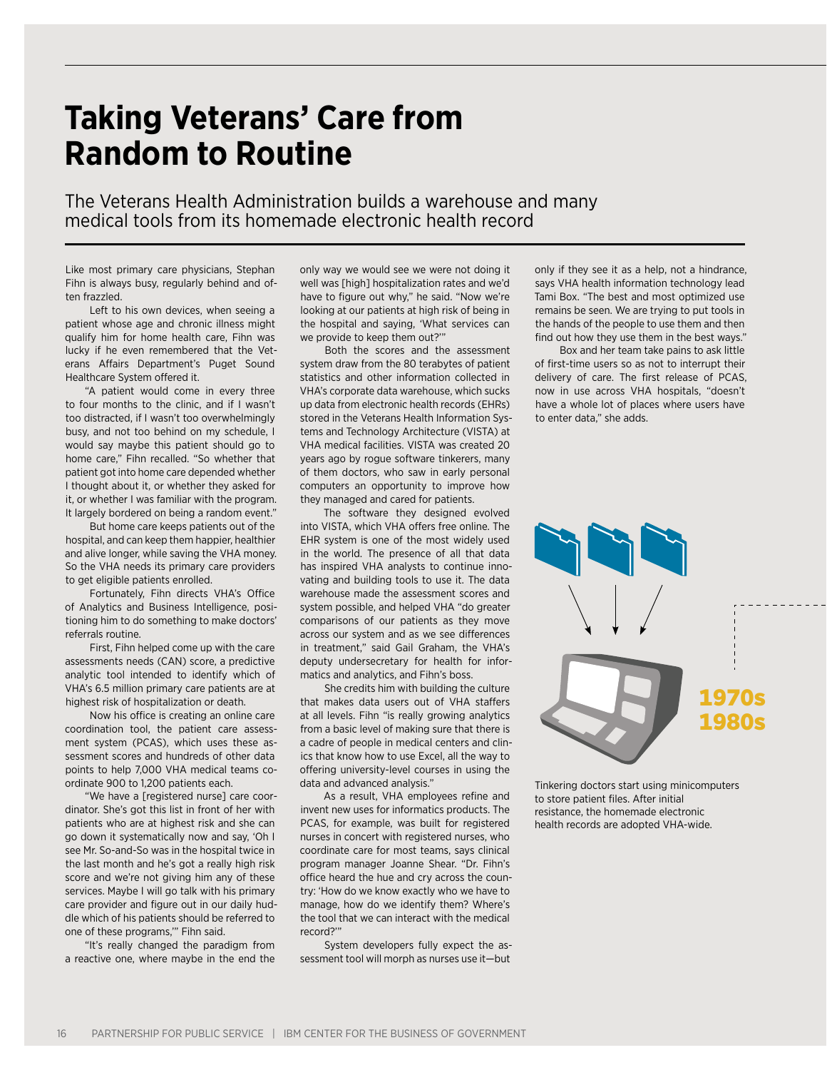# Taking Veterans' Care from Random to Routine

The Veterans Health Administration builds a warehouse and many medical tools from its homemade electronic health record

Like most primary care physicians, Stephan Fihn is always busy, regularly behind and often frazzled.

Left to his own devices, when seeing a patient whose age and chronic illness might qualify him for home health care, Fihn was lucky if he even remembered that the Veterans Affairs Department's Puget Sound Healthcare System offered it.

"A patient would come in every three to four months to the clinic, and if I wasn't too distracted, if I wasn't too overwhelmingly busy, and not too behind on my schedule, I would say maybe this patient should go to home care," Fihn recalled. "So whether that patient got into home care depended whether I thought about it, or whether they asked for it, or whether I was familiar with the program. It largely bordered on being a random event."

But home care keeps patients out of the hospital, and can keep them happier, healthier and alive longer, while saving the VHA money. So the VHA needs its primary care providers to get eligible patients enrolled.

Fortunately, Fihn directs VHA's Office of Analytics and Business Intelligence, positioning him to do something to make doctors' referrals routine.

First, Fihn helped come up with the care assessments needs (CAN) score, a predictive analytic tool intended to identify which of VHA's 6.5 million primary care patients are at highest risk of hospitalization or death.

Now his office is creating an online care coordination tool, the patient care assessment system (PCAS), which uses these assessment scores and hundreds of other data points to help 7,000 VHA medical teams coordinate 900 to 1,200 patients each.

"We have a [registered nurse] care coordinator. She's got this list in front of her with patients who are at highest risk and she can go down it systematically now and say, 'Oh I see Mr. So-and-So was in the hospital twice in the last month and he's got a really high risk score and we're not giving him any of these services. Maybe I will go talk with his primary care provider and figure out in our daily huddle which of his patients should be referred to one of these programs,'" Fihn said.

"It's really changed the paradigm from a reactive one, where maybe in the end the only way we would see we were not doing it well was [high] hospitalization rates and we'd have to figure out why," he said. "Now we're looking at our patients at high risk of being in the hospital and saying, 'What services can we provide to keep them out?'"

Both the scores and the assessment system draw from the 80 terabytes of patient statistics and other information collected in VHA's corporate data warehouse, which sucks up data from electronic health records (EHRs) stored in the Veterans Health Information Systems and Technology Architecture (VISTA) at VHA medical facilities. VISTA was created 20 years ago by rogue software tinkerers, many of them doctors, who saw in early personal computers an opportunity to improve how they managed and cared for patients.

The software they designed evolved into VISTA, which VHA offers free online. The EHR system is one of the most widely used in the world. The presence of all that data has inspired VHA analysts to continue innovating and building tools to use it. The data warehouse made the assessment scores and system possible, and helped VHA "do greater comparisons of our patients as they move across our system and as we see differences in treatment," said Gail Graham, the VHA's deputy undersecretary for health for informatics and analytics, and Fihn's boss.

She credits him with building the culture that makes data users out of VHA staffers at all levels. Fihn "is really growing analytics from a basic level of making sure that there is a cadre of people in medical centers and clinics that know how to use Excel, all the way to offering university-level courses in using the data and advanced analysis."

As a result, VHA employees refine and invent new uses for informatics products. The PCAS, for example, was built for registered nurses in concert with registered nurses, who coordinate care for most teams, says clinical program manager Joanne Shear. "Dr. Fihn's office heard the hue and cry across the country: 'How do we know exactly who we have to manage, how do we identify them? Where's the tool that we can interact with the medical record?'"

System developers fully expect the assessment tool will morph as nurses use it—but only if they see it as a help, not a hindrance, says VHA health information technology lead Tami Box. "The best and most optimized use remains be seen. We are trying to put tools in the hands of the people to use them and then find out how they use them in the best ways."

Box and her team take pains to ask little of first-time users so as not to interrupt their delivery of care. The first release of PCAS, now in use across VHA hospitals, "doesn't have a whole lot of places where users have to enter data," she adds.

**1970s 1980s**

Tinkering doctors start using minicomputers to store patient files. After initial resistance, the homemade electronic health records are adopted VHA-wide.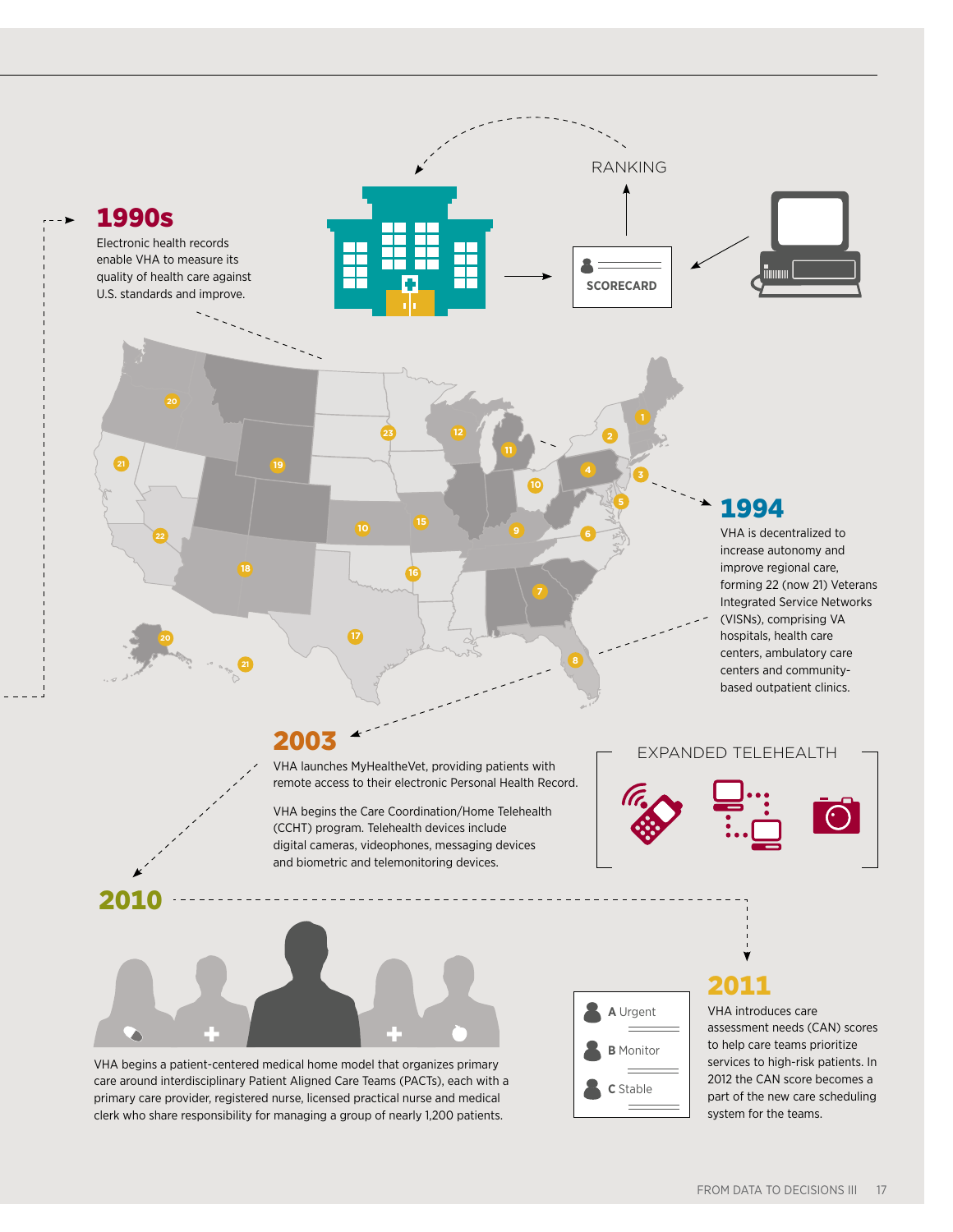## 1990s

Electronic health records enable VHA to measure its quality of health care against U.S. standards and improve.

RANKING

SCORECARD

## 1994

VHA is decentralized to increase autonomy and improve regional care, forming 22 (now 21) Veterans Integrated Service Networks (VISNs), comprising VA hospitals, health care centers, ambulatory care centers and community-based outpatient clinics.

## 2003

VHA launches MyHealtheVet, providing patients with remote access to their electronic Personal Health Record.

VHA begins the Care Coordination/Home Telehealth (CCHT) program. Telehealth devices include digital cameras, videophones, messaging devices and biometric and telemonitoring devices.

EXPANDED TELEHEALTH

## 2010

VHA begins a patient-centered medical home model that organizes primary care around interdisciplinary Patient Aligned Care Teams (PACTs), each with a primary care provider, registered nurse, licensed practical nurse and medical clerk who share responsibility for managing a group of nearly 1,200 patients.

## 2011

**A** Urgent

**B** Monitor

**C** Stable

VHA introduces care assessment needs (CAN) scores to help care teams prioritize services to high-risk patients. In 2012 the CAN score becomes a part of the new care scheduling system for the teams.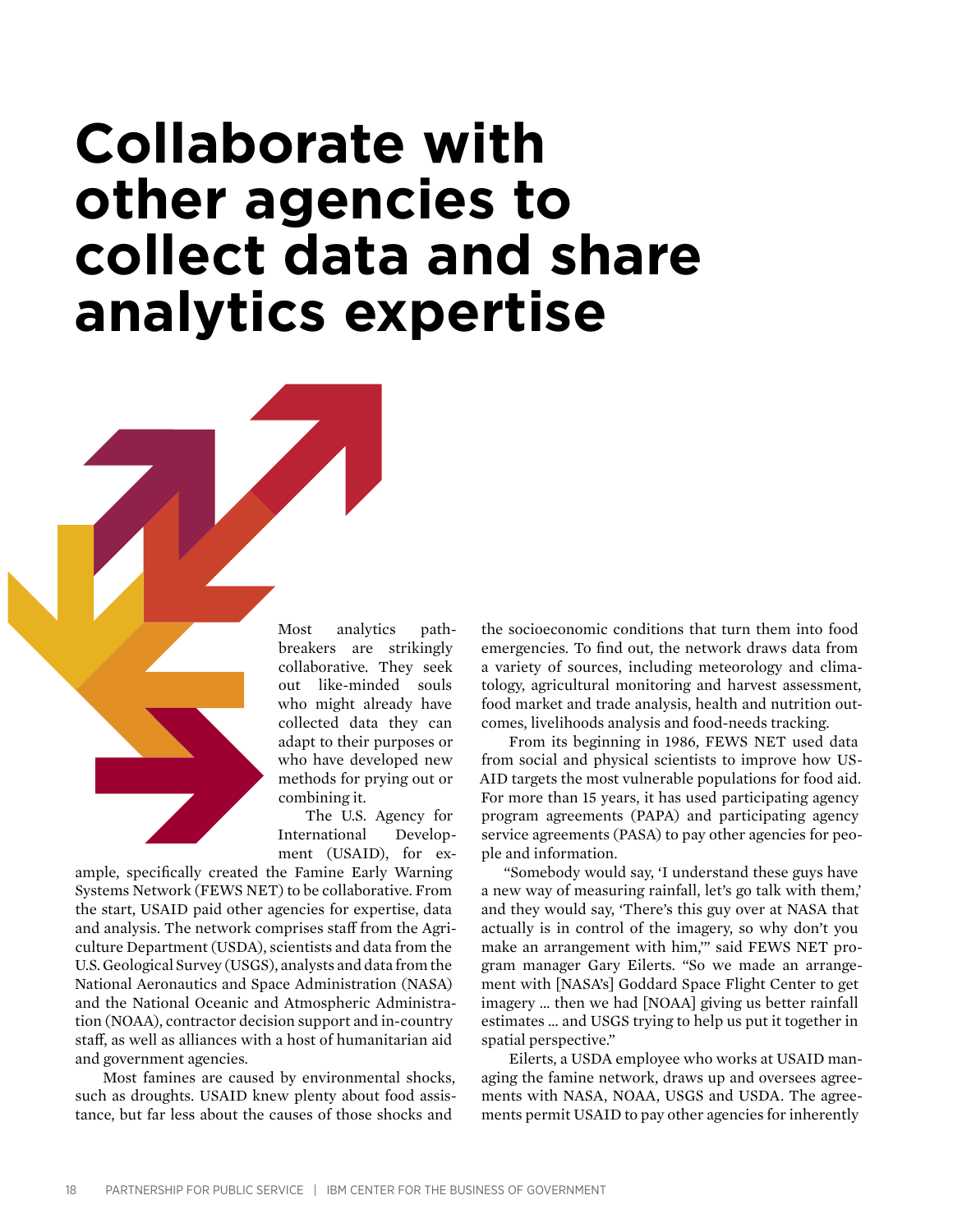# Collaborate with other agencies to collect data and share analytics expertise

Most analytics pathbreakers are strikingly collaborative. They seek out like-minded souls who might already have collected data they can adapt to their purposes or who have developed new methods for prying out or combining it.

The U.S. Agency for International Development (USAID), for example, specifically created the Famine Early Warning Systems Network (FEWS NET) to be collaborative. From the start, USAID paid other agencies for expertise, data and analysis. The network comprises staff from the Agriculture Department (USDA), scientists and data from the U.S. Geological Survey (USGS), analysts and data from the National Aeronautics and Space Administration (NASA) and the National Oceanic and Atmospheric Administration (NOAA), contractor decision support and in-country staff, as well as alliances with a host of humanitarian aid and government agencies.

Most famines are caused by environmental shocks, such as droughts. USAID knew plenty about food assistance, but far less about the causes of those shocks and the socioeconomic conditions that turn them into food emergencies. To find out, the network draws data from a variety of sources, including meteorology and climatology, agricultural monitoring and harvest assessment, food market and trade analysis, health and nutrition outcomes, livelihoods analysis and food-needs tracking.

From its beginning in 1986, FEWS NET used data from social and physical scientists to improve how USAID targets the most vulnerable populations for food aid. For more than 15 years, it has used participating agency program agreements (PAPA) and participating agency service agreements (PASA) to pay other agencies for people and information.

"Somebody would say, 'I understand these guys have a new way of measuring rainfall, let's go talk with them,' and they would say, 'There's this guy over at NASA that actually is in control of the imagery, so why don't you make an arrangement with him,'" said FEWS NET program manager Gary Eilerts. "So we made an arrangement with [NASA's] Goddard Space Flight Center to get imagery ... then we had [NOAA] giving us better rainfall estimates ... and USGS trying to help us put it together in spatial perspective."

Eilerts, a USDA employee who works at USAID managing the famine network, draws up and oversees agreements with NASA, NOAA, USGS and USDA. The agreements permit USAID to pay other agencies for inherently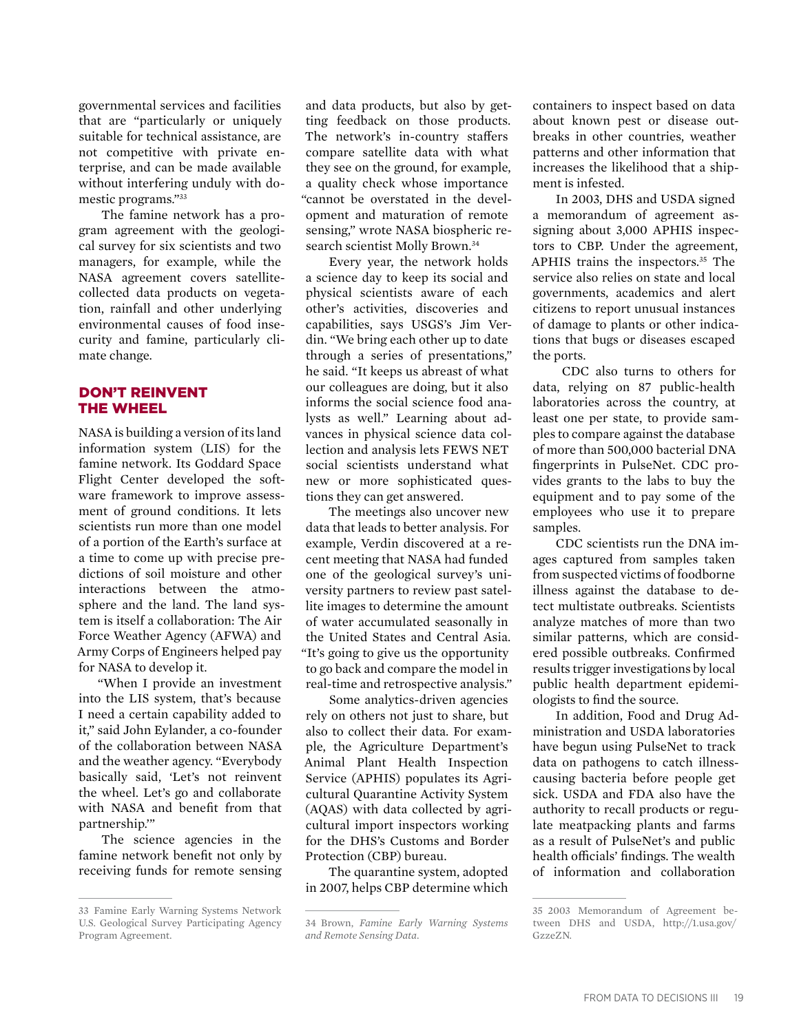governmental services and facilities that are "particularly or uniquely suitable for technical assistance, are not competitive with private enterprise, and can be made available without interfering unduly with domestic programs."[33]

The famine network has a program agreement with the geological survey for six scientists and two managers, for example, while the NASA agreement covers satellite-collected data products on vegetation, rainfall and other underlying environmental causes of food insecurity and famine, particularly climate change.

## DON'T REINVENT THE WHEEL

NASA is building a version of its land information system (LIS) for the famine network. Its Goddard Space Flight Center developed the software framework to improve assessment of ground conditions. It lets scientists run more than one model of a portion of the Earth's surface at a time to come up with precise predictions of soil moisture and other interactions between the atmosphere and the land. The land system is itself a collaboration: The Air Force Weather Agency (AFWA) and Army Corps of Engineers helped pay for NASA to develop it.

"When I provide an investment into the LIS system, that's because I need a certain capability added to it," said John Eylander, a co-founder of the collaboration between NASA and the weather agency. "Everybody basically said, 'Let's not reinvent the wheel. Let's go and collaborate with NASA and benefit from that partnership.'"

The science agencies in the famine network benefit not only by receiving funds for remote sensing and data products, but also by getting feedback on those products. The network's in-country staffers compare satellite data with what they see on the ground, for example, a quality check whose importance "cannot be overstated in the development and maturation of remote sensing," wrote NASA biospheric research scientist Molly Brown.[34]

Every year, the network holds a science day to keep its social and physical scientists aware of each other's activities, discoveries and capabilities, says USGS's Jim Verdin. "We bring each other up to date through a series of presentations," he said. "It keeps us abreast of what our colleagues are doing, but it also informs the social science food analysts as well." Learning about advances in physical science data collection and analysis lets FEWS NET social scientists understand what new or more sophisticated questions they can get answered.

The meetings also uncover new data that leads to better analysis. For example, Verdin discovered at a recent meeting that NASA had funded one of the geological survey's university partners to review past satellite images to determine the amount of water accumulated seasonally in the United States and Central Asia. "It's going to give us the opportunity to go back and compare the model in real-time and retrospective analysis."

Some analytics-driven agencies rely on others not just to share, but also to collect their data. For example, the Agriculture Department's Animal Plant Health Inspection Service (APHIS) populates its Agricultural Quarantine Activity System (AQAS) with data collected by agricultural import inspectors working for the DHS's Customs and Border Protection (CBP) bureau.

The quarantine system, adopted in 2007, helps CBP determine which containers to inspect based on data about known pest or disease outbreaks in other countries, weather patterns and other information that increases the likelihood that a shipment is infested.

In 2003, DHS and USDA signed a memorandum of agreement assigning about 3,000 APHIS inspectors to CBP. Under the agreement, APHIS trains the inspectors.[35] The service also relies on state and local governments, academics and alert citizens to report unusual instances of damage to plants or other indications that bugs or diseases escaped the ports.

CDC also turns to others for data, relying on 87 public-health laboratories across the country, at least one per state, to provide samples to compare against the database of more than 500,000 bacterial DNA fingerprints in PulseNet. CDC provides grants to the labs to buy the equipment and to pay some of the employees who use it to prepare samples.

CDC scientists run the DNA images captured from samples taken from suspected victims of foodborne illness against the database to detect multistate outbreaks. Scientists analyze matches of more than two similar patterns, which are considered possible outbreaks. Confirmed results trigger investigations by local public health department epidemiologists to find the source.

In addition, Food and Drug Administration and USDA laboratories have begun using PulseNet to track data on pathogens to catch illness-causing bacteria before people get sick. USDA and FDA also have the authority to recall products or regulate meatpacking plants and farms as a result of PulseNet's and public health officials' findings. The wealth of information and collaboration

---

33 Famine Early Warning Systems Network U.S. Geological Survey Participating Agency Program Agreement.

34 Brown, *Famine Early Warning Systems and Remote Sensing Data*.

35 2003 Memorandum of Agreement between DHS and USDA, http://1.usa.gov/GzzeZN.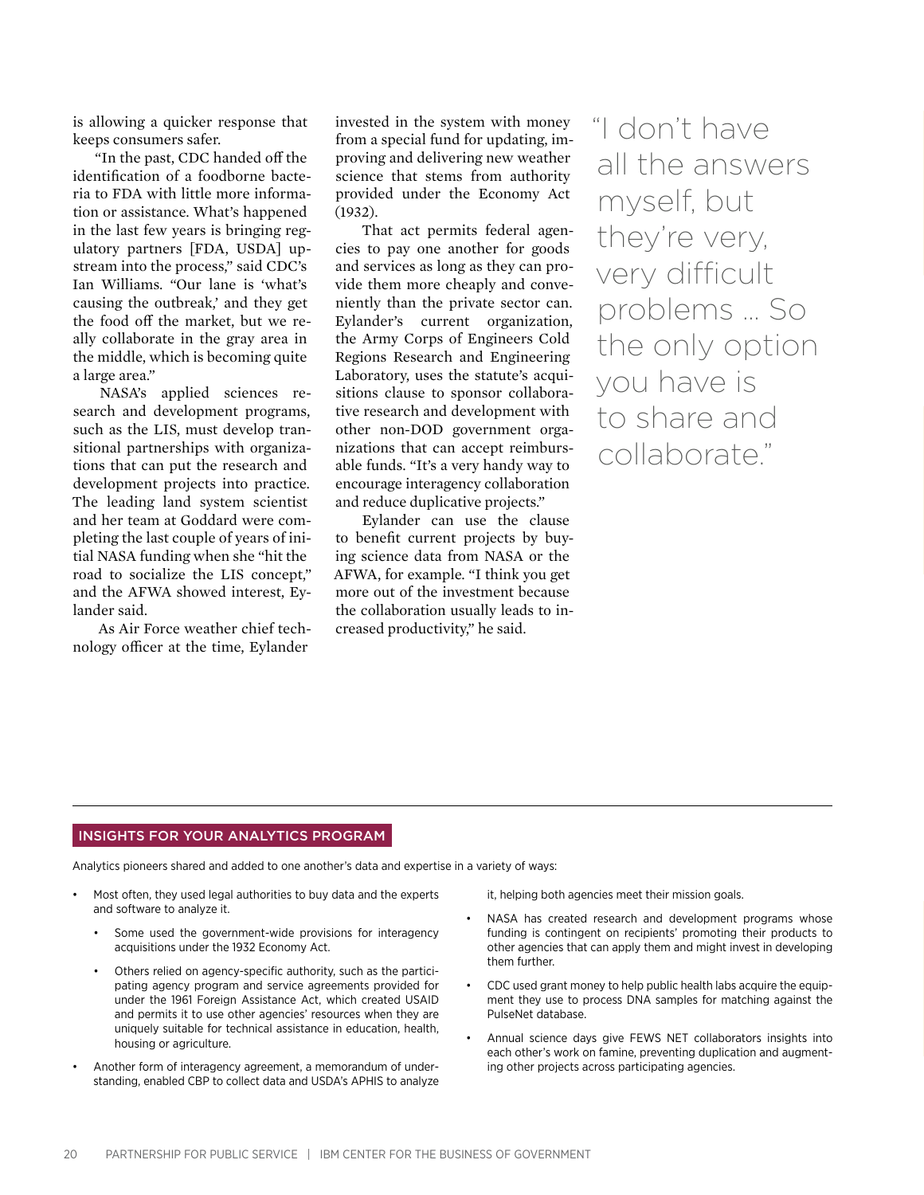is allowing a quicker response that keeps consumers safer.

"In the past, CDC handed off the identification of a foodborne bacteria to FDA with little more information or assistance. What's happened in the last few years is bringing regulatory partners [FDA, USDA] upstream into the process," said CDC's Ian Williams. "Our lane is 'what's causing the outbreak,' and they get the food off the market, but we really collaborate in the gray area in the middle, which is becoming quite a large area."

NASA's applied sciences research and development programs, such as the LIS, must develop transitional partnerships with organizations that can put the research and development projects into practice. The leading land system scientist and her team at Goddard were completing the last couple of years of initial NASA funding when she "hit the road to socialize the LIS concept," and the AFWA showed interest, Eylander said.

As Air Force weather chief technology officer at the time, Eylander invested in the system with money from a special fund for updating, improving and delivering new weather science that stems from authority provided under the Economy Act (1932).

That act permits federal agencies to pay one another for goods and services as long as they can provide them more cheaply and conveniently than the private sector can. Eylander's current organization, the Army Corps of Engineers Cold Regions Research and Engineering Laboratory, uses the statute's acquisitions clause to sponsor collaborative research and development with other non-DOD government organizations that can accept reimbursable funds. "It's a very handy way to encourage interagency collaboration and reduce duplicative projects."

Eylander can use the clause to benefit current projects by buying science data from NASA or the AFWA, for example. "I think you get more out of the investment because the collaboration usually leads to increased productivity," he said.

> "I don't have all the answers myself, but they're very, very difficult problems ... So the only option you have is to share and collaborate."

---

## INSIGHTS FOR YOUR ANALYTICS PROGRAM

Analytics pioneers shared and added to one another's data and expertise in a variety of ways:

- Most often, they used legal authorities to buy data and the experts and software to analyze it.
  - Some used the government-wide provisions for interagency acquisitions under the 1932 Economy Act.
  - Others relied on agency-specific authority, such as the participating agency program and service agreements provided for under the 1961 Foreign Assistance Act, which created USAID and permits it to use other agencies' resources when they are uniquely suitable for technical assistance in education, health, housing or agriculture.
- Another form of interagency agreement, a memorandum of understanding, enabled CBP to collect data and USDA's APHIS to analyze it, helping both agencies meet their mission goals.
- NASA has created research and development programs whose funding is contingent on recipients' promoting their products to other agencies that can apply them and might invest in developing them further.
- CDC used grant money to help public health labs acquire the equipment they use to process DNA samples for matching against the PulseNet database.
- Annual science days give FEWS NET collaborators insights into each other's work on famine, preventing duplication and augmenting other projects across participating agencies.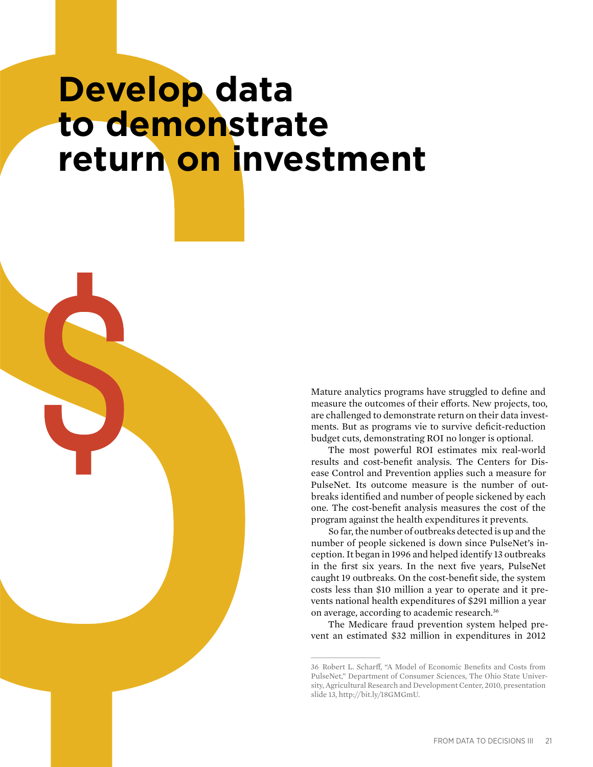# Develop data to demonstrate return on investment

Mature analytics programs have struggled to define and measure the outcomes of their efforts. New projects, too, are challenged to demonstrate return on their data investments. But as programs vie to survive deficit-reduction budget cuts, demonstrating ROI no longer is optional.

The most powerful ROI estimates mix real-world results and cost-benefit analysis. The Centers for Disease Control and Prevention applies such a measure for PulseNet. Its outcome measure is the number of outbreaks identified and number of people sickened by each one. The cost-benefit analysis measures the cost of the program against the health expenditures it prevents.

So far, the number of outbreaks detected is up and the number of people sickened is down since PulseNet's inception. It began in 1996 and helped identify 13 outbreaks in the first six years. In the next five years, PulseNet caught 19 outbreaks. On the cost-benefit side, the system costs less than $10 million a year to operate and it prevents national health expenditures of $291 million a year on average, according to academic research.[36]

The Medicare fraud prevention system helped prevent an estimated $32 million in expenditures in 2012

---

36 Robert L. Scharff, "A Model of Economic Benefits and Costs from PulseNet," Department of Consumer Sciences, The Ohio State University, Agricultural Research and Development Center, 2010, presentation slide 13, http://bit.ly/18GMGmU.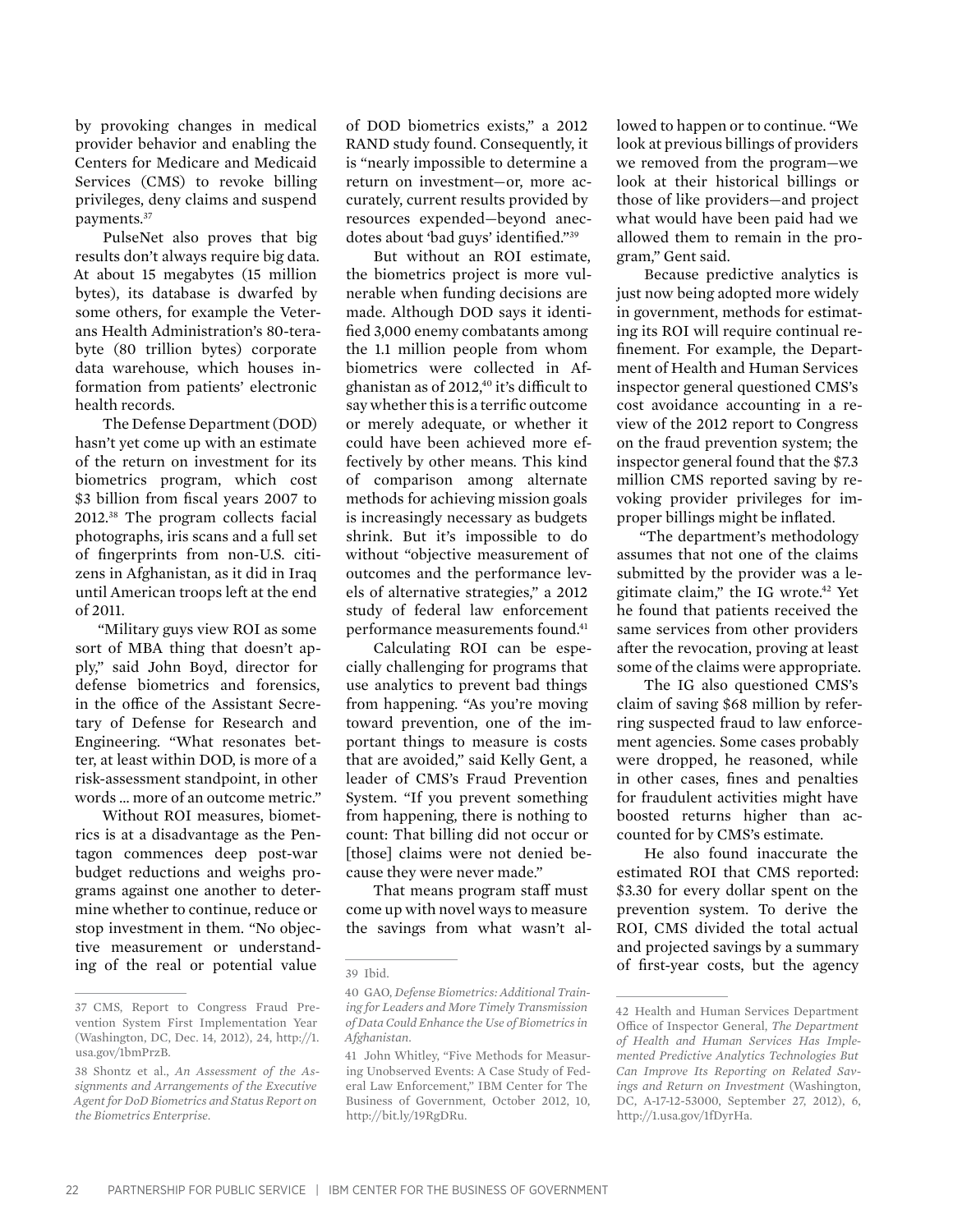by provoking changes in medical provider behavior and enabling the Centers for Medicare and Medicaid Services (CMS) to revoke billing privileges, deny claims and suspend payments.[37]

PulseNet also proves that big results don't always require big data. At about 15 megabytes (15 million bytes), its database is dwarfed by some others, for example the Veterans Health Administration's 80-terabyte (80 trillion bytes) corporate data warehouse, which houses information from patients' electronic health records.

The Defense Department (DOD) hasn't yet come up with an estimate of the return on investment for its biometrics program, which cost $3 billion from fiscal years 2007 to 2012.[38] The program collects facial photographs, iris scans and a full set of fingerprints from non-U.S. citizens in Afghanistan, as it did in Iraq until American troops left at the end of 2011.

"Military guys view ROI as some sort of MBA thing that doesn't apply," said John Boyd, director for defense biometrics and forensics, in the office of the Assistant Secretary of Defense for Research and Engineering. "What resonates better, at least within DOD, is more of a risk-assessment standpoint, in other words ... more of an outcome metric."

Without ROI measures, biometrics is at a disadvantage as the Pentagon commences deep post-war budget reductions and weighs programs against one another to determine whether to continue, reduce or stop investment in them. "No objective measurement or understanding of the real or potential value of DOD biometrics exists," a 2012 RAND study found. Consequently, it is "nearly impossible to determine a return on investment—or, more accurately, current results provided by resources expended—beyond anecdotes about 'bad guys' identified."[39]

But without an ROI estimate, the biometrics project is more vulnerable when funding decisions are made. Although DOD says it identified 3,000 enemy combatants among the 1.1 million people from whom biometrics were collected in Afghanistan as of 2012,[40] it's difficult to say whether this is a terrific outcome or merely adequate, or whether it could have been achieved more effectively by other means. This kind of comparison among alternate methods for achieving mission goals is increasingly necessary as budgets shrink. But it's impossible to do without "objective measurement of outcomes and the performance levels of alternative strategies," a 2012 study of federal law enforcement performance measurements found.[41]

Calculating ROI can be especially challenging for programs that use analytics to prevent bad things from happening. "As you're moving toward prevention, one of the important things to measure is costs that are avoided," said Kelly Gent, a leader of CMS's Fraud Prevention System. "If you prevent something from happening, there is nothing to count: That billing did not occur or [those] claims were not denied because they were never made."

That means program staff must come up with novel ways to measure the savings from what wasn't allowed to happen or to continue. "We look at previous billings of providers we removed from the program—we look at their historical billings or those of like providers—and project what would have been paid had we allowed them to remain in the program," Gent said.

Because predictive analytics is just now being adopted more widely in government, methods for estimating its ROI will require continual refinement. For example, the Department of Health and Human Services inspector general questioned CMS's cost avoidance accounting in a review of the 2012 report to Congress on the fraud prevention system; the inspector general found that the $7.3 million CMS reported saving by revoking provider privileges for improper billings might be inflated.

"The department's methodology assumes that not one of the claims submitted by the provider was a legitimate claim," the IG wrote.[42] Yet he found that patients received the same services from other providers after the revocation, proving at least some of the claims were appropriate.

The IG also questioned CMS's claim of saving $68 million by referring suspected fraud to law enforcement agencies. Some cases probably were dropped, he reasoned, while in other cases, fines and penalties for fraudulent activities might have boosted returns higher than accounted for by CMS's estimate.

He also found inaccurate the estimated ROI that CMS reported: $3.30 for every dollar spent on the prevention system. To derive the ROI, CMS divided the total actual and projected savings by a summary of first-year costs, but the agency

---

37 CMS, Report to Congress Fraud Prevention System First Implementation Year (Washington, DC, Dec. 14, 2012), 24, http://1.usa.gov/1bmPrzB.

38 Shontz et al., *An Assessment of the Assignments and Arrangements of the Executive Agent for DoD Biometrics and Status Report on the Biometrics Enterprise*.

39 Ibid.

40 GAO, *Defense Biometrics: Additional Training for Leaders and More Timely Transmission of Data Could Enhance the Use of Biometrics in Afghanistan*.

41 John Whitley, "Five Methods for Measuring Unobserved Events: A Case Study of Federal Law Enforcement," IBM Center for The Business of Government, October 2012, 10, http://bit.ly/19RgDRu.

42 Health and Human Services Department Office of Inspector General, *The Department of Health and Human Services Has Implemented Predictive Analytics Technologies But Can Improve Its Reporting on Related Savings and Return on Investment* (Washington, DC, A-17-12-53000, September 27, 2012), 6, http://1.usa.gov/1fDyrHa.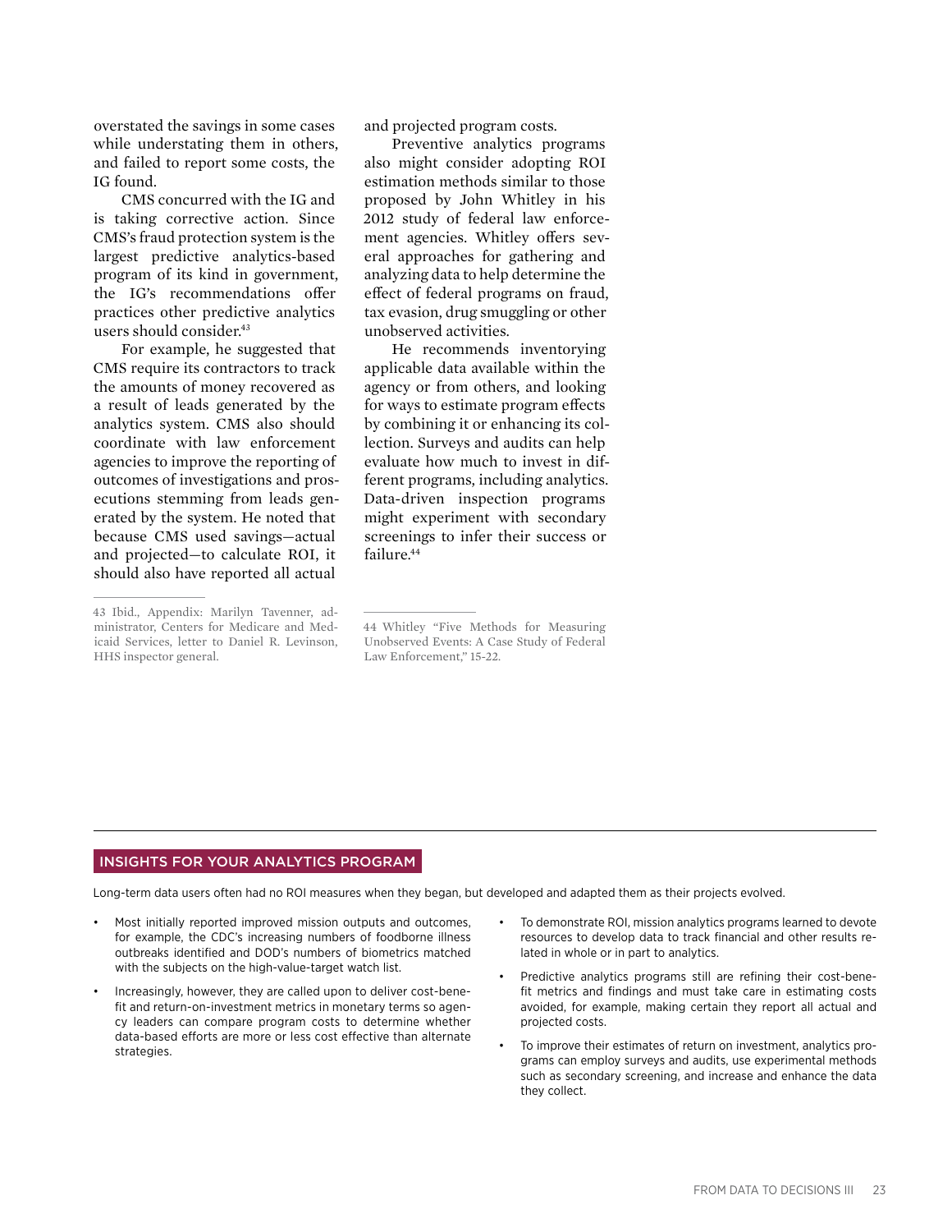overstated the savings in some cases while understating them in others, and failed to report some costs, the IG found.

CMS concurred with the IG and is taking corrective action. Since CMS's fraud protection system is the largest predictive analytics-based program of its kind in government, the IG's recommendations offer practices other predictive analytics users should consider.[43]

For example, he suggested that CMS require its contractors to track the amounts of money recovered as a result of leads generated by the analytics system. CMS also should coordinate with law enforcement agencies to improve the reporting of outcomes of investigations and prosecutions stemming from leads generated by the system. He noted that because CMS used savings—actual and projected—to calculate ROI, it should also have reported all actual and projected program costs.

Preventive analytics programs also might consider adopting ROI estimation methods similar to those proposed by John Whitley in his 2012 study of federal law enforcement agencies. Whitley offers several approaches for gathering and analyzing data to help determine the effect of federal programs on fraud, tax evasion, drug smuggling or other unobserved activities.

He recommends inventorying applicable data available within the agency or from others, and looking for ways to estimate program effects by combining it or enhancing its collection. Surveys and audits can help evaluate how much to invest in different programs, including analytics. Data-driven inspection programs might experiment with secondary screenings to infer their success or failure.[44]

43 Ibid., Appendix: Marilyn Tavenner, administrator, Centers for Medicare and Medicaid Services, letter to Daniel R. Levinson, HHS inspector general.

44 Whitley "Five Methods for Measuring Unobserved Events: A Case Study of Federal Law Enforcement," 15-22.

## INSIGHTS FOR YOUR ANALYTICS PROGRAM

Long-term data users often had no ROI measures when they began, but developed and adapted them as their projects evolved.

- Most initially reported improved mission outputs and outcomes, for example, the CDC's increasing numbers of foodborne illness outbreaks identified and DOD's numbers of biometrics matched with the subjects on the high-value-target watch list.
- Increasingly, however, they are called upon to deliver cost-benefit and return-on-investment metrics in monetary terms so agency leaders can compare program costs to determine whether data-based efforts are more or less cost effective than alternate strategies.
- To demonstrate ROI, mission analytics programs learned to devote resources to develop data to track financial and other results related in whole or in part to analytics.
- Predictive analytics programs still are refining their cost-benefit metrics and findings and must take care in estimating costs avoided, for example, making certain they report all actual and projected costs.
- To improve their estimates of return on investment, analytics programs can employ surveys and audits, use experimental methods such as secondary screening, and increase and enhance the data they collect.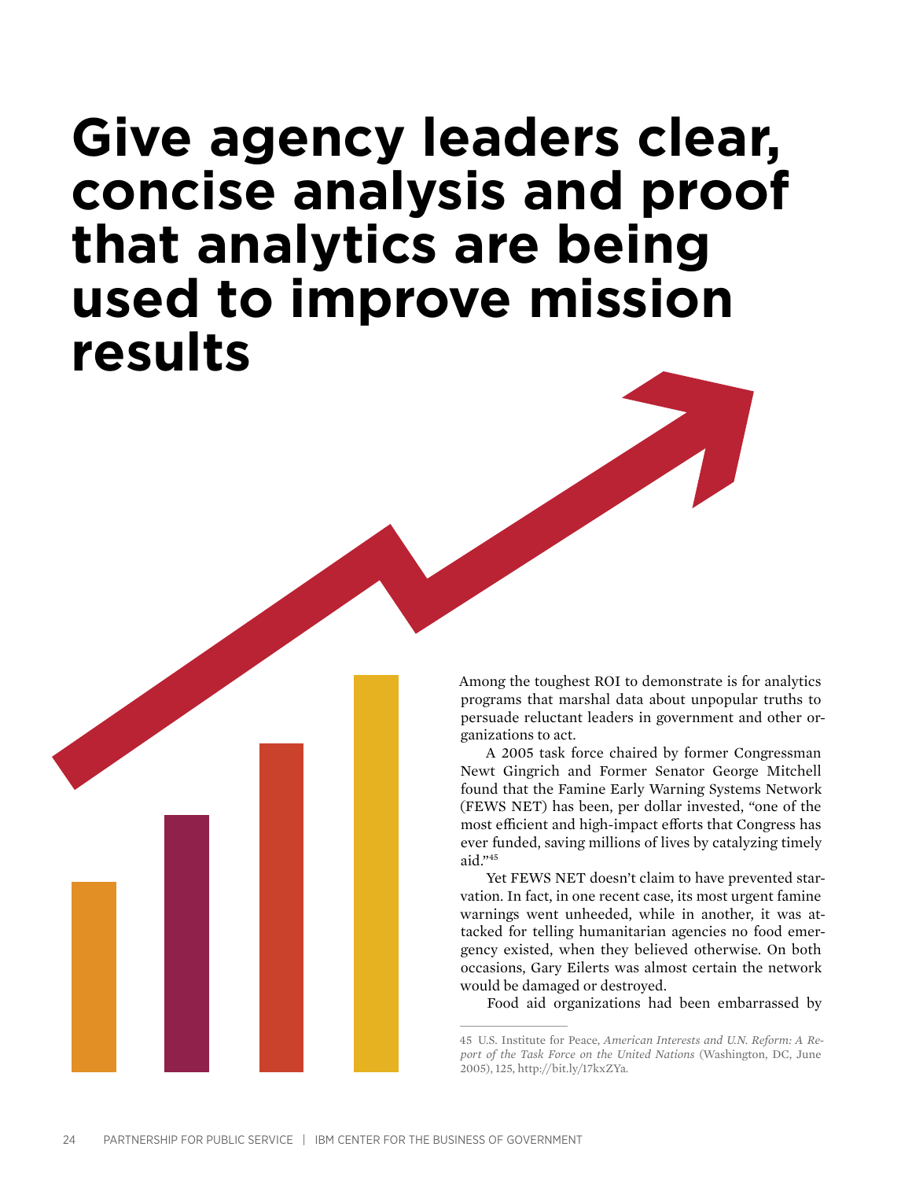# Give agency leaders clear, concise analysis and proof that analytics are being used to improve mission results

Among the toughest ROI to demonstrate is for analytics programs that marshal data about unpopular truths to persuade reluctant leaders in government and other organizations to act.

A 2005 task force chaired by former Congressman Newt Gingrich and Former Senator George Mitchell found that the Famine Early Warning Systems Network (FEWS NET) has been, per dollar invested, "one of the most efficient and high-impact efforts that Congress has ever funded, saving millions of lives by catalyzing timely aid."[45]

Yet FEWS NET doesn't claim to have prevented starvation. In fact, in one recent case, its most urgent famine warnings went unheeded, while in another, it was attacked for telling humanitarian agencies no food emergency existed, when they believed otherwise. On both occasions, Gary Eilerts was almost certain the network would be damaged or destroyed.

Food aid organizations had been embarrassed by

---

45 U.S. Institute for Peace, *American Interests and U.N. Reform: A Report of the Task Force on the United Nations* (Washington, DC, June 2005), 125, http://bit.ly/17kxZYa.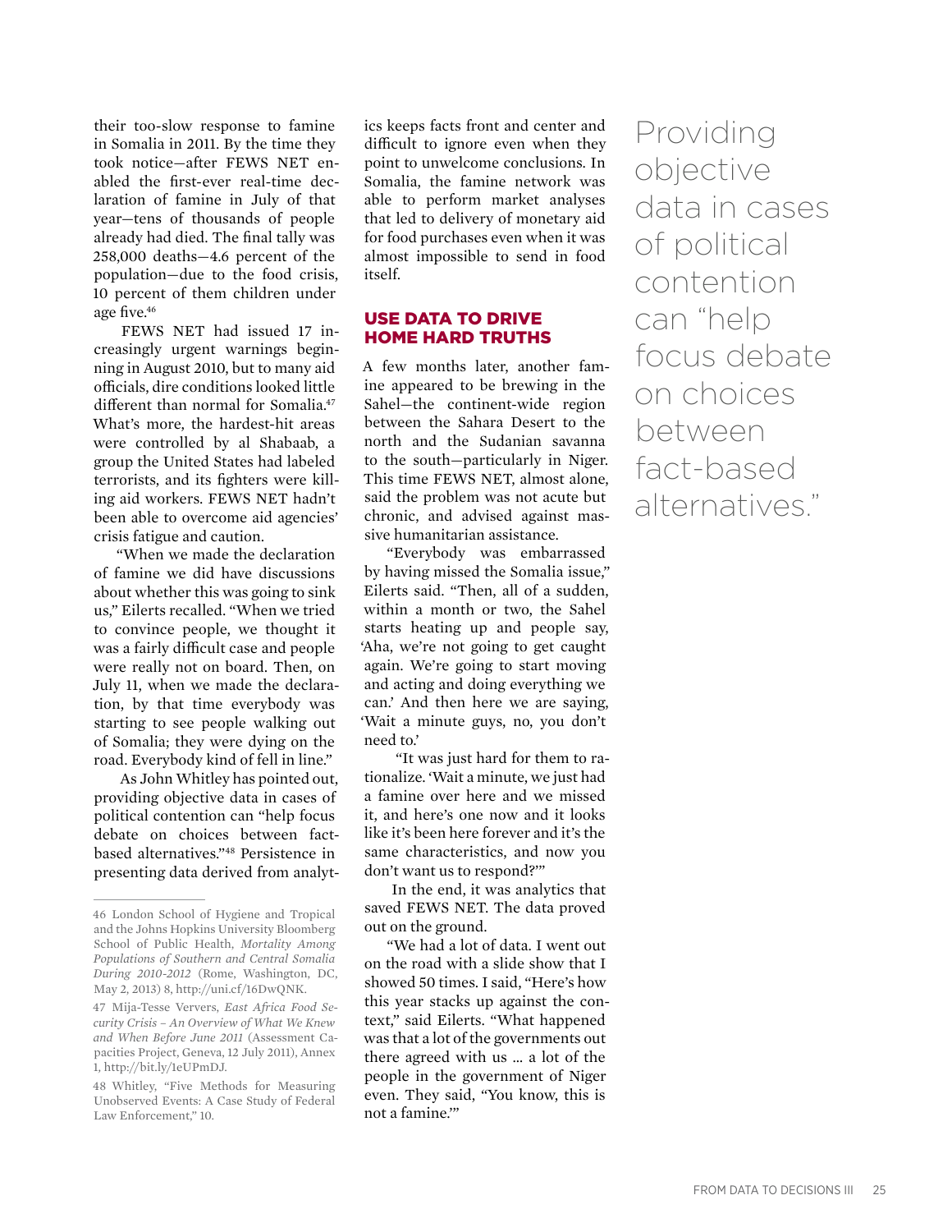their too-slow response to famine in Somalia in 2011. By the time they took notice—after FEWS NET enabled the first-ever real-time declaration of famine in July of that year—tens of thousands of people already had died. The final tally was 258,000 deaths—4.6 percent of the population—due to the food crisis, 10 percent of them children under age five.[46]

FEWS NET had issued 17 increasingly urgent warnings beginning in August 2010, but to many aid officials, dire conditions looked little different than normal for Somalia.[47] What's more, the hardest-hit areas were controlled by al Shabaab, a group the United States had labeled terrorists, and its fighters were killing aid workers. FEWS NET hadn't been able to overcome aid agencies' crisis fatigue and caution.

"When we made the declaration of famine we did have discussions about whether this was going to sink us," Eilerts recalled. "When we tried to convince people, we thought it was a fairly difficult case and people were really not on board. Then, on July 11, when we made the declaration, by that time everybody was starting to see people walking out of Somalia; they were dying on the road. Everybody kind of fell in line."

As John Whitley has pointed out, providing objective data in cases of political contention can "help focus debate on choices between fact-based alternatives."[48] Persistence in presenting data derived from analytics keeps facts front and center and difficult to ignore even when they point to unwelcome conclusions. In Somalia, the famine network was able to perform market analyses that led to delivery of monetary aid for food purchases even when it was almost impossible to send in food itself.

## USE DATA TO DRIVE HOME HARD TRUTHS

A few months later, another famine appeared to be brewing in the Sahel—the continent-wide region between the Sahara Desert to the north and the Sudanian savanna to the south—particularly in Niger. This time FEWS NET, almost alone, said the problem was not acute but chronic, and advised against massive humanitarian assistance.

"Everybody was embarrassed by having missed the Somalia issue," Eilerts said. "Then, all of a sudden, within a month or two, the Sahel starts heating up and people say, 'Aha, we're not going to get caught again. We're going to start moving and acting and doing everything we can.' And then here we are saying, 'Wait a minute guys, no, you don't need to.'

"It was just hard for them to rationalize. 'Wait a minute, we just had a famine over here and we missed it, and here's one now and it looks like it's been here forever and it's the same characteristics, and now you don't want us to respond?'"

In the end, it was analytics that saved FEWS NET. The data proved out on the ground.

"We had a lot of data. I went out on the road with a slide show that I showed 50 times. I said, "Here's how this year stacks up against the context," said Eilerts. "What happened was that a lot of the governments out there agreed with us … a lot of the people in the government of Niger even. They said, "You know, this is not a famine.'"

> Providing objective data in cases of political contention can "help focus debate on choices between fact-based alternatives."

---

46 London School of Hygiene and Tropical and the Johns Hopkins University Bloomberg School of Public Health, *Mortality Among Populations of Southern and Central Somalia During 2010-2012* (Rome, Washington, DC, May 2, 2013) 8, http://uni.cf/16DwQNK.

47 Mija-Tesse Ververs, *East Africa Food Security Crisis – An Overview of What We Knew and When Before June 2011* (Assessment Capacities Project, Geneva, 12 July 2011), Annex 1, http://bit.ly/1eUPmDJ.

48 Whitley, "Five Methods for Measuring Unobserved Events: A Case Study of Federal Law Enforcement," 10.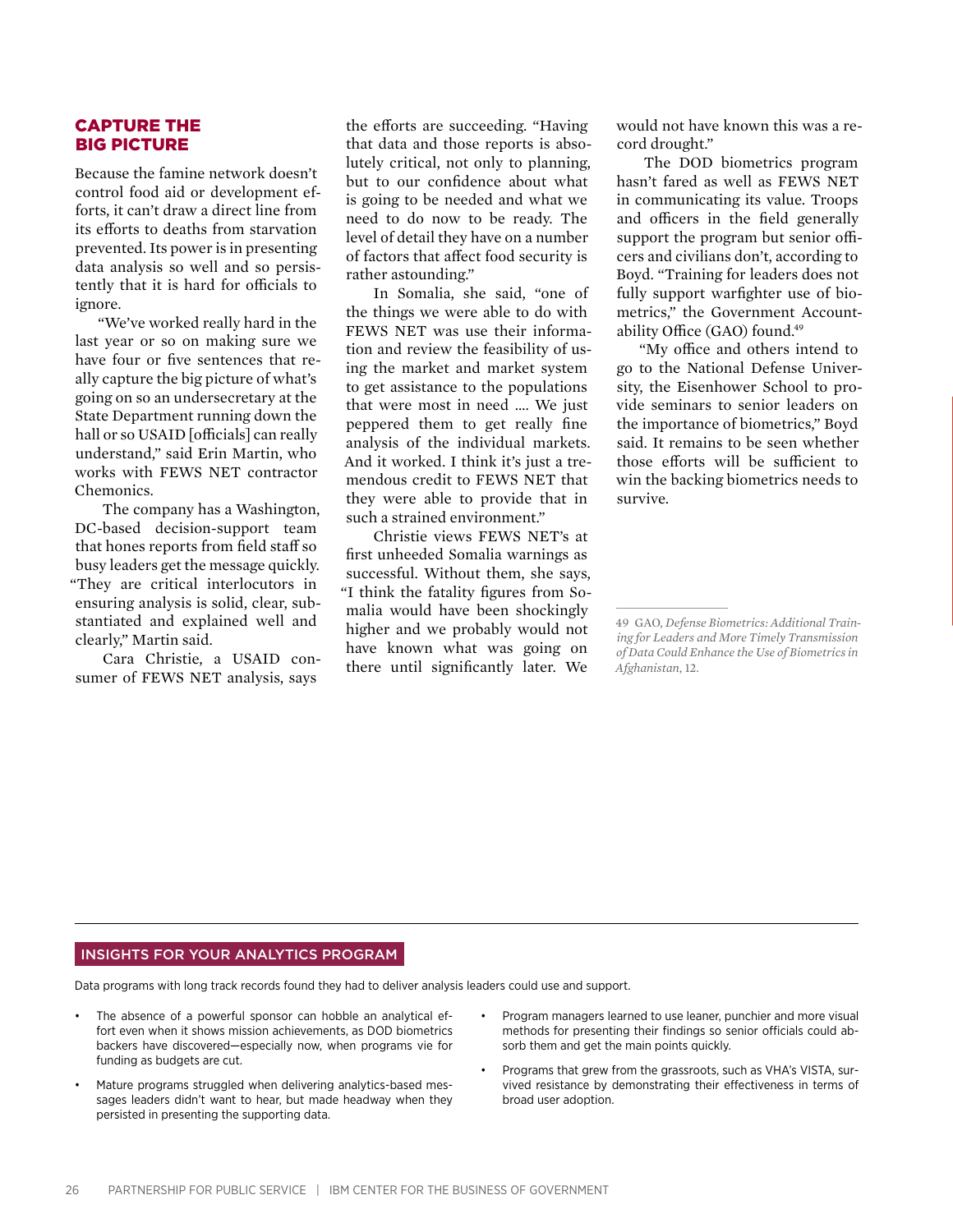## CAPTURE THE BIG PICTURE

Because the famine network doesn't control food aid or development efforts, it can't draw a direct line from its efforts to deaths from starvation prevented. Its power is in presenting data analysis so well and so persistently that it is hard for officials to ignore.

"We've worked really hard in the last year or so on making sure we have four or five sentences that really capture the big picture of what's going on so an undersecretary at the State Department running down the hall or so USAID [officials] can really understand," said Erin Martin, who works with FEWS NET contractor Chemonics.

The company has a Washington, DC-based decision-support team that hones reports from field staff so busy leaders get the message quickly. "They are critical interlocutors in ensuring analysis is solid, clear, substantiated and explained well and clearly," Martin said.

Cara Christie, a USAID consumer of FEWS NET analysis, says the efforts are succeeding. "Having that data and those reports is absolutely critical, not only to planning, but to our confidence about what is going to be needed and what we need to do now to be ready. The level of detail they have on a number of factors that affect food security is rather astounding."

In Somalia, she said, "one of the things we were able to do with FEWS NET was use their information and review the feasibility of using the market and market system to get assistance to the populations that were most in need .... We just peppered them to get really fine analysis of the individual markets. And it worked. I think it's just a tremendous credit to FEWS NET that they were able to provide that in such a strained environment."

Christie views FEWS NET's at first unheeded Somalia warnings as successful. Without them, she says, "I think the fatality figures from Somalia would have been shockingly higher and we probably would not have known what was going on there until significantly later. We would not have known this was a record drought."

The DOD biometrics program hasn't fared as well as FEWS NET in communicating its value. Troops and officers in the field generally support the program but senior officers and civilians don't, according to Boyd. "Training for leaders does not fully support warfighter use of biometrics," the Government Accountability Office (GAO) found.[49]

"My office and others intend to go to the National Defense University, the Eisenhower School to provide seminars to senior leaders on the importance of biometrics," Boyd said. It remains to be seen whether those efforts will be sufficient to win the backing biometrics needs to survive.

49 GAO, *Defense Biometrics: Additional Training for Leaders and More Timely Transmission of Data Could Enhance the Use of Biometrics in Afghanistan*, 12.

---

### INSIGHTS FOR YOUR ANALYTICS PROGRAM

Data programs with long track records found they had to deliver analysis leaders could use and support.

- The absence of a powerful sponsor can hobble an analytical effort even when it shows mission achievements, as DOD biometrics backers have discovered—especially now, when programs vie for funding as budgets are cut.
- Mature programs struggled when delivering analytics-based messages leaders didn't want to hear, but made headway when they persisted in presenting the supporting data.
- Program managers learned to use leaner, punchier and more visual methods for presenting their findings so senior officials could absorb them and get the main points quickly.
- Programs that grew from the grassroots, such as VHA's VISTA, survived resistance by demonstrating their effectiveness in terms of broad user adoption.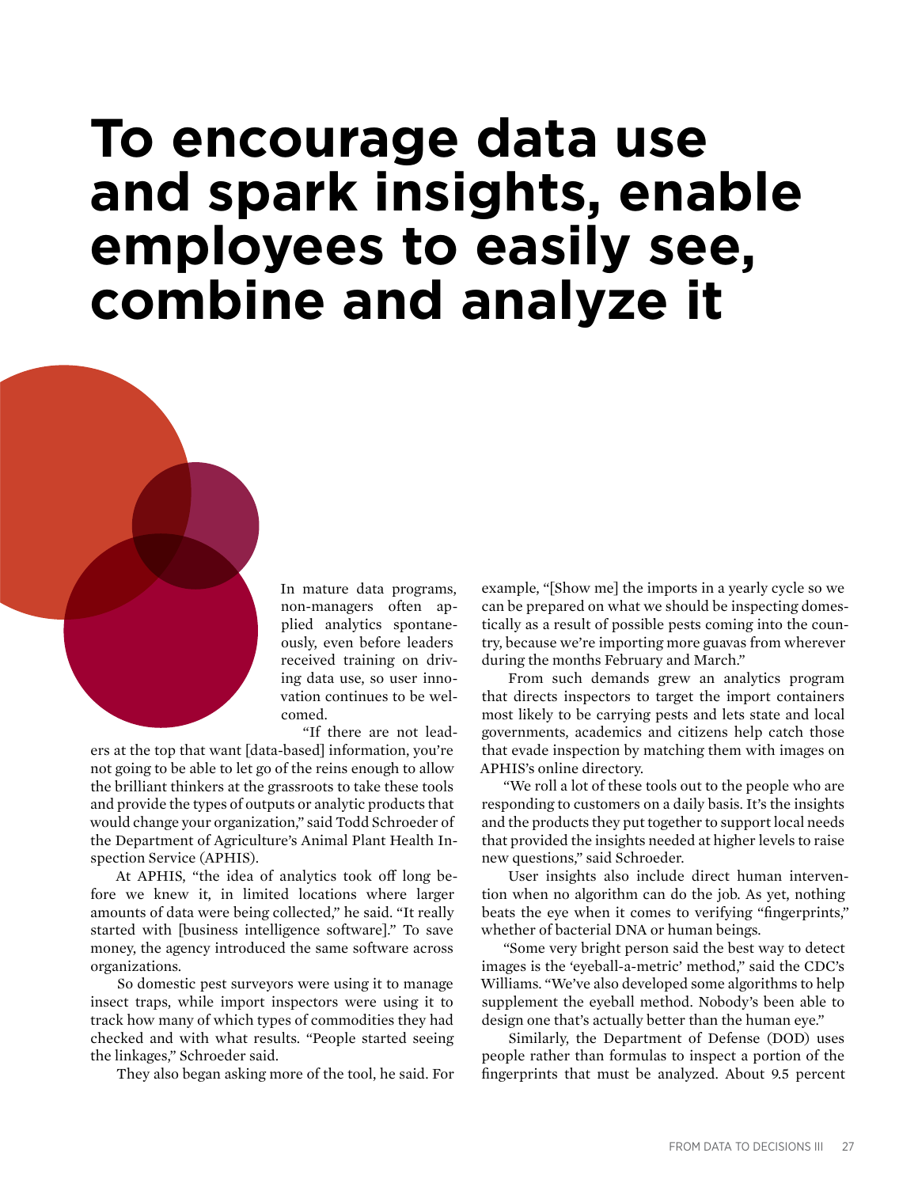# To encourage data use and spark insights, enable employees to easily see, combine and analyze it

In mature data programs, non-managers often applied analytics spontaneously, even before leaders received training on driving data use, so user innovation continues to be welcomed.

"If there are not leaders at the top that want [data-based] information, you're not going to be able to let go of the reins enough to allow the brilliant thinkers at the grassroots to take these tools and provide the types of outputs or analytic products that would change your organization," said Todd Schroeder of the Department of Agriculture's Animal Plant Health Inspection Service (APHIS).

At APHIS, "the idea of analytics took off long before we knew it, in limited locations where larger amounts of data were being collected," he said. "It really started with [business intelligence software]." To save money, the agency introduced the same software across organizations.

So domestic pest surveyors were using it to manage insect traps, while import inspectors were using it to track how many of which types of commodities they had checked and with what results. "People started seeing the linkages," Schroeder said.

They also began asking more of the tool, he said. For example, "[Show me] the imports in a yearly cycle so we can be prepared on what we should be inspecting domestically as a result of possible pests coming into the country, because we're importing more guavas from wherever during the months February and March."

From such demands grew an analytics program that directs inspectors to target the import containers most likely to be carrying pests and lets state and local governments, academics and citizens help catch those that evade inspection by matching them with images on APHIS's online directory.

"We roll a lot of these tools out to the people who are responding to customers on a daily basis. It's the insights and the products they put together to support local needs that provided the insights needed at higher levels to raise new questions," said Schroeder.

User insights also include direct human intervention when no algorithm can do the job. As yet, nothing beats the eye when it comes to verifying "fingerprints," whether of bacterial DNA or human beings.

"Some very bright person said the best way to detect images is the 'eyeball-a-metric' method," said the CDC's Williams. "We've also developed some algorithms to help supplement the eyeball method. Nobody's been able to design one that's actually better than the human eye."

Similarly, the Department of Defense (DOD) uses people rather than formulas to inspect a portion of the fingerprints that must be analyzed. About 9.5 percent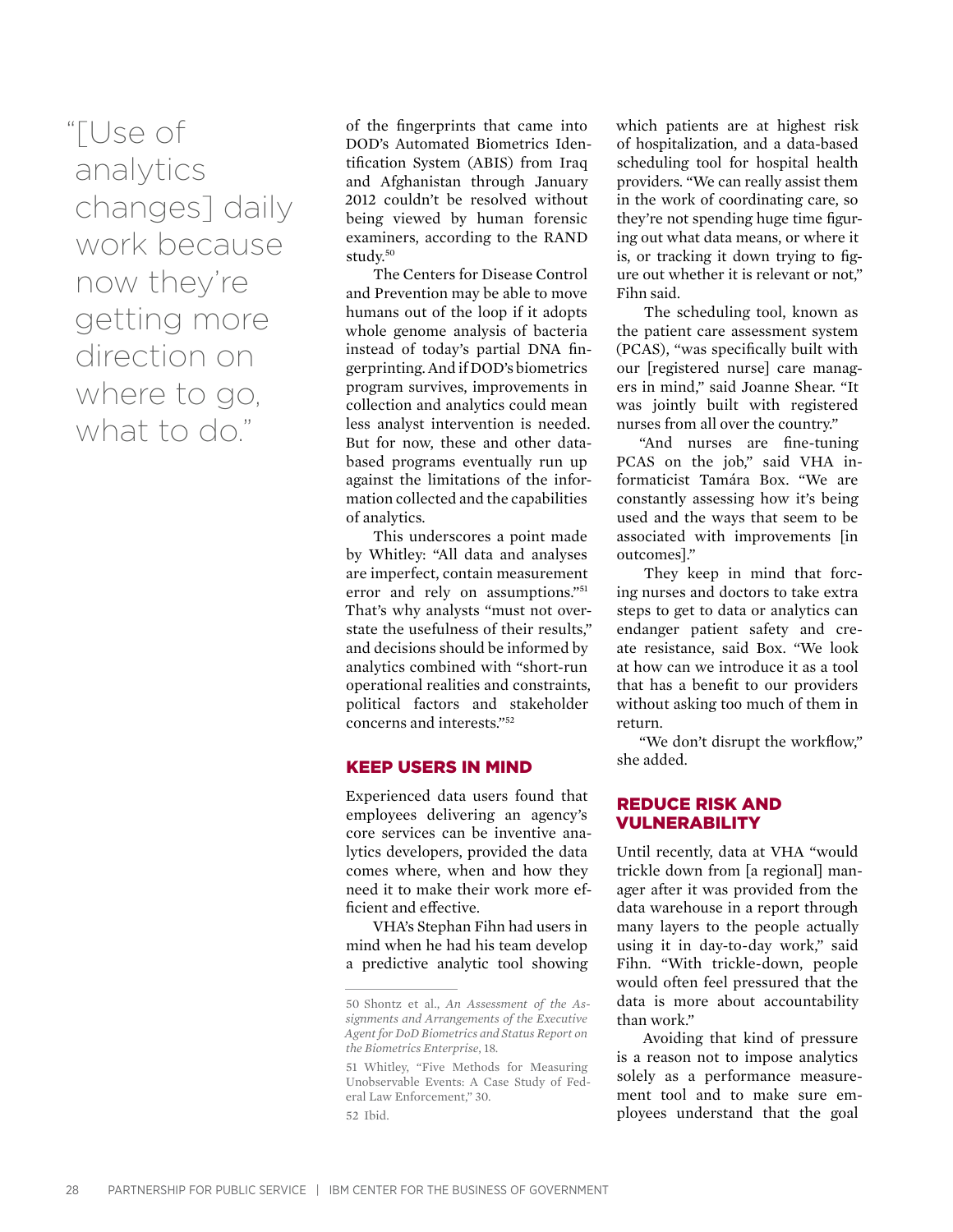> "[Use of analytics changes] daily work because now they're getting more direction on where to go, what to do."

of the fingerprints that came into DOD's Automated Biometrics Identification System (ABIS) from Iraq and Afghanistan through January 2012 couldn't be resolved without being viewed by human forensic examiners, according to the RAND study.[50]

The Centers for Disease Control and Prevention may be able to move humans out of the loop if it adopts whole genome analysis of bacteria instead of today's partial DNA fingerprinting. And if DOD's biometrics program survives, improvements in collection and analytics could mean less analyst intervention is needed. But for now, these and other data-based programs eventually run up against the limitations of the information collected and the capabilities of analytics.

This underscores a point made by Whitley: "All data and analyses are imperfect, contain measurement error and rely on assumptions."[51] That's why analysts "must not overstate the usefulness of their results," and decisions should be informed by analytics combined with "short-run operational realities and constraints, political factors and stakeholder concerns and interests."[52]

## KEEP USERS IN MIND

Experienced data users found that employees delivering an agency's core services can be inventive analytics developers, provided the data comes where, when and how they need it to make their work more efficient and effective.

VHA's Stephan Fihn had users in mind when he had his team develop a predictive analytic tool showing which patients are at highest risk of hospitalization, and a data-based scheduling tool for hospital health providers. "We can really assist them in the work of coordinating care, so they're not spending huge time figuring out what data means, or where it is, or tracking it down trying to figure out whether it is relevant or not," Fihn said.

The scheduling tool, known as the patient care assessment system (PCAS), "was specifically built with our [registered nurse] care managers in mind," said Joanne Shear. "It was jointly built with registered nurses from all over the country."

"And nurses are fine-tuning PCAS on the job," said VHA informaticist Tamára Box. "We are constantly assessing how it's being used and the ways that seem to be associated with improvements [in outcomes]."

They keep in mind that forcing nurses and doctors to take extra steps to get to data or analytics can endanger patient safety and create resistance, said Box. "We look at how can we introduce it as a tool that has a benefit to our providers without asking too much of them in return.

"We don't disrupt the workflow," she added.

## REDUCE RISK AND VULNERABILITY

Until recently, data at VHA "would trickle down from [a regional] manager after it was provided from the data warehouse in a report through many layers to the people actually using it in day-to-day work," said Fihn. "With trickle-down, people would often feel pressured that the data is more about accountability than work."

Avoiding that kind of pressure is a reason not to impose analytics solely as a performance measurement tool and to make sure employees understand that the goal

---

50 Shontz et al., *An Assessment of the Assignments and Arrangements of the Executive Agent for DoD Biometrics and Status Report on the Biometrics Enterprise*, 18.

51 Whitley, "Five Methods for Measuring Unobservable Events: A Case Study of Federal Law Enforcement," 30.

52 Ibid.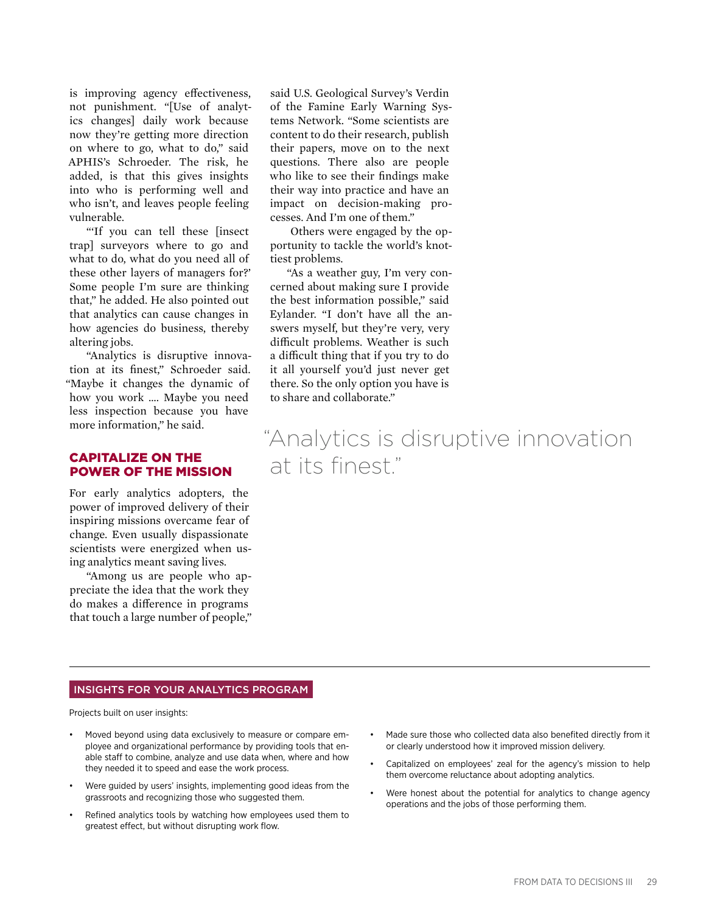is improving agency effectiveness, not punishment. "[Use of analytics changes] daily work because now they're getting more direction on where to go, what to do," said APHIS's Schroeder. The risk, he added, is that this gives insights into who is performing well and who isn't, and leaves people feeling vulnerable.

"'If you can tell these [insect trap] surveyors where to go and what to do, what do you need all of these other layers of managers for?' Some people I'm sure are thinking that," he added. He also pointed out that analytics can cause changes in how agencies do business, thereby altering jobs.

"Analytics is disruptive innovation at its finest," Schroeder said. "Maybe it changes the dynamic of how you work .... Maybe you need less inspection because you have more information," he said.

## CAPITALIZE ON THE POWER OF THE MISSION

For early analytics adopters, the power of improved delivery of their inspiring missions overcame fear of change. Even usually dispassionate scientists were energized when using analytics meant saving lives.

"Among us are people who appreciate the idea that the work they do makes a difference in programs that touch a large number of people," said U.S. Geological Survey's Verdin of the Famine Early Warning Systems Network. "Some scientists are content to do their research, publish their papers, move on to the next questions. There also are people who like to see their findings make their way into practice and have an impact on decision-making processes. And I'm one of them."

Others were engaged by the opportunity to tackle the world's knottiest problems.

"As a weather guy, I'm very concerned about making sure I provide the best information possible," said Eylander. "I don't have all the answers myself, but they're very, very difficult problems. Weather is such a difficult thing that if you try to do it all yourself you'd just never get there. So the only option you have is to share and collaborate."

> "Analytics is disruptive innovation at its finest."

---

### INSIGHTS FOR YOUR ANALYTICS PROGRAM

Projects built on user insights:

- Moved beyond using data exclusively to measure or compare employee and organizational performance by providing tools that enable staff to combine, analyze and use data when, where and how they needed it to speed and ease the work process.
- Were guided by users' insights, implementing good ideas from the grassroots and recognizing those who suggested them.
- Refined analytics tools by watching how employees used them to greatest effect, but without disrupting work flow.
- Made sure those who collected data also benefited directly from it or clearly understood how it improved mission delivery.
- Capitalized on employees' zeal for the agency's mission to help them overcome reluctance about adopting analytics.
- Were honest about the potential for analytics to change agency operations and the jobs of those performing them.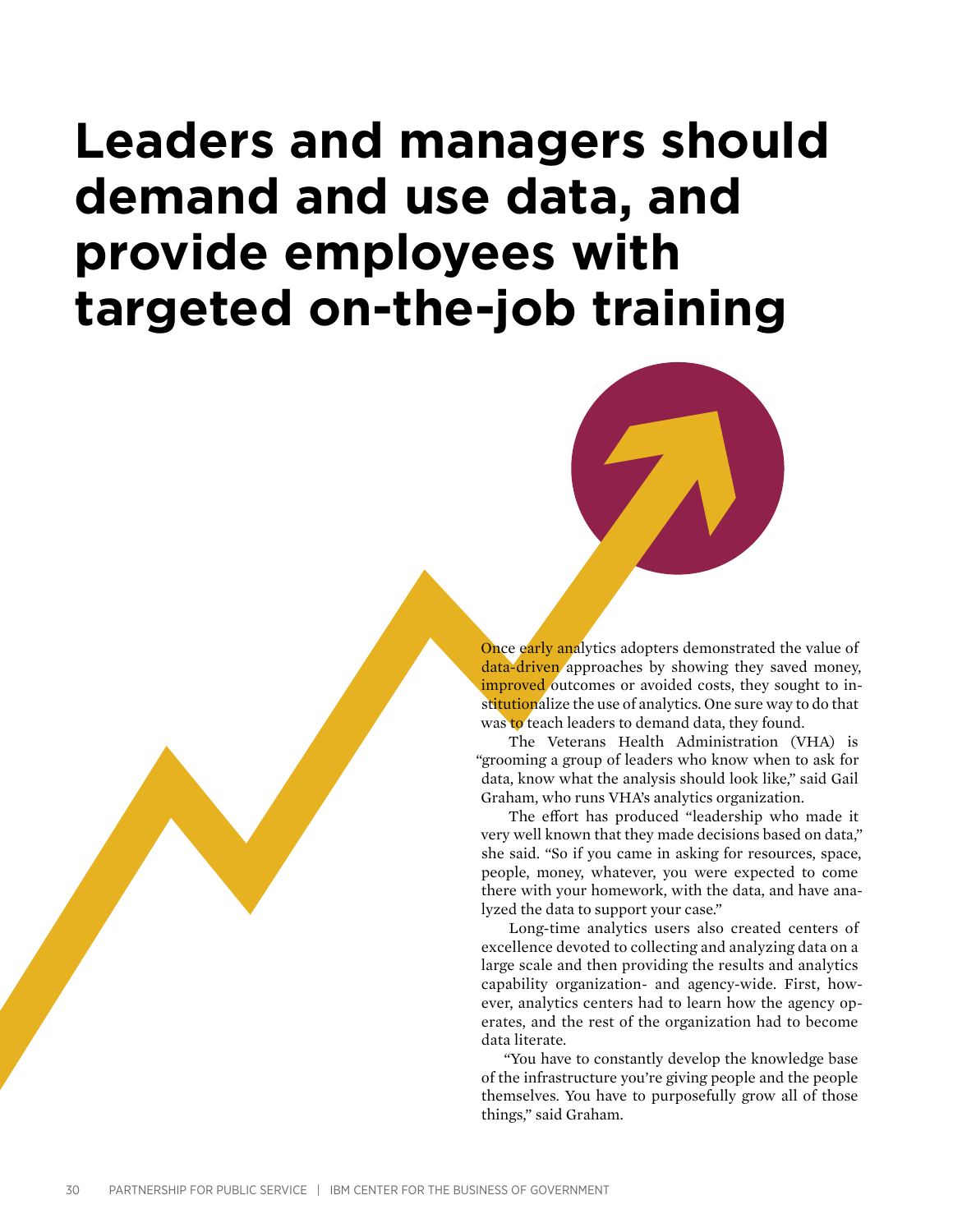# Leaders and managers should demand and use data, and provide employees with targeted on-the-job training

Once early analytics adopters demonstrated the value of data-driven approaches by showing they saved money, improved outcomes or avoided costs, they sought to institutionalize the use of analytics. One sure way to do that was to teach leaders to demand data, they found.

The Veterans Health Administration (VHA) is "grooming a group of leaders who know when to ask for data, know what the analysis should look like," said Gail Graham, who runs VHA's analytics organization.

The effort has produced "leadership who made it very well known that they made decisions based on data," she said. "So if you came in asking for resources, space, people, money, whatever, you were expected to come there with your homework, with the data, and have analyzed the data to support your case."

Long-time analytics users also created centers of excellence devoted to collecting and analyzing data on a large scale and then providing the results and analytics capability organization- and agency-wide. First, however, analytics centers had to learn how the agency operates, and the rest of the organization had to become data literate.

"You have to constantly develop the knowledge base of the infrastructure you're giving people and the people themselves. You have to purposefully grow all of those things," said Graham.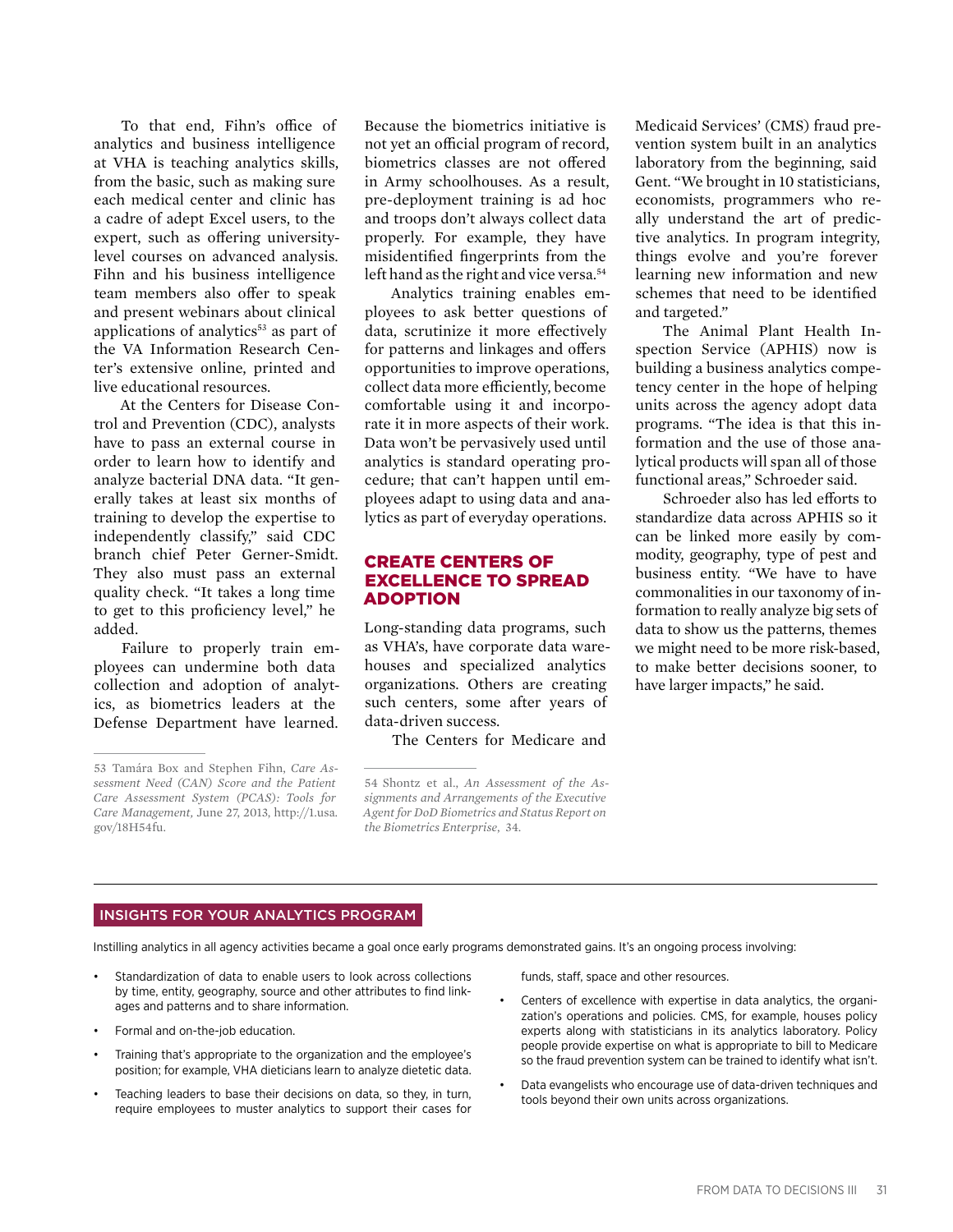To that end, Fihn's office of analytics and business intelligence at VHA is teaching analytics skills, from the basic, such as making sure each medical center and clinic has a cadre of adept Excel users, to the expert, such as offering university-level courses on advanced analysis. Fihn and his business intelligence team members also offer to speak and present webinars about clinical applications of analytics[53] as part of the VA Information Research Center's extensive online, printed and live educational resources.

At the Centers for Disease Control and Prevention (CDC), analysts have to pass an external course in order to learn how to identify and analyze bacterial DNA data. "It generally takes at least six months of training to develop the expertise to independently classify," said CDC branch chief Peter Gerner-Smidt. They also must pass an external quality check. "It takes a long time to get to this proficiency level," he added.

Failure to properly train employees can undermine both data collection and adoption of analytics, as biometrics leaders at the Defense Department have learned. Because the biometrics initiative is not yet an official program of record, biometrics classes are not offered in Army schoolhouses. As a result, pre-deployment training is ad hoc and troops don't always collect data properly. For example, they have misidentified fingerprints from the left hand as the right and vice versa.[54]

Analytics training enables employees to ask better questions of data, scrutinize it more effectively for patterns and linkages and offers opportunities to improve operations, collect data more efficiently, become comfortable using it and incorporate it in more aspects of their work. Data won't be pervasively used until analytics is standard operating procedure; that can't happen until employees adapt to using data and analytics as part of everyday operations.

## CREATE CENTERS OF EXCELLENCE TO SPREAD ADOPTION

Long-standing data programs, such as VHA's, have corporate data warehouses and specialized analytics organizations. Others are creating such centers, some after years of data-driven success.

The Centers for Medicare and Medicaid Services' (CMS) fraud prevention system built in an analytics laboratory from the beginning, said Gent. "We brought in 10 statisticians, economists, programmers who really understand the art of predictive analytics. In program integrity, things evolve and you're forever learning new information and new schemes that need to be identified and targeted."

The Animal Plant Health Inspection Service (APHIS) now is building a business analytics competency center in the hope of helping units across the agency adopt data programs. "The idea is that this information and the use of those analytical products will span all of those functional areas," Schroeder said.

Schroeder also has led efforts to standardize data across APHIS so it can be linked more easily by commodity, geography, type of pest and business entity. "We have to have commonalities in our taxonomy of information to really analyze big sets of data to show us the patterns, themes we might need to be more risk-based, to make better decisions sooner, to have larger impacts," he said.

53 Tamára Box and Stephen Fihn, *Care Assessment Need (CAN) Score and the Patient Care Assessment System (PCAS): Tools for Care Management*, June 27, 2013, http://1.usa.gov/18H54fu.

54 Shontz et al., *An Assessment of the Assignments and Arrangements of the Executive Agent for DoD Biometrics and Status Report on the Biometrics Enterprise*, 34.

### INSIGHTS FOR YOUR ANALYTICS PROGRAM

Instilling analytics in all agency activities became a goal once early programs demonstrated gains. It's an ongoing process involving:

- Standardization of data to enable users to look across collections by time, entity, geography, source and other attributes to find linkages and patterns and to share information.
- Formal and on-the-job education.
- Training that's appropriate to the organization and the employee's position; for example, VHA dieticians learn to analyze dietetic data.
- Teaching leaders to base their decisions on data, so they, in turn, require employees to muster analytics to support their cases for funds, staff, space and other resources.
- Centers of excellence with expertise in data analytics, the organization's operations and policies. CMS, for example, houses policy experts along with statisticians in its analytics laboratory. Policy people provide expertise on what is appropriate to bill to Medicare so the fraud prevention system can be trained to identify what isn't.
- Data evangelists who encourage use of data-driven techniques and tools beyond their own units across organizations.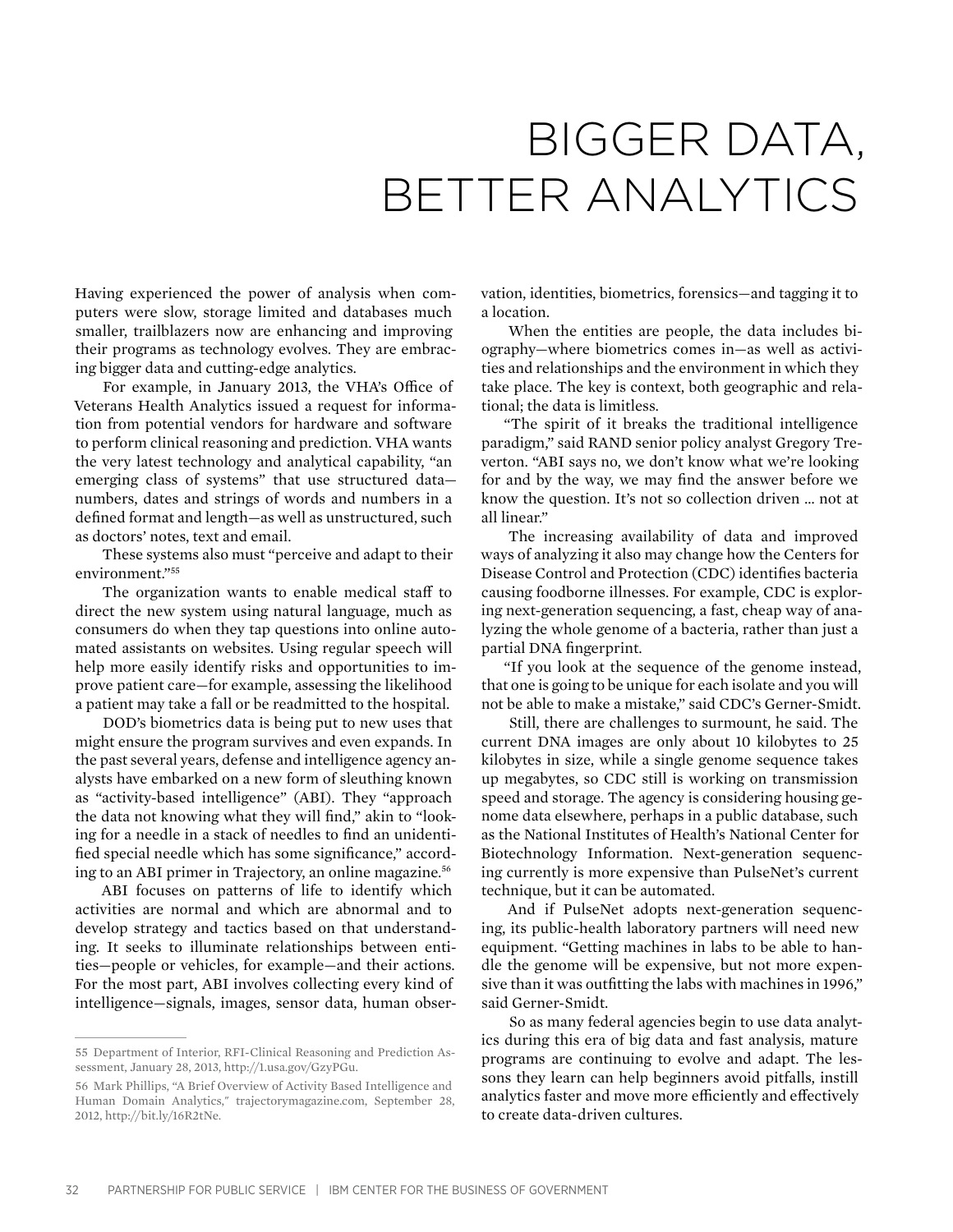# BIGGER DATA, BETTER ANALYTICS

Having experienced the power of analysis when computers were slow, storage limited and databases much smaller, trailblazers now are enhancing and improving their programs as technology evolves. They are embracing bigger data and cutting-edge analytics.

For example, in January 2013, the VHA's Office of Veterans Health Analytics issued a request for information from potential vendors for hardware and software to perform clinical reasoning and prediction. VHA wants the very latest technology and analytical capability, "an emerging class of systems" that use structured data—numbers, dates and strings of words and numbers in a defined format and length—as well as unstructured, such as doctors' notes, text and email.

These systems also must "perceive and adapt to their environment."[55]

The organization wants to enable medical staff to direct the new system using natural language, much as consumers do when they tap questions into online automated assistants on websites. Using regular speech will help more easily identify risks and opportunities to improve patient care—for example, assessing the likelihood a patient may take a fall or be readmitted to the hospital.

DOD's biometrics data is being put to new uses that might ensure the program survives and even expands. In the past several years, defense and intelligence agency analysts have embarked on a new form of sleuthing known as "activity-based intelligence" (ABI). They "approach the data not knowing what they will find," akin to "looking for a needle in a stack of needles to find an unidentified special needle which has some significance," according to an ABI primer in Trajectory, an online magazine.[56]

ABI focuses on patterns of life to identify which activities are normal and which are abnormal and to develop strategy and tactics based on that understanding. It seeks to illuminate relationships between entities—people or vehicles, for example—and their actions. For the most part, ABI involves collecting every kind of intelligence—signals, images, sensor data, human observation, identities, biometrics, forensics—and tagging it to a location.

When the entities are people, the data includes biography—where biometrics comes in—as well as activities and relationships and the environment in which they take place. The key is context, both geographic and relational; the data is limitless.

"The spirit of it breaks the traditional intelligence paradigm," said RAND senior policy analyst Gregory Treverton. "ABI says no, we don't know what we're looking for and by the way, we may find the answer before we know the question. It's not so collection driven ... not at all linear."

The increasing availability of data and improved ways of analyzing it also may change how the Centers for Disease Control and Protection (CDC) identifies bacteria causing foodborne illnesses. For example, CDC is exploring next-generation sequencing, a fast, cheap way of analyzing the whole genome of a bacteria, rather than just a partial DNA fingerprint.

"If you look at the sequence of the genome instead, that one is going to be unique for each isolate and you will not be able to make a mistake," said CDC's Gerner-Smidt.

Still, there are challenges to surmount, he said. The current DNA images are only about 10 kilobytes to 25 kilobytes in size, while a single genome sequence takes up megabytes, so CDC still is working on transmission speed and storage. The agency is considering housing genome data elsewhere, perhaps in a public database, such as the National Institutes of Health's National Center for Biotechnology Information. Next-generation sequencing currently is more expensive than PulseNet's current technique, but it can be automated.

And if PulseNet adopts next-generation sequencing, its public-health laboratory partners will need new equipment. "Getting machines in labs to be able to handle the genome will be expensive, but not more expensive than it was outfitting the labs with machines in 1996," said Gerner-Smidt.

So as many federal agencies begin to use data analytics during this era of big data and fast analysis, mature programs are continuing to evolve and adapt. The lessons they learn can help beginners avoid pitfalls, instill analytics faster and move more efficiently and effectively to create data-driven cultures.

---

55 Department of Interior, RFI-Clinical Reasoning and Prediction Assessment, January 28, 2013, http://1.usa.gov/GzyPGu.

56 Mark Phillips, "A Brief Overview of Activity Based Intelligence and Human Domain Analytics," trajectorymagazine.com, September 28, 2012, http://bit.ly/16R2tNe.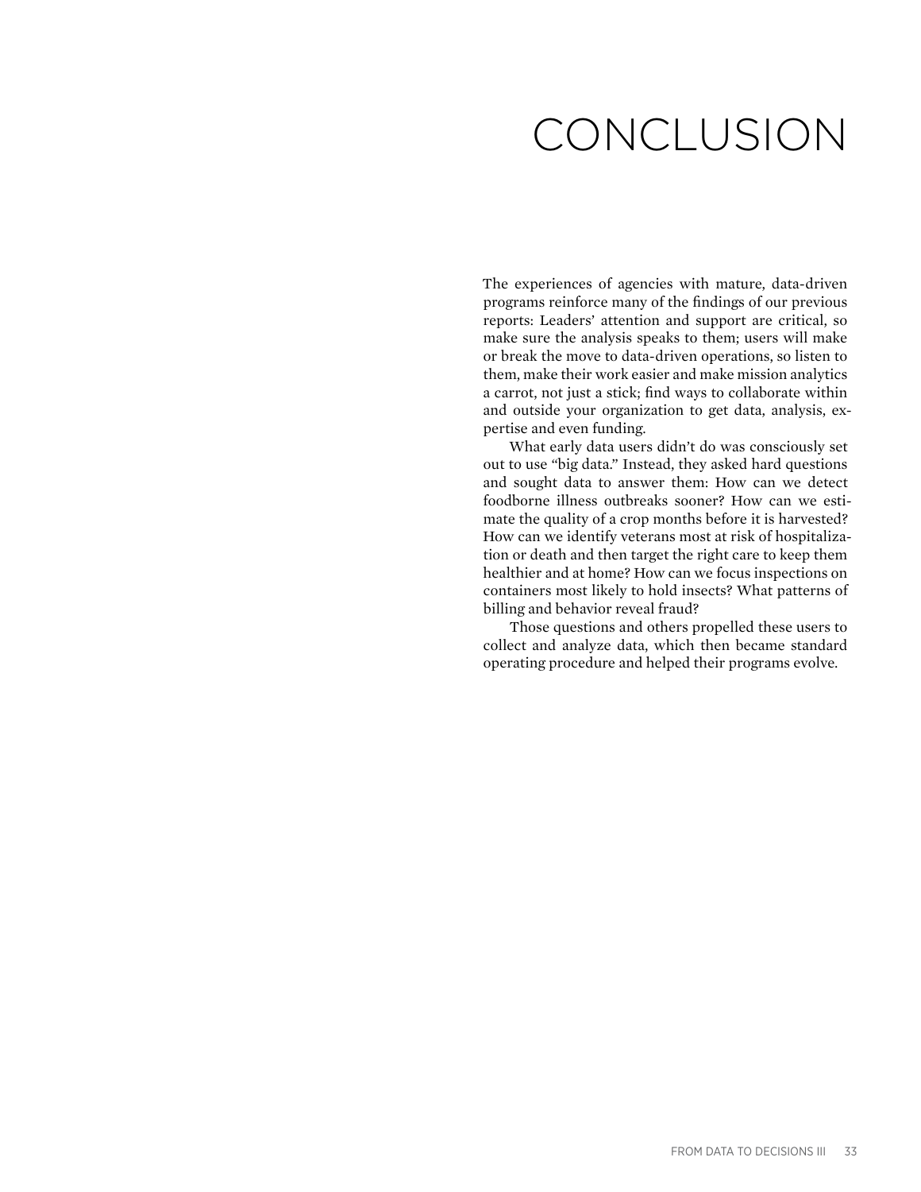# CONCLUSION

The experiences of agencies with mature, data-driven programs reinforce many of the findings of our previous reports: Leaders' attention and support are critical, so make sure the analysis speaks to them; users will make or break the move to data-driven operations, so listen to them, make their work easier and make mission analytics a carrot, not just a stick; find ways to collaborate within and outside your organization to get data, analysis, expertise and even funding.

What early data users didn't do was consciously set out to use "big data." Instead, they asked hard questions and sought data to answer them: How can we detect foodborne illness outbreaks sooner? How can we estimate the quality of a crop months before it is harvested? How can we identify veterans most at risk of hospitalization or death and then target the right care to keep them healthier and at home? How can we focus inspections on containers most likely to hold insects? What patterns of billing and behavior reveal fraud?

Those questions and others propelled these users to collect and analyze data, which then became standard operating procedure and helped their programs evolve.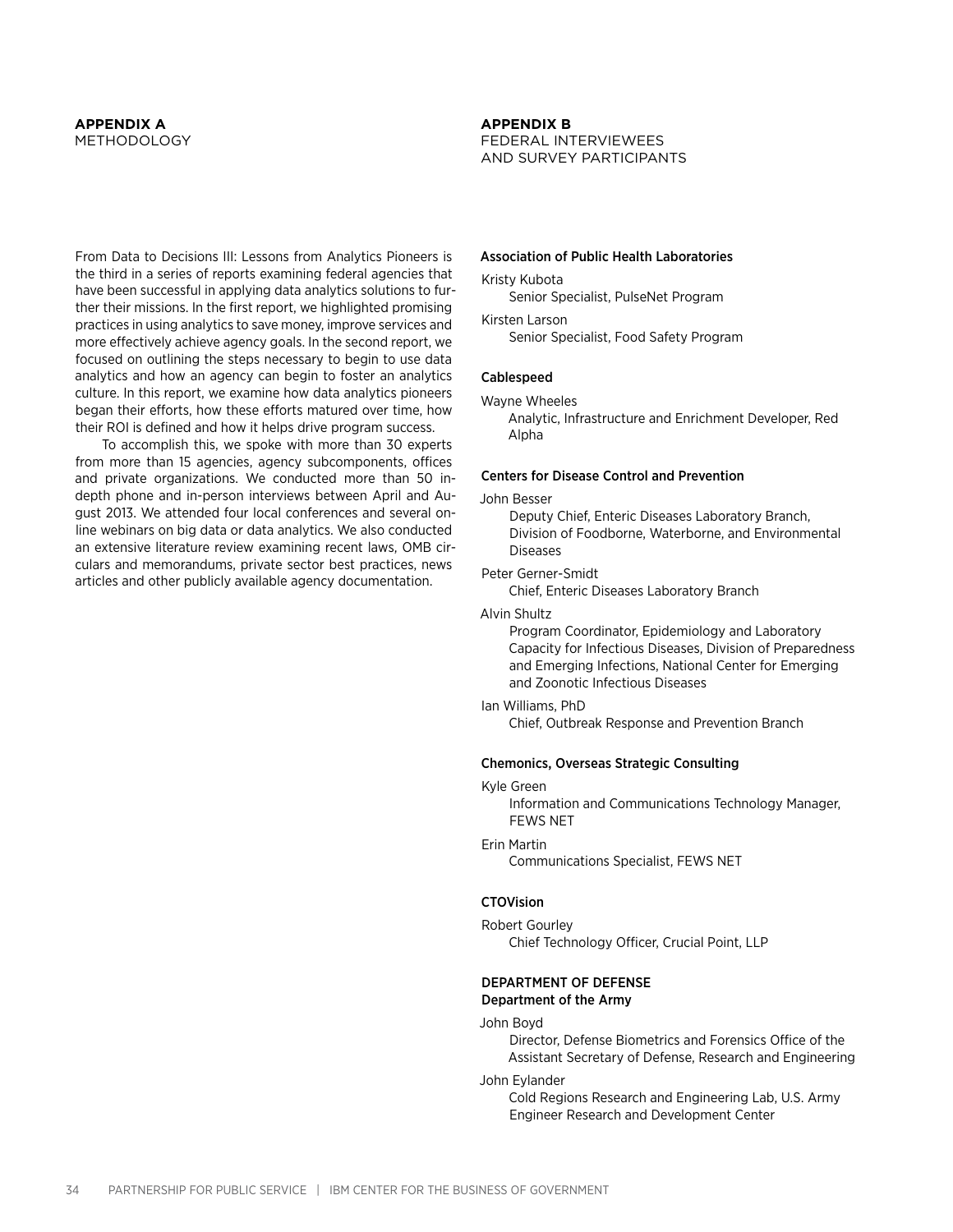## APPENDIX A
METHODOLOGY

From Data to Decisions III: Lessons from Analytics Pioneers is the third in a series of reports examining federal agencies that have been successful in applying data analytics solutions to further their missions. In the first report, we highlighted promising practices in using analytics to save money, improve services and more effectively achieve agency goals. In the second report, we focused on outlining the steps necessary to begin to use data analytics and how an agency can begin to foster an analytics culture. In this report, we examine how data analytics pioneers began their efforts, how these efforts matured over time, how their ROI is defined and how it helps drive program success.

To accomplish this, we spoke with more than 30 experts from more than 15 agencies, agency subcomponents, offices and private organizations. We conducted more than 50 in-depth phone and in-person interviews between April and August 2013. We attended four local conferences and several online webinars on big data or data analytics. We also conducted an extensive literature review examining recent laws, OMB circulars and memorandums, private sector best practices, news articles and other publicly available agency documentation.

## APPENDIX B
FEDERAL INTERVIEWEES AND SURVEY PARTICIPANTS

**Association of Public Health Laboratories**

Kristy Kubota
Senior Specialist, PulseNet Program

Kirsten Larson
Senior Specialist, Food Safety Program

**Cablespeed**

Wayne Wheeles
Analytic, Infrastructure and Enrichment Developer, Red Alpha

**Centers for Disease Control and Prevention**

John Besser
Deputy Chief, Enteric Diseases Laboratory Branch, Division of Foodborne, Waterborne, and Environmental Diseases

Peter Gerner-Smidt
Chief, Enteric Diseases Laboratory Branch

Alvin Shultz
Program Coordinator, Epidemiology and Laboratory Capacity for Infectious Diseases, Division of Preparedness and Emerging Infections, National Center for Emerging and Zoonotic Infectious Diseases

Ian Williams, PhD
Chief, Outbreak Response and Prevention Branch

**Chemonics, Overseas Strategic Consulting**

Kyle Green
Information and Communications Technology Manager, FEWS NET

Erin Martin
Communications Specialist, FEWS NET

**CTOVision**

Robert Gourley
Chief Technology Officer, Crucial Point, LLP

**DEPARTMENT OF DEFENSE**
**Department of the Army**

John Boyd
Director, Defense Biometrics and Forensics Office of the Assistant Secretary of Defense, Research and Engineering

John Eylander
Cold Regions Research and Engineering Lab, U.S. Army Engineer Research and Development Center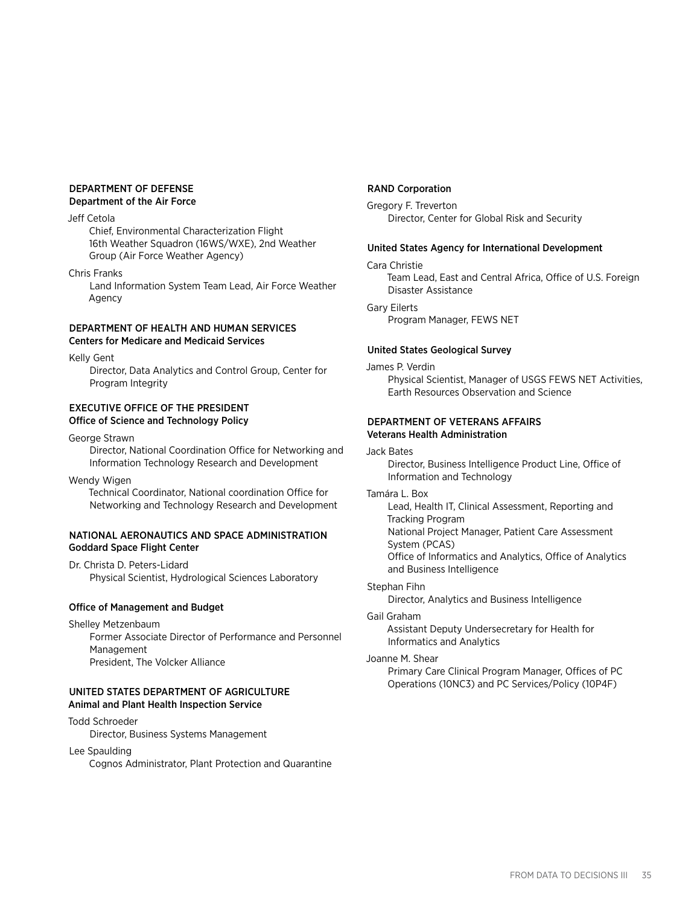**DEPARTMENT OF DEFENSE**
**Department of the Air Force**

Jeff Cetola
Chief, Environmental Characterization Flight
16th Weather Squadron (16WS/WXE), 2nd Weather Group (Air Force Weather Agency)

Chris Franks
Land Information System Team Lead, Air Force Weather Agency

**DEPARTMENT OF HEALTH AND HUMAN SERVICES**
**Centers for Medicare and Medicaid Services**

Kelly Gent
Director, Data Analytics and Control Group, Center for Program Integrity

**EXECUTIVE OFFICE OF THE PRESIDENT**
**Office of Science and Technology Policy**

George Strawn
Director, National Coordination Office for Networking and Information Technology Research and Development

Wendy Wigen
Technical Coordinator, National coordination Office for Networking and Technology Research and Development

**NATIONAL AERONAUTICS AND SPACE ADMINISTRATION**
**Goddard Space Flight Center**

Dr. Christa D. Peters-Lidard
Physical Scientist, Hydrological Sciences Laboratory

**Office of Management and Budget**

Shelley Metzenbaum
Former Associate Director of Performance and Personnel Management
President, The Volcker Alliance

**UNITED STATES DEPARTMENT OF AGRICULTURE**
**Animal and Plant Health Inspection Service**

Todd Schroeder
Director, Business Systems Management

Lee Spaulding
Cognos Administrator, Plant Protection and Quarantine

**RAND Corporation**

Gregory F. Treverton
Director, Center for Global Risk and Security

**United States Agency for International Development**

Cara Christie
Team Lead, East and Central Africa, Office of U.S. Foreign Disaster Assistance

Gary Eilerts
Program Manager, FEWS NET

**United States Geological Survey**

James P. Verdin
Physical Scientist, Manager of USGS FEWS NET Activities, Earth Resources Observation and Science

**DEPARTMENT OF VETERANS AFFAIRS**
**Veterans Health Administration**

Jack Bates
Director, Business Intelligence Product Line, Office of Information and Technology

Tamára L. Box
Lead, Health IT, Clinical Assessment, Reporting and Tracking Program
National Project Manager, Patient Care Assessment System (PCAS)
Office of Informatics and Analytics, Office of Analytics and Business Intelligence

Stephan Fihn
Director, Analytics and Business Intelligence

Gail Graham
Assistant Deputy Undersecretary for Health for Informatics and Analytics

Joanne M. Shear
Primary Care Clinical Program Manager, Offices of PC Operations (10NC3) and PC Services/Policy (10P4F)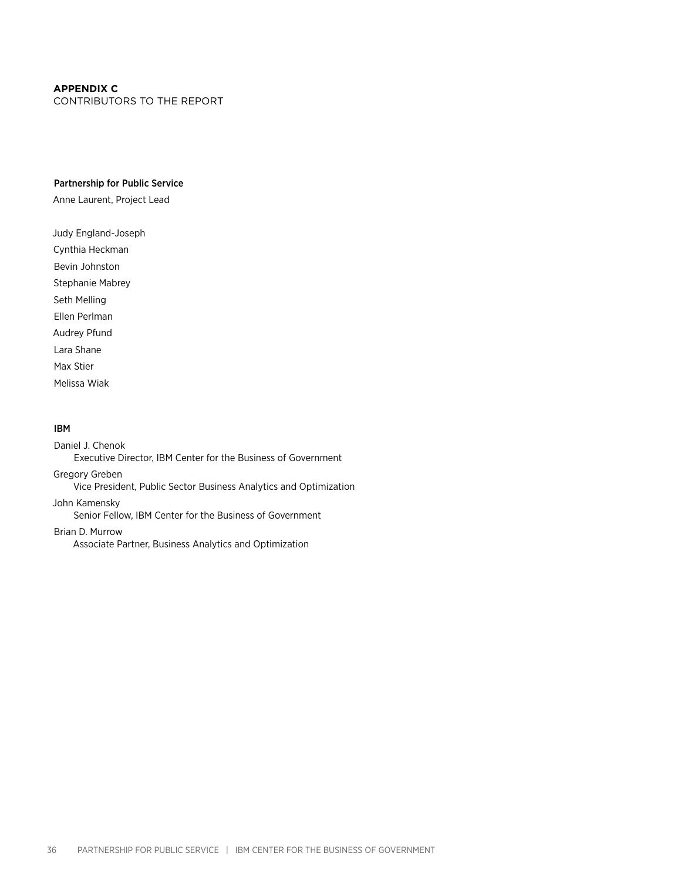## APPENDIX C
CONTRIBUTORS TO THE REPORT

### Partnership for Public Service

Anne Laurent, Project Lead

Judy England-Joseph

Cynthia Heckman

Bevin Johnston

Stephanie Mabrey

Seth Melling

Ellen Perlman

Audrey Pfund

Lara Shane

Max Stier

Melissa Wiak

### IBM

Daniel J. Chenok
Executive Director, IBM Center for the Business of Government

Gregory Greben
Vice President, Public Sector Business Analytics and Optimization

John Kamensky
Senior Fellow, IBM Center for the Business of Government

Brian D. Murrow
Associate Partner, Business Analytics and Optimization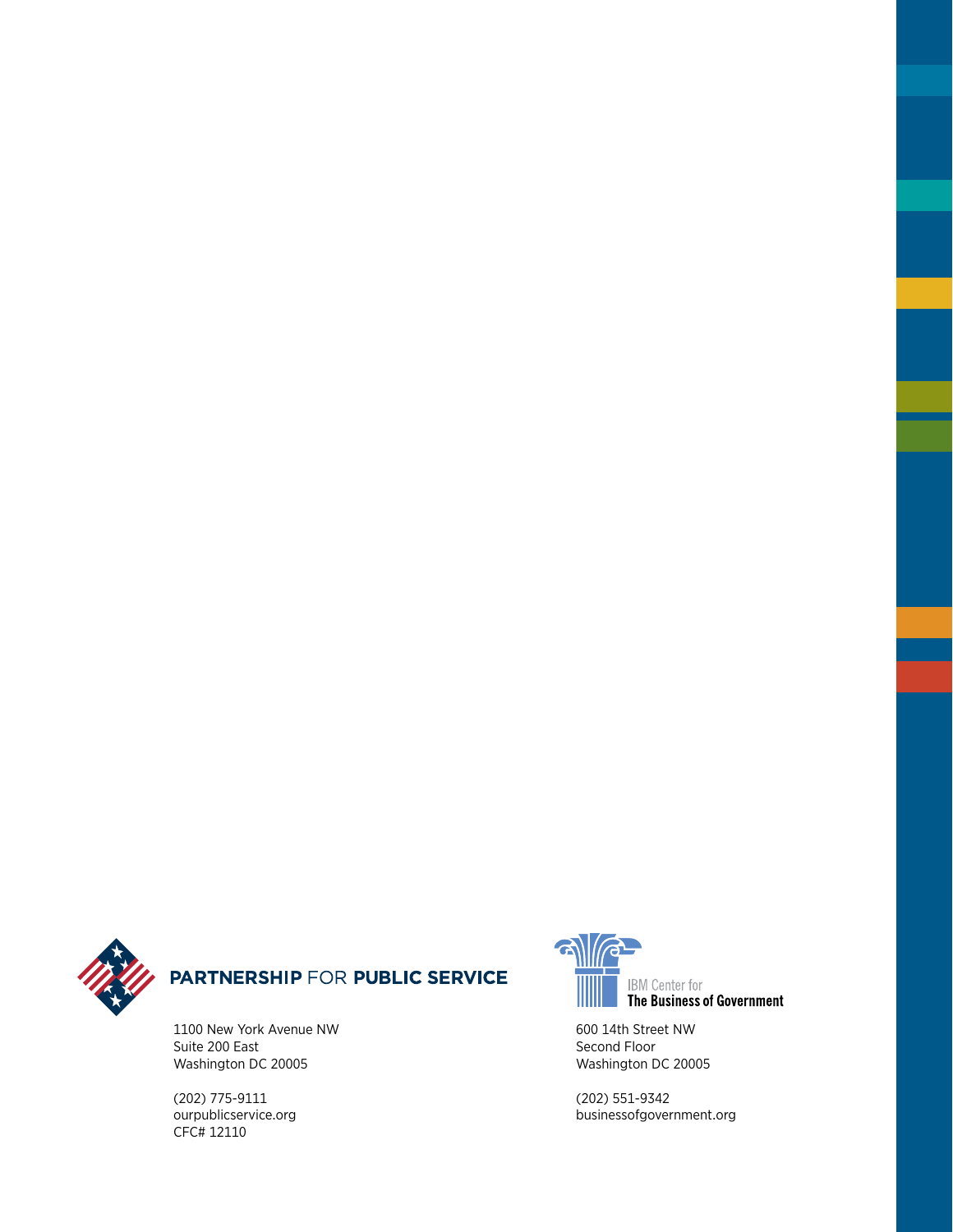**PARTNERSHIP** FOR **PUBLIC SERVICE**

1100 New York Avenue NW
Suite 200 East
Washington DC 20005

(202) 775-9111
ourpublicservice.org
CFC# 12110

IBM Center for
**The Business of Government**

600 14th Street NW
Second Floor
Washington DC 20005

(202) 551-9342
businessofgovernment.org